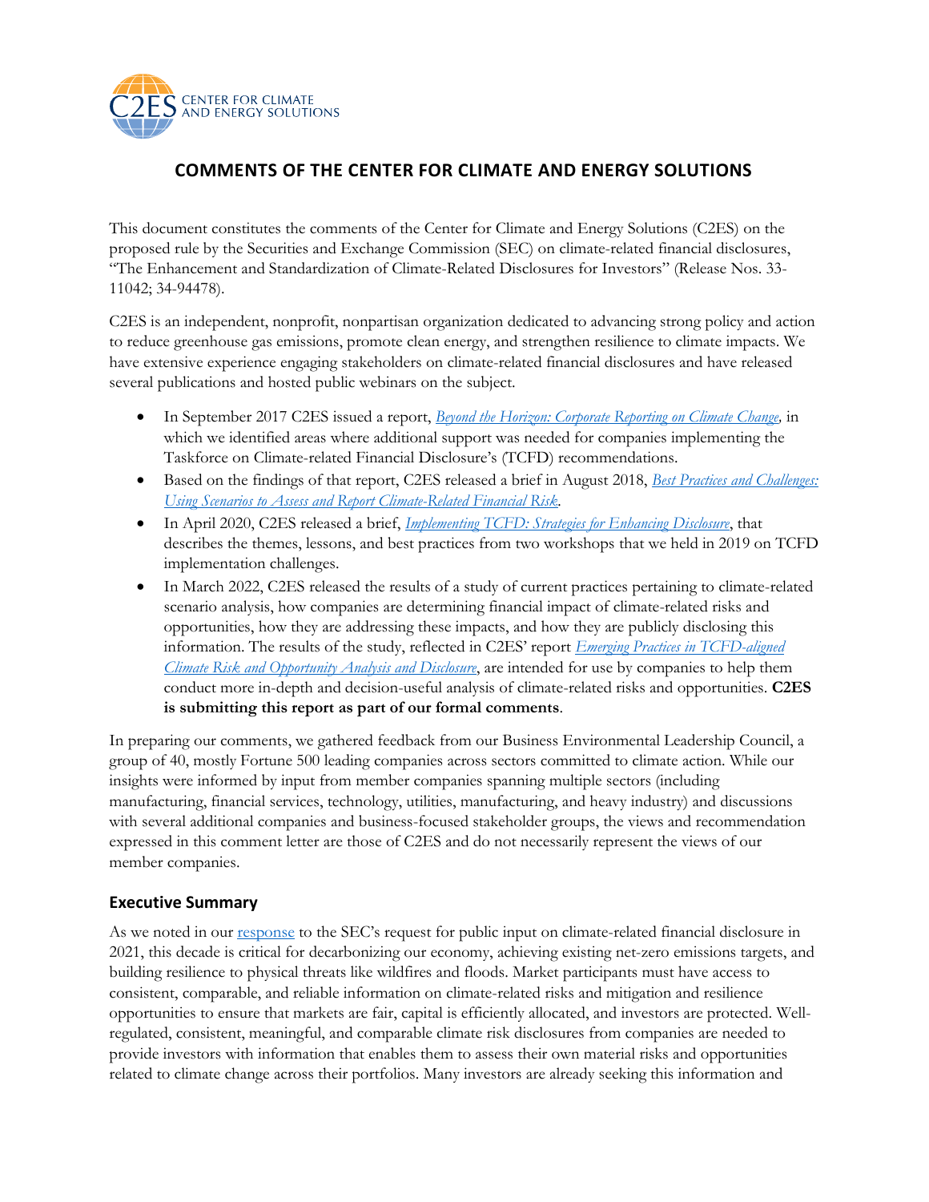# COMMENTS OF THE CENTER FOR CLIMATE AND ENERGY SOLUTIONS

This document constitutes the comments of the Center for Climate and Energy Solutions (C2ES) on the proposed rule by the Securities and Exchange Commission (SEC) on climate-related financial disclosures, "The Enhancement and Standardization of Climate-Related Disclosures for Investors" (Release Nos. 33-11042; 34-94478).

C2ES is an independent, nonprofit, nonpartisan organization dedicated to advancing strong policy and action to reduce greenhouse gas emissions, promote clean energy, and strengthen resilience to climate impacts. We have extensive experience engaging stakeholders on climate-related financial disclosures and have released several publications and hosted public webinars on the subject.

- In September 2017 C2ES issued a report, *Beyond the Horizon: Corporate Reporting on Climate Change,* in which we identified areas where additional support was needed for companies implementing the Taskforce on Climate-related Financial Disclosure's (TCFD) recommendations.
- Based on the findings of that report, C2ES released a brief in August 2018, *Best Practices and Challenges: Using Scenarios to Assess and Report Climate-Related Financial Risk*.
- In April 2020, C2ES released a brief, *Implementing TCFD: Strategies for Enhancing Disclosure*, that describes the themes, lessons, and best practices from two workshops that we held in 2019 on TCFD implementation challenges.
- In March 2022, C2ES released the results of a study of current practices pertaining to climate-related scenario analysis, how companies are determining financial impact of climate-related risks and opportunities, how they are addressing these impacts, and how they are publicly disclosing this information. The results of the study, reflected in C2ES' report *Emerging Practices in TCFD-aligned Climate Risk and Opportunity Analysis and Disclosure*, are intended for use by companies to help them conduct more in-depth and decision-useful analysis of climate-related risks and opportunities. **C2ES is submitting this report as part of our formal comments**.

In preparing our comments, we gathered feedback from our Business Environmental Leadership Council, a group of 40, mostly Fortune 500 leading companies across sectors committed to climate action. While our insights were informed by input from member companies spanning multiple sectors (including manufacturing, financial services, technology, utilities, manufacturing, and heavy industry) and discussions with several additional companies and business-focused stakeholder groups, the views and recommendation expressed in this comment letter are those of C2ES and do not necessarily represent the views of our member companies.

## Executive Summary

As we noted in our response to the SEC's request for public input on climate-related financial disclosure in 2021, this decade is critical for decarbonizing our economy, achieving existing net-zero emissions targets, and building resilience to physical threats like wildfires and floods. Market participants must have access to consistent, comparable, and reliable information on climate-related risks and mitigation and resilience opportunities to ensure that markets are fair, capital is efficiently allocated, and investors are protected. Well-regulated, consistent, meaningful, and comparable climate risk disclosures from companies are needed to provide investors with information that enables them to assess their own material risks and opportunities related to climate change across their portfolios. Many investors are already seeking this information and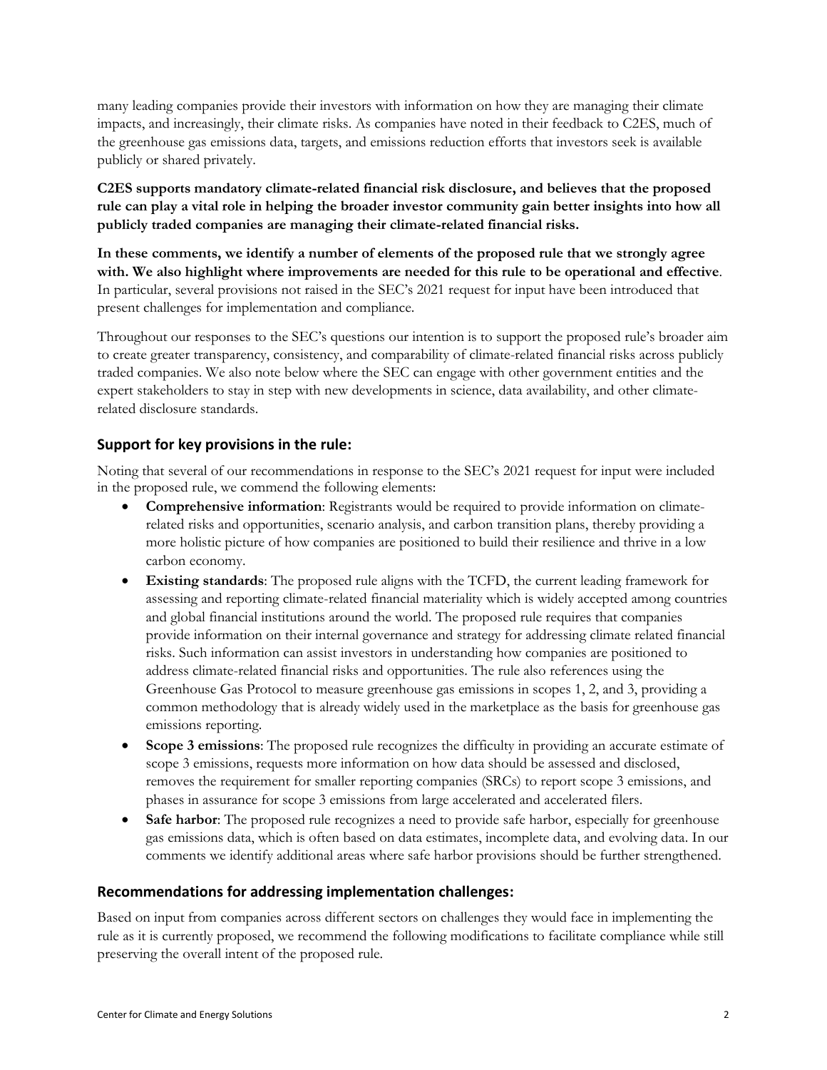many leading companies provide their investors with information on how they are managing their climate impacts, and increasingly, their climate risks. As companies have noted in their feedback to C2ES, much of the greenhouse gas emissions data, targets, and emissions reduction efforts that investors seek is available publicly or shared privately.

**C2ES supports mandatory climate-related financial risk disclosure, and believes that the proposed rule can play a vital role in helping the broader investor community gain better insights into how all publicly traded companies are managing their climate-related financial risks.**

**In these comments, we identify a number of elements of the proposed rule that we strongly agree with. We also highlight where improvements are needed for this rule to be operational and effective**. In particular, several provisions not raised in the SEC's 2021 request for input have been introduced that present challenges for implementation and compliance.

Throughout our responses to the SEC's questions our intention is to support the proposed rule's broader aim to create greater transparency, consistency, and comparability of climate-related financial risks across publicly traded companies. We also note below where the SEC can engage with other government entities and the expert stakeholders to stay in step with new developments in science, data availability, and other climate-related disclosure standards.

## Support for key provisions in the rule:

Noting that several of our recommendations in response to the SEC's 2021 request for input were included in the proposed rule, we commend the following elements:

- **Comprehensive information**: Registrants would be required to provide information on climate-related risks and opportunities, scenario analysis, and carbon transition plans, thereby providing a more holistic picture of how companies are positioned to build their resilience and thrive in a low carbon economy.
- **Existing standards**: The proposed rule aligns with the TCFD, the current leading framework for assessing and reporting climate-related financial materiality which is widely accepted among countries and global financial institutions around the world. The proposed rule requires that companies provide information on their internal governance and strategy for addressing climate related financial risks. Such information can assist investors in understanding how companies are positioned to address climate-related financial risks and opportunities. The rule also references using the Greenhouse Gas Protocol to measure greenhouse gas emissions in scopes 1, 2, and 3, providing a common methodology that is already widely used in the marketplace as the basis for greenhouse gas emissions reporting.
- **Scope 3 emissions**: The proposed rule recognizes the difficulty in providing an accurate estimate of scope 3 emissions, requests more information on how data should be assessed and disclosed, removes the requirement for smaller reporting companies (SRCs) to report scope 3 emissions, and phases in assurance for scope 3 emissions from large accelerated and accelerated filers.
- **Safe harbor**: The proposed rule recognizes a need to provide safe harbor, especially for greenhouse gas emissions data, which is often based on data estimates, incomplete data, and evolving data. In our comments we identify additional areas where safe harbor provisions should be further strengthened.

## Recommendations for addressing implementation challenges:

Based on input from companies across different sectors on challenges they would face in implementing the rule as it is currently proposed, we recommend the following modifications to facilitate compliance while still preserving the overall intent of the proposed rule.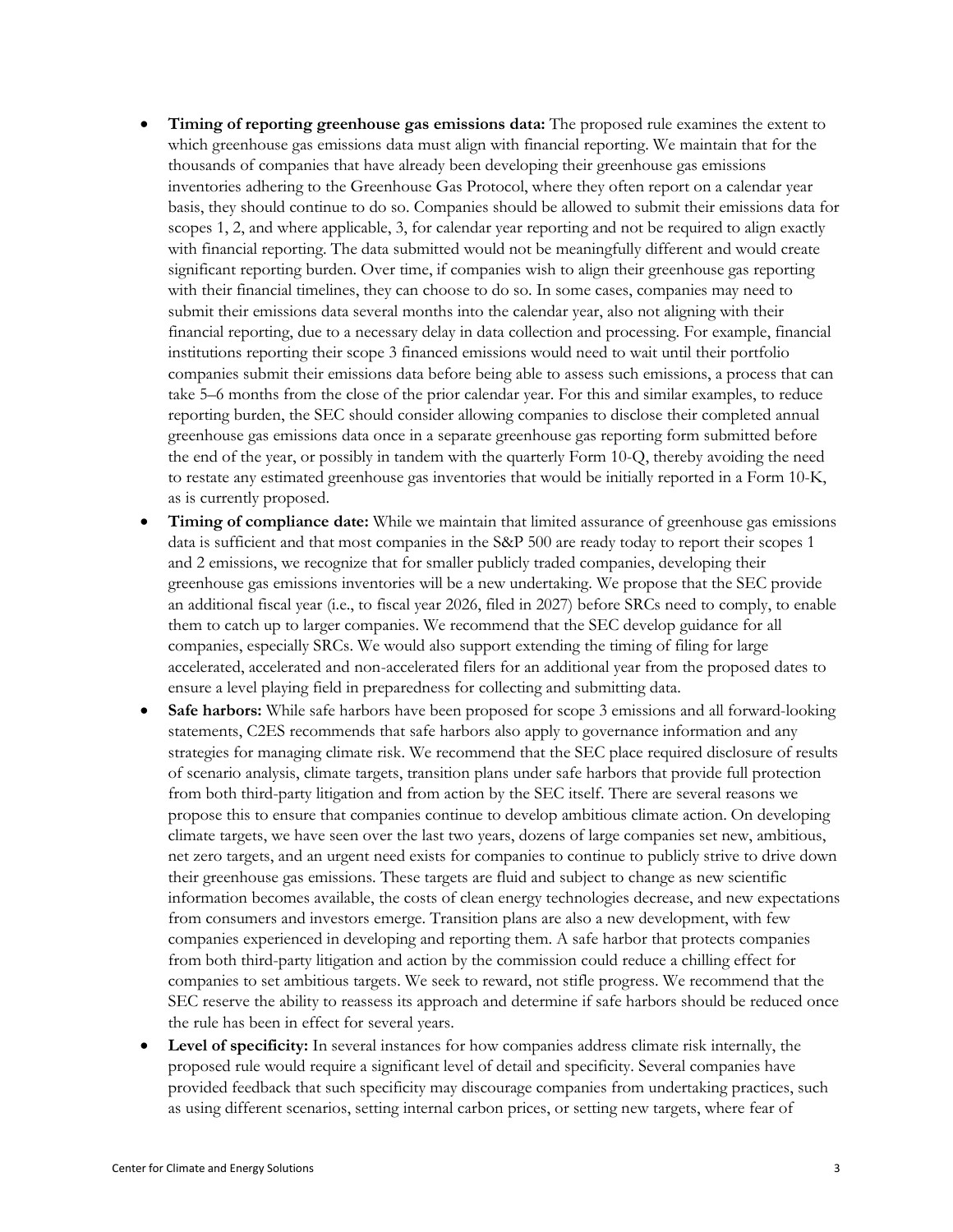- **Timing of reporting greenhouse gas emissions data:** The proposed rule examines the extent to which greenhouse gas emissions data must align with financial reporting. We maintain that for the thousands of companies that have already been developing their greenhouse gas emissions inventories adhering to the Greenhouse Gas Protocol, where they often report on a calendar year basis, they should continue to do so. Companies should be allowed to submit their emissions data for scopes 1, 2, and where applicable, 3, for calendar year reporting and not be required to align exactly with financial reporting. The data submitted would not be meaningfully different and would create significant reporting burden. Over time, if companies wish to align their greenhouse gas reporting with their financial timelines, they can choose to do so. In some cases, companies may need to submit their emissions data several months into the calendar year, also not aligning with their financial reporting, due to a necessary delay in data collection and processing. For example, financial institutions reporting their scope 3 financed emissions would need to wait until their portfolio companies submit their emissions data before being able to assess such emissions, a process that can take 5–6 months from the close of the prior calendar year. For this and similar examples, to reduce reporting burden, the SEC should consider allowing companies to disclose their completed annual greenhouse gas emissions data once in a separate greenhouse gas reporting form submitted before the end of the year, or possibly in tandem with the quarterly Form 10-Q, thereby avoiding the need to restate any estimated greenhouse gas inventories that would be initially reported in a Form 10-K, as is currently proposed.
- **Timing of compliance date:** While we maintain that limited assurance of greenhouse gas emissions data is sufficient and that most companies in the S&P 500 are ready today to report their scopes 1 and 2 emissions, we recognize that for smaller publicly traded companies, developing their greenhouse gas emissions inventories will be a new undertaking. We propose that the SEC provide an additional fiscal year (i.e., to fiscal year 2026, filed in 2027) before SRCs need to comply, to enable them to catch up to larger companies. We recommend that the SEC develop guidance for all companies, especially SRCs. We would also support extending the timing of filing for large accelerated, accelerated and non-accelerated filers for an additional year from the proposed dates to ensure a level playing field in preparedness for collecting and submitting data.
- **Safe harbors:** While safe harbors have been proposed for scope 3 emissions and all forward-looking statements, C2ES recommends that safe harbors also apply to governance information and any strategies for managing climate risk. We recommend that the SEC place required disclosure of results of scenario analysis, climate targets, transition plans under safe harbors that provide full protection from both third-party litigation and from action by the SEC itself. There are several reasons we propose this to ensure that companies continue to develop ambitious climate action. On developing climate targets, we have seen over the last two years, dozens of large companies set new, ambitious, net zero targets, and an urgent need exists for companies to continue to publicly strive to drive down their greenhouse gas emissions. These targets are fluid and subject to change as new scientific information becomes available, the costs of clean energy technologies decrease, and new expectations from consumers and investors emerge. Transition plans are also a new development, with few companies experienced in developing and reporting them. A safe harbor that protects companies from both third-party litigation and action by the commission could reduce a chilling effect for companies to set ambitious targets. We seek to reward, not stifle progress. We recommend that the SEC reserve the ability to reassess its approach and determine if safe harbors should be reduced once the rule has been in effect for several years.
- **Level of specificity:** In several instances for how companies address climate risk internally, the proposed rule would require a significant level of detail and specificity. Several companies have provided feedback that such specificity may discourage companies from undertaking practices, such as using different scenarios, setting internal carbon prices, or setting new targets, where fear of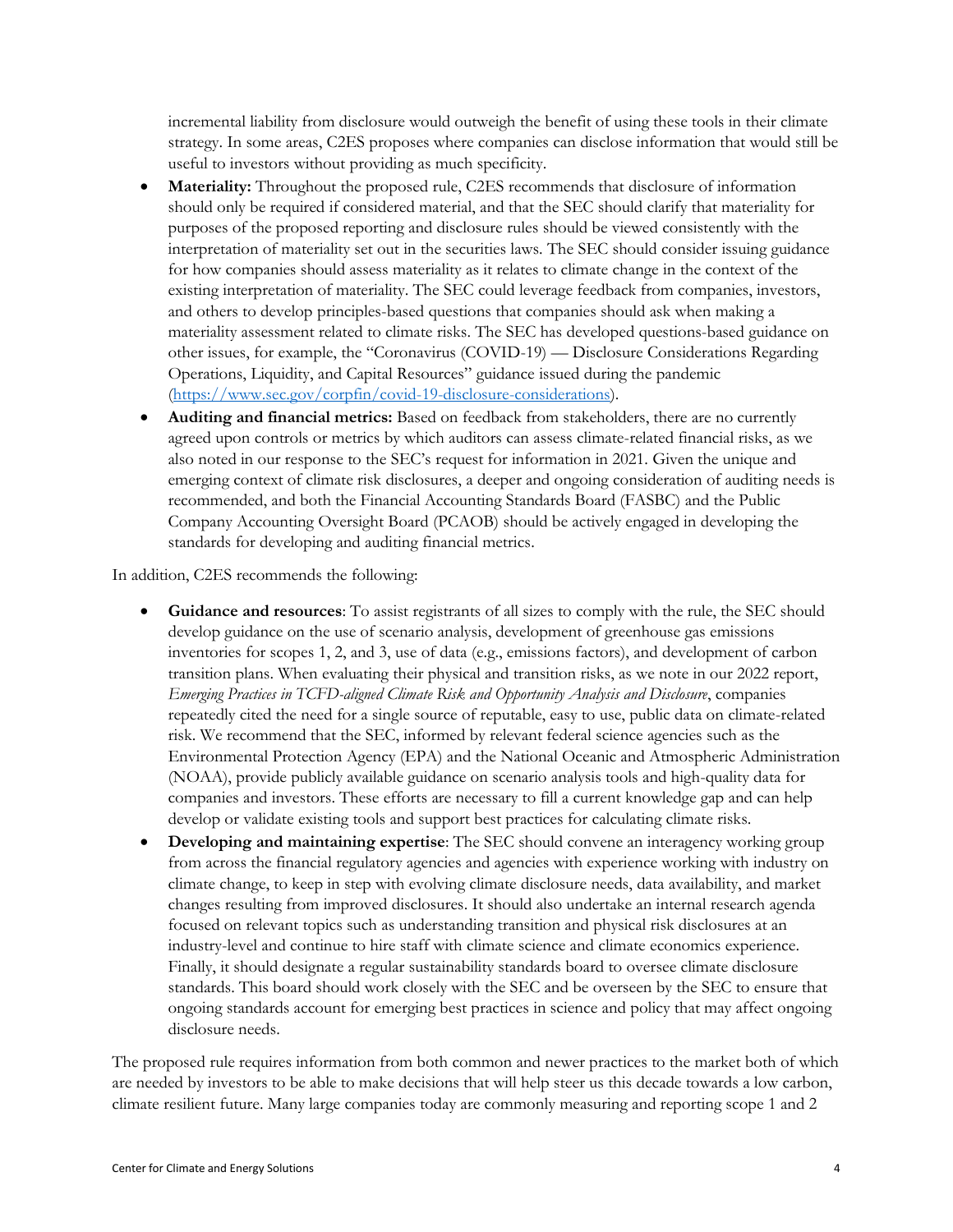incremental liability from disclosure would outweigh the benefit of using these tools in their climate strategy. In some areas, C2ES proposes where companies can disclose information that would still be useful to investors without providing as much specificity.

- **Materiality:** Throughout the proposed rule, C2ES recommends that disclosure of information should only be required if considered material, and that the SEC should clarify that materiality for purposes of the proposed reporting and disclosure rules should be viewed consistently with the interpretation of materiality set out in the securities laws. The SEC should consider issuing guidance for how companies should assess materiality as it relates to climate change in the context of the existing interpretation of materiality. The SEC could leverage feedback from companies, investors, and others to develop principles-based questions that companies should ask when making a materiality assessment related to climate risks. The SEC has developed questions-based guidance on other issues, for example, the "Coronavirus (COVID-19) — Disclosure Considerations Regarding Operations, Liquidity, and Capital Resources" guidance issued during the pandemic (https://www.sec.gov/corpfin/covid-19-disclosure-considerations).
- **Auditing and financial metrics:** Based on feedback from stakeholders, there are no currently agreed upon controls or metrics by which auditors can assess climate-related financial risks, as we also noted in our response to the SEC's request for information in 2021. Given the unique and emerging context of climate risk disclosures, a deeper and ongoing consideration of auditing needs is recommended, and both the Financial Accounting Standards Board (FASBC) and the Public Company Accounting Oversight Board (PCAOB) should be actively engaged in developing the standards for developing and auditing financial metrics.

In addition, C2ES recommends the following:

- **Guidance and resources**: To assist registrants of all sizes to comply with the rule, the SEC should develop guidance on the use of scenario analysis, development of greenhouse gas emissions inventories for scopes 1, 2, and 3, use of data (e.g., emissions factors), and development of carbon transition plans. When evaluating their physical and transition risks, as we note in our 2022 report, *Emerging Practices in TCFD-aligned Climate Risk and Opportunity Analysis and Disclosure*, companies repeatedly cited the need for a single source of reputable, easy to use, public data on climate-related risk. We recommend that the SEC, informed by relevant federal science agencies such as the Environmental Protection Agency (EPA) and the National Oceanic and Atmospheric Administration (NOAA), provide publicly available guidance on scenario analysis tools and high-quality data for companies and investors. These efforts are necessary to fill a current knowledge gap and can help develop or validate existing tools and support best practices for calculating climate risks.
- **Developing and maintaining expertise**: The SEC should convene an interagency working group from across the financial regulatory agencies and agencies with experience working with industry on climate change, to keep in step with evolving climate disclosure needs, data availability, and market changes resulting from improved disclosures. It should also undertake an internal research agenda focused on relevant topics such as understanding transition and physical risk disclosures at an industry-level and continue to hire staff with climate science and climate economics experience. Finally, it should designate a regular sustainability standards board to oversee climate disclosure standards. This board should work closely with the SEC and be overseen by the SEC to ensure that ongoing standards account for emerging best practices in science and policy that may affect ongoing disclosure needs.

The proposed rule requires information from both common and newer practices to the market both of which are needed by investors to be able to make decisions that will help steer us this decade towards a low carbon, climate resilient future. Many large companies today are commonly measuring and reporting scope 1 and 2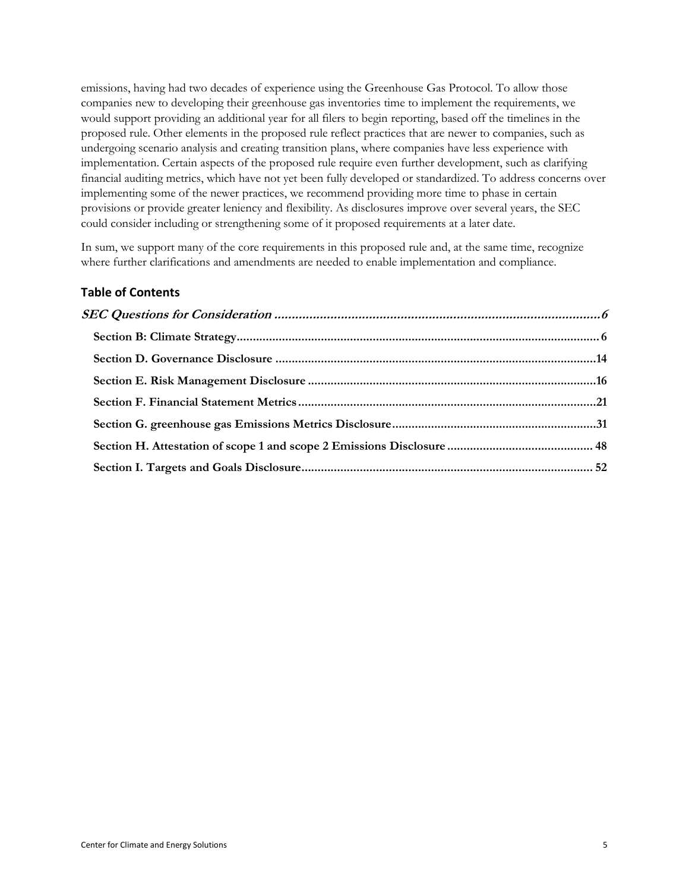emissions, having had two decades of experience using the Greenhouse Gas Protocol. To allow those companies new to developing their greenhouse gas inventories time to implement the requirements, we would support providing an additional year for all filers to begin reporting, based off the timelines in the proposed rule. Other elements in the proposed rule reflect practices that are newer to companies, such as undergoing scenario analysis and creating transition plans, where companies have less experience with implementation. Certain aspects of the proposed rule require even further development, such as clarifying financial auditing metrics, which have not yet been fully developed or standardized. To address concerns over implementing some of the newer practices, we recommend providing more time to phase in certain provisions or provide greater leniency and flexibility. As disclosures improve over several years, the SEC could consider including or strengthening some of it proposed requirements at a later date.

In sum, we support many of the core requirements in this proposed rule and, at the same time, recognize where further clarifications and amendments are needed to enable implementation and compliance.

## Table of Contents

***SEC Questions for Consideration*** ..................................................................................... *6*

- **Section B: Climate Strategy** .................................................................................... 6
- **Section D. Governance Disclosure** ............................................................................ 14
- **Section E. Risk Management Disclosure** .................................................................. 16
- **Section F. Financial Statement Metrics** .................................................................... 21
- **Section G. greenhouse gas Emissions Metrics Disclosure** ........................................ 31
- **Section H. Attestation of scope 1 and scope 2 Emissions Disclosure** ....................... 48
- **Section I. Targets and Goals Disclosure** .................................................................. 52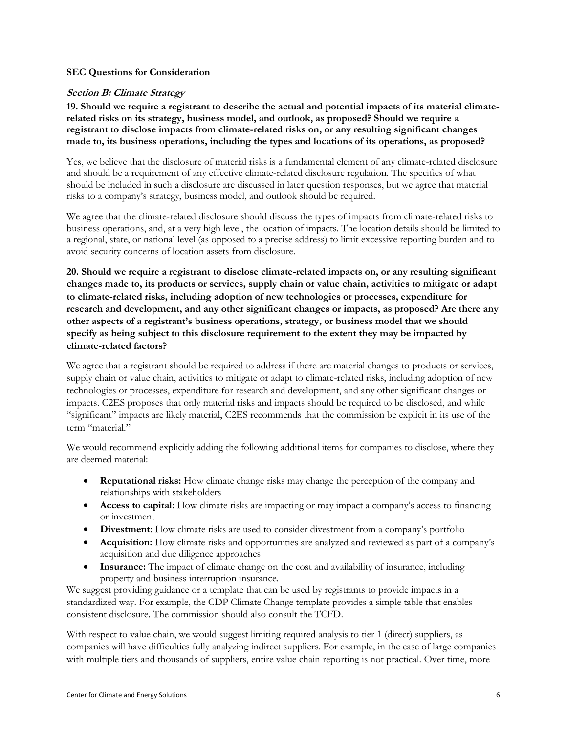**SEC Questions for Consideration**

***Section B: Climate Strategy***

**19. Should we require a registrant to describe the actual and potential impacts of its material climate-related risks on its strategy, business model, and outlook, as proposed? Should we require a registrant to disclose impacts from climate-related risks on, or any resulting significant changes made to, its business operations, including the types and locations of its operations, as proposed?**

Yes, we believe that the disclosure of material risks is a fundamental element of any climate-related disclosure and should be a requirement of any effective climate-related disclosure regulation. The specifics of what should be included in such a disclosure are discussed in later question responses, but we agree that material risks to a company's strategy, business model, and outlook should be required.

We agree that the climate-related disclosure should discuss the types of impacts from climate-related risks to business operations, and, at a very high level, the location of impacts. The location details should be limited to a regional, state, or national level (as opposed to a precise address) to limit excessive reporting burden and to avoid security concerns of location assets from disclosure.

**20. Should we require a registrant to disclose climate-related impacts on, or any resulting significant changes made to, its products or services, supply chain or value chain, activities to mitigate or adapt to climate-related risks, including adoption of new technologies or processes, expenditure for research and development, and any other significant changes or impacts, as proposed? Are there any other aspects of a registrant's business operations, strategy, or business model that we should specify as being subject to this disclosure requirement to the extent they may be impacted by climate-related factors?**

We agree that a registrant should be required to address if there are material changes to products or services, supply chain or value chain, activities to mitigate or adapt to climate-related risks, including adoption of new technologies or processes, expenditure for research and development, and any other significant changes or impacts. C2ES proposes that only material risks and impacts should be required to be disclosed, and while "significant" impacts are likely material, C2ES recommends that the commission be explicit in its use of the term "material."

We would recommend explicitly adding the following additional items for companies to disclose, where they are deemed material:

- **Reputational risks:** How climate change risks may change the perception of the company and relationships with stakeholders
- **Access to capital:** How climate risks are impacting or may impact a company's access to financing or investment
- **Divestment:** How climate risks are used to consider divestment from a company's portfolio
- **Acquisition:** How climate risks and opportunities are analyzed and reviewed as part of a company's acquisition and due diligence approaches
- **Insurance:** The impact of climate change on the cost and availability of insurance, including property and business interruption insurance.

We suggest providing guidance or a template that can be used by registrants to provide impacts in a standardized way. For example, the CDP Climate Change template provides a simple table that enables consistent disclosure. The commission should also consult the TCFD.

With respect to value chain, we would suggest limiting required analysis to tier 1 (direct) suppliers, as companies will have difficulties fully analyzing indirect suppliers. For example, in the case of large companies with multiple tiers and thousands of suppliers, entire value chain reporting is not practical. Over time, more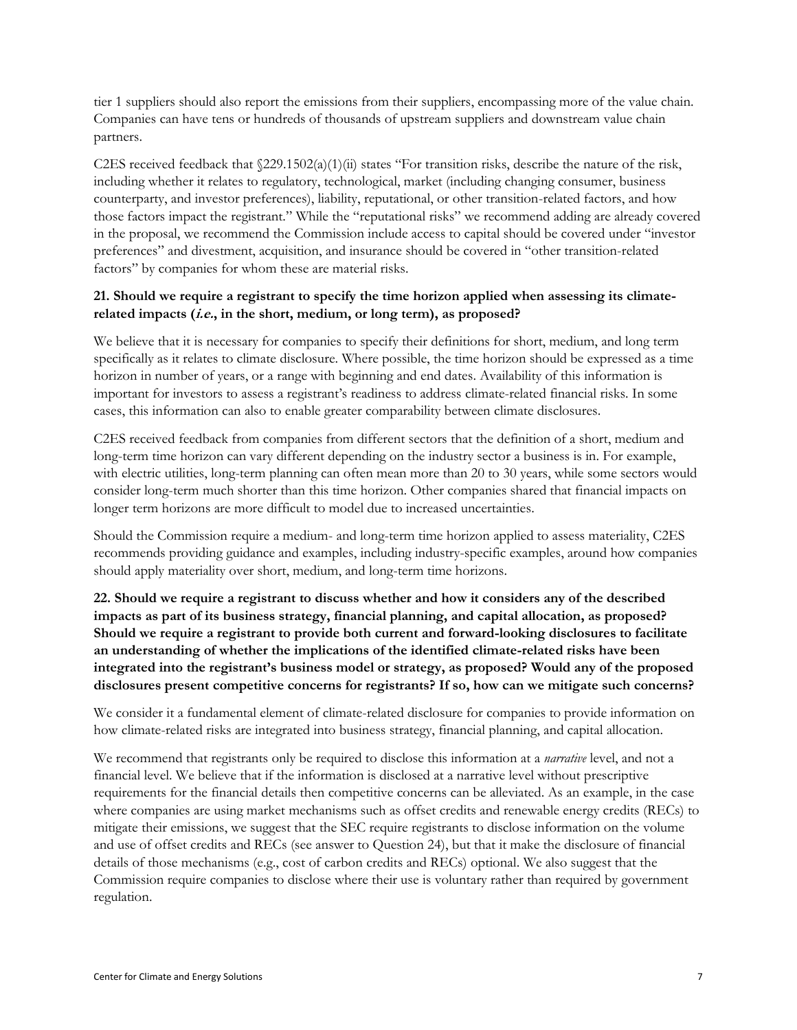tier 1 suppliers should also report the emissions from their suppliers, encompassing more of the value chain. Companies can have tens or hundreds of thousands of upstream suppliers and downstream value chain partners.

C2ES received feedback that §229.1502(a)(1)(ii) states "For transition risks, describe the nature of the risk, including whether it relates to regulatory, technological, market (including changing consumer, business counterparty, and investor preferences), liability, reputational, or other transition-related factors, and how those factors impact the registrant." While the "reputational risks" we recommend adding are already covered in the proposal, we recommend the Commission include access to capital should be covered under "investor preferences" and divestment, acquisition, and insurance should be covered in "other transition-related factors" by companies for whom these are material risks.

**21. Should we require a registrant to specify the time horizon applied when assessing its climate-related impacts (*i.e.*, in the short, medium, or long term), as proposed?**

We believe that it is necessary for companies to specify their definitions for short, medium, and long term specifically as it relates to climate disclosure. Where possible, the time horizon should be expressed as a time horizon in number of years, or a range with beginning and end dates. Availability of this information is important for investors to assess a registrant's readiness to address climate-related financial risks. In some cases, this information can also to enable greater comparability between climate disclosures.

C2ES received feedback from companies from different sectors that the definition of a short, medium and long-term time horizon can vary different depending on the industry sector a business is in. For example, with electric utilities, long-term planning can often mean more than 20 to 30 years, while some sectors would consider long-term much shorter than this time horizon. Other companies shared that financial impacts on longer term horizons are more difficult to model due to increased uncertainties.

Should the Commission require a medium- and long-term time horizon applied to assess materiality, C2ES recommends providing guidance and examples, including industry-specific examples, around how companies should apply materiality over short, medium, and long-term time horizons.

**22. Should we require a registrant to discuss whether and how it considers any of the described impacts as part of its business strategy, financial planning, and capital allocation, as proposed? Should we require a registrant to provide both current and forward-looking disclosures to facilitate an understanding of whether the implications of the identified climate-related risks have been integrated into the registrant's business model or strategy, as proposed? Would any of the proposed disclosures present competitive concerns for registrants? If so, how can we mitigate such concerns?**

We consider it a fundamental element of climate-related disclosure for companies to provide information on how climate-related risks are integrated into business strategy, financial planning, and capital allocation.

We recommend that registrants only be required to disclose this information at a *narrative* level, and not a financial level. We believe that if the information is disclosed at a narrative level without prescriptive requirements for the financial details then competitive concerns can be alleviated. As an example, in the case where companies are using market mechanisms such as offset credits and renewable energy credits (RECs) to mitigate their emissions, we suggest that the SEC require registrants to disclose information on the volume and use of offset credits and RECs (see answer to Question 24), but that it make the disclosure of financial details of those mechanisms (e.g., cost of carbon credits and RECs) optional. We also suggest that the Commission require companies to disclose where their use is voluntary rather than required by government regulation.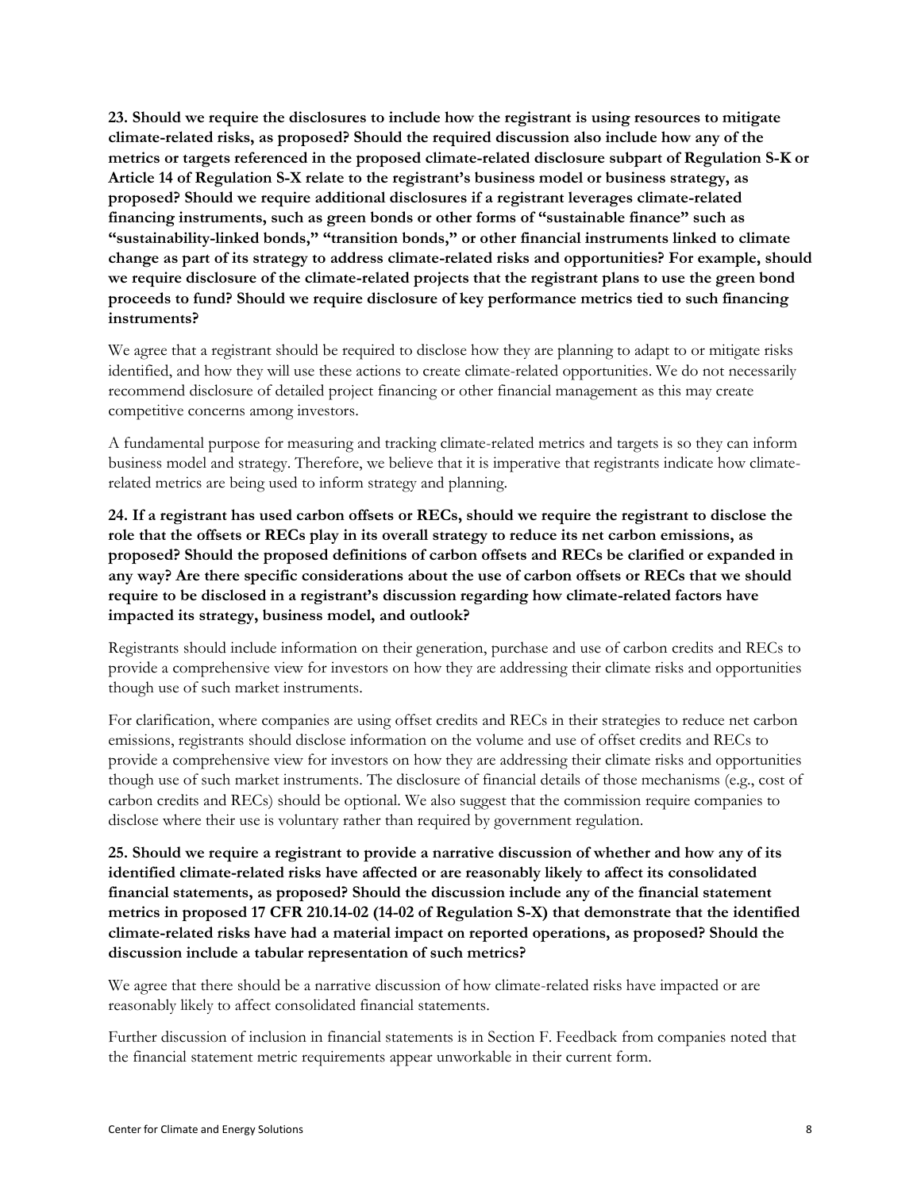**23. Should we require the disclosures to include how the registrant is using resources to mitigate climate-related risks, as proposed? Should the required discussion also include how any of the metrics or targets referenced in the proposed climate-related disclosure subpart of Regulation S-K or Article 14 of Regulation S-X relate to the registrant's business model or business strategy, as proposed? Should we require additional disclosures if a registrant leverages climate-related financing instruments, such as green bonds or other forms of "sustainable finance" such as "sustainability-linked bonds," "transition bonds," or other financial instruments linked to climate change as part of its strategy to address climate-related risks and opportunities? For example, should we require disclosure of the climate-related projects that the registrant plans to use the green bond proceeds to fund? Should we require disclosure of key performance metrics tied to such financing instruments?**

We agree that a registrant should be required to disclose how they are planning to adapt to or mitigate risks identified, and how they will use these actions to create climate-related opportunities. We do not necessarily recommend disclosure of detailed project financing or other financial management as this may create competitive concerns among investors.

A fundamental purpose for measuring and tracking climate-related metrics and targets is so they can inform business model and strategy. Therefore, we believe that it is imperative that registrants indicate how climate-related metrics are being used to inform strategy and planning.

**24. If a registrant has used carbon offsets or RECs, should we require the registrant to disclose the role that the offsets or RECs play in its overall strategy to reduce its net carbon emissions, as proposed? Should the proposed definitions of carbon offsets and RECs be clarified or expanded in any way? Are there specific considerations about the use of carbon offsets or RECs that we should require to be disclosed in a registrant's discussion regarding how climate-related factors have impacted its strategy, business model, and outlook?**

Registrants should include information on their generation, purchase and use of carbon credits and RECs to provide a comprehensive view for investors on how they are addressing their climate risks and opportunities though use of such market instruments.

For clarification, where companies are using offset credits and RECs in their strategies to reduce net carbon emissions, registrants should disclose information on the volume and use of offset credits and RECs to provide a comprehensive view for investors on how they are addressing their climate risks and opportunities though use of such market instruments. The disclosure of financial details of those mechanisms (e.g., cost of carbon credits and RECs) should be optional. We also suggest that the commission require companies to disclose where their use is voluntary rather than required by government regulation.

**25. Should we require a registrant to provide a narrative discussion of whether and how any of its identified climate-related risks have affected or are reasonably likely to affect its consolidated financial statements, as proposed? Should the discussion include any of the financial statement metrics in proposed 17 CFR 210.14-02 (14-02 of Regulation S-X) that demonstrate that the identified climate-related risks have had a material impact on reported operations, as proposed? Should the discussion include a tabular representation of such metrics?**

We agree that there should be a narrative discussion of how climate-related risks have impacted or are reasonably likely to affect consolidated financial statements.

Further discussion of inclusion in financial statements is in Section F. Feedback from companies noted that the financial statement metric requirements appear unworkable in their current form.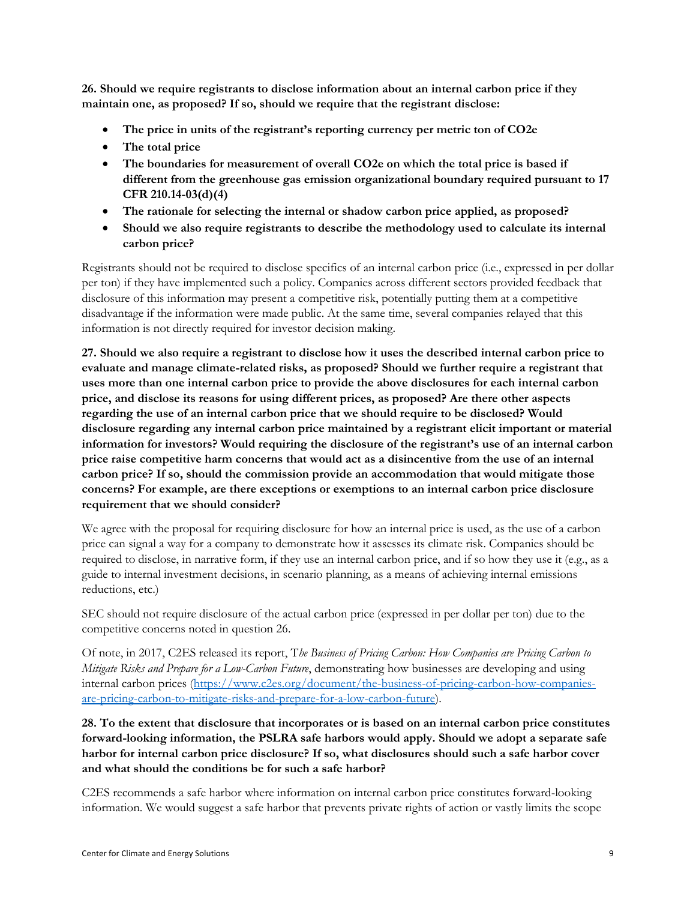**26. Should we require registrants to disclose information about an internal carbon price if they maintain one, as proposed? If so, should we require that the registrant disclose:**

- **The price in units of the registrant's reporting currency per metric ton of CO2e**
- **The total price**
- **The boundaries for measurement of overall CO2e on which the total price is based if different from the greenhouse gas emission organizational boundary required pursuant to 17 CFR 210.14-03(d)(4)**
- **The rationale for selecting the internal or shadow carbon price applied, as proposed?**
- **Should we also require registrants to describe the methodology used to calculate its internal carbon price?**

Registrants should not be required to disclose specifics of an internal carbon price (i.e., expressed in per dollar per ton) if they have implemented such a policy. Companies across different sectors provided feedback that disclosure of this information may present a competitive risk, potentially putting them at a competitive disadvantage if the information were made public. At the same time, several companies relayed that this information is not directly required for investor decision making.

**27. Should we also require a registrant to disclose how it uses the described internal carbon price to evaluate and manage climate-related risks, as proposed? Should we further require a registrant that uses more than one internal carbon price to provide the above disclosures for each internal carbon price, and disclose its reasons for using different prices, as proposed? Are there other aspects regarding the use of an internal carbon price that we should require to be disclosed? Would disclosure regarding any internal carbon price maintained by a registrant elicit important or material information for investors? Would requiring the disclosure of the registrant's use of an internal carbon price raise competitive harm concerns that would act as a disincentive from the use of an internal carbon price? If so, should the commission provide an accommodation that would mitigate those concerns? For example, are there exceptions or exemptions to an internal carbon price disclosure requirement that we should consider?**

We agree with the proposal for requiring disclosure for how an internal price is used, as the use of a carbon price can signal a way for a company to demonstrate how it assesses its climate risk. Companies should be required to disclose, in narrative form, if they use an internal carbon price, and if so how they use it (e.g., as a guide to internal investment decisions, in scenario planning, as a means of achieving internal emissions reductions, etc.)

SEC should not require disclosure of the actual carbon price (expressed in per dollar per ton) due to the competitive concerns noted in question 26.

Of note, in 2017, C2ES released its report, T*he Business of Pricing Carbon: How Companies are Pricing Carbon to Mitigate Risks and Prepare for a Low-Carbon Future*, demonstrating how businesses are developing and using internal carbon prices (https://www.c2es.org/document/the-business-of-pricing-carbon-how-companies-are-pricing-carbon-to-mitigate-risks-and-prepare-for-a-low-carbon-future).

**28. To the extent that disclosure that incorporates or is based on an internal carbon price constitutes forward-looking information, the PSLRA safe harbors would apply. Should we adopt a separate safe harbor for internal carbon price disclosure? If so, what disclosures should such a safe harbor cover and what should the conditions be for such a safe harbor?**

C2ES recommends a safe harbor where information on internal carbon price constitutes forward-looking information. We would suggest a safe harbor that prevents private rights of action or vastly limits the scope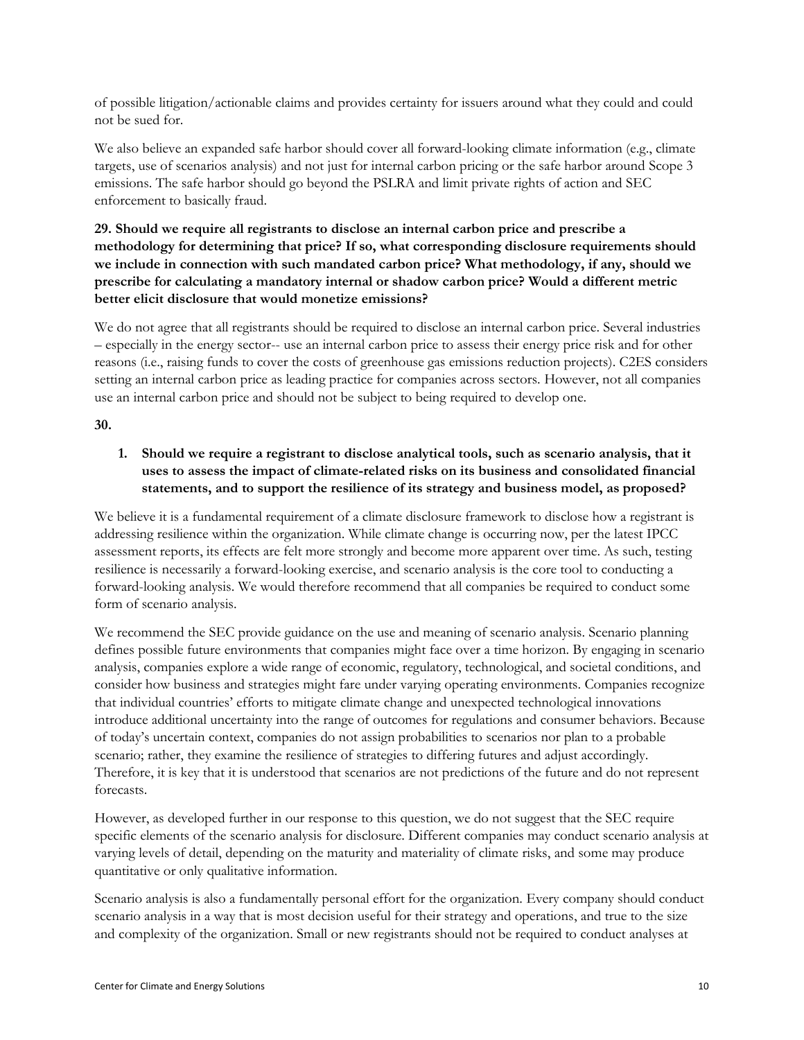of possible litigation/actionable claims and provides certainty for issuers around what they could and could not be sued for.

We also believe an expanded safe harbor should cover all forward-looking climate information (e.g., climate targets, use of scenarios analysis) and not just for internal carbon pricing or the safe harbor around Scope 3 emissions. The safe harbor should go beyond the PSLRA and limit private rights of action and SEC enforcement to basically fraud.

**29. Should we require all registrants to disclose an internal carbon price and prescribe a methodology for determining that price? If so, what corresponding disclosure requirements should we include in connection with such mandated carbon price? What methodology, if any, should we prescribe for calculating a mandatory internal or shadow carbon price? Would a different metric better elicit disclosure that would monetize emissions?**

We do not agree that all registrants should be required to disclose an internal carbon price. Several industries – especially in the energy sector-- use an internal carbon price to assess their energy price risk and for other reasons (i.e., raising funds to cover the costs of greenhouse gas emissions reduction projects). C2ES considers setting an internal carbon price as leading practice for companies across sectors. However, not all companies use an internal carbon price and should not be subject to being required to develop one.

**30.**

1. **Should we require a registrant to disclose analytical tools, such as scenario analysis, that it uses to assess the impact of climate-related risks on its business and consolidated financial statements, and to support the resilience of its strategy and business model, as proposed?**

We believe it is a fundamental requirement of a climate disclosure framework to disclose how a registrant is addressing resilience within the organization. While climate change is occurring now, per the latest IPCC assessment reports, its effects are felt more strongly and become more apparent over time. As such, testing resilience is necessarily a forward-looking exercise, and scenario analysis is the core tool to conducting a forward-looking analysis. We would therefore recommend that all companies be required to conduct some form of scenario analysis.

We recommend the SEC provide guidance on the use and meaning of scenario analysis. Scenario planning defines possible future environments that companies might face over a time horizon. By engaging in scenario analysis, companies explore a wide range of economic, regulatory, technological, and societal conditions, and consider how business and strategies might fare under varying operating environments. Companies recognize that individual countries' efforts to mitigate climate change and unexpected technological innovations introduce additional uncertainty into the range of outcomes for regulations and consumer behaviors. Because of today's uncertain context, companies do not assign probabilities to scenarios nor plan to a probable scenario; rather, they examine the resilience of strategies to differing futures and adjust accordingly. Therefore, it is key that it is understood that scenarios are not predictions of the future and do not represent forecasts.

However, as developed further in our response to this question, we do not suggest that the SEC require specific elements of the scenario analysis for disclosure. Different companies may conduct scenario analysis at varying levels of detail, depending on the maturity and materiality of climate risks, and some may produce quantitative or only qualitative information.

Scenario analysis is also a fundamentally personal effort for the organization. Every company should conduct scenario analysis in a way that is most decision useful for their strategy and operations, and true to the size and complexity of the organization. Small or new registrants should not be required to conduct analyses at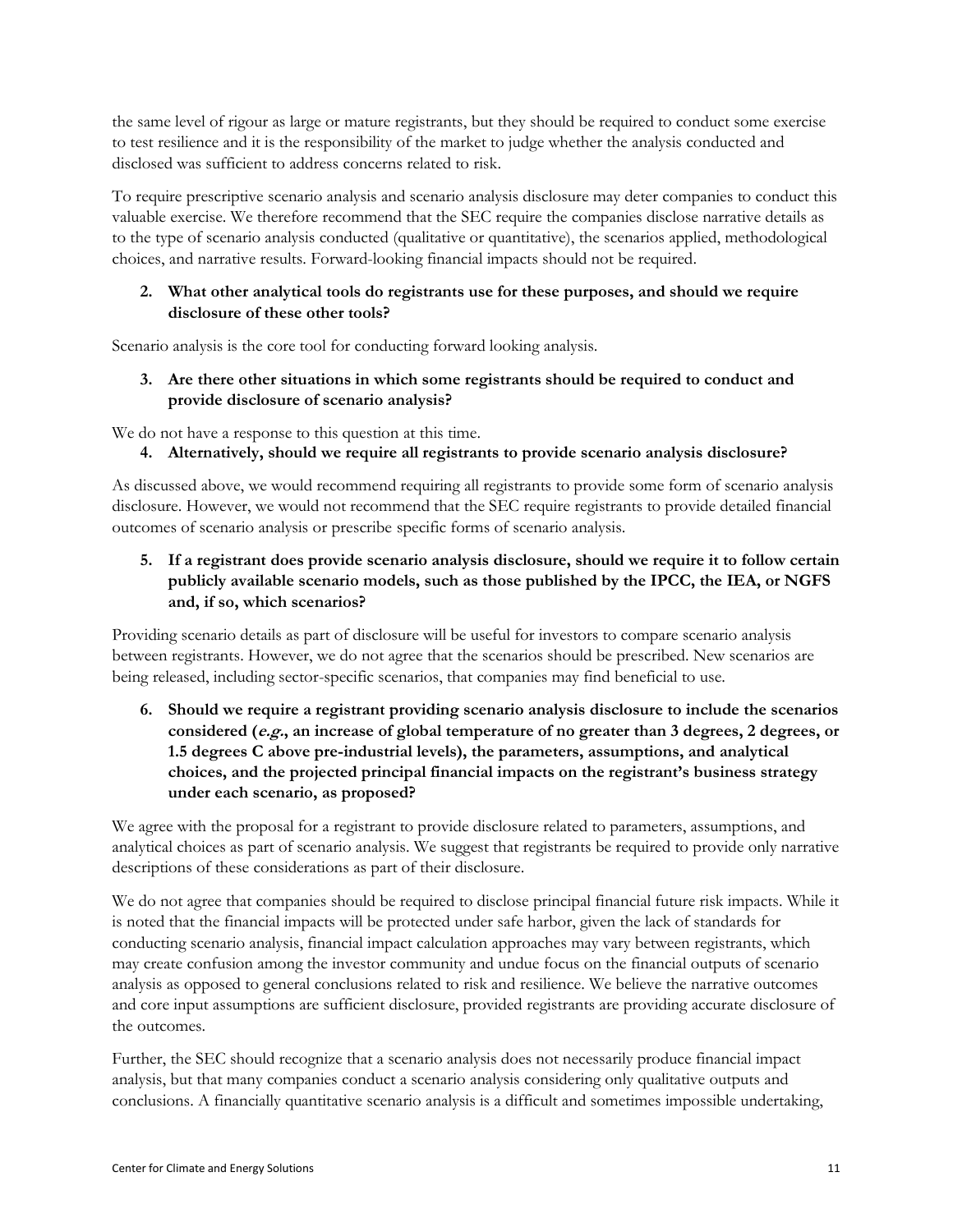the same level of rigour as large or mature registrants, but they should be required to conduct some exercise to test resilience and it is the responsibility of the market to judge whether the analysis conducted and disclosed was sufficient to address concerns related to risk.

To require prescriptive scenario analysis and scenario analysis disclosure may deter companies to conduct this valuable exercise. We therefore recommend that the SEC require the companies disclose narrative details as to the type of scenario analysis conducted (qualitative or quantitative), the scenarios applied, methodological choices, and narrative results. Forward-looking financial impacts should not be required.

2. **What other analytical tools do registrants use for these purposes, and should we require disclosure of these other tools?**

Scenario analysis is the core tool for conducting forward looking analysis.

3. **Are there other situations in which some registrants should be required to conduct and provide disclosure of scenario analysis?**

We do not have a response to this question at this time.

4. **Alternatively, should we require all registrants to provide scenario analysis disclosure?**

As discussed above, we would recommend requiring all registrants to provide some form of scenario analysis disclosure. However, we would not recommend that the SEC require registrants to provide detailed financial outcomes of scenario analysis or prescribe specific forms of scenario analysis.

5. **If a registrant does provide scenario analysis disclosure, should we require it to follow certain publicly available scenario models, such as those published by the IPCC, the IEA, or NGFS and, if so, which scenarios?**

Providing scenario details as part of disclosure will be useful for investors to compare scenario analysis between registrants. However, we do not agree that the scenarios should be prescribed. New scenarios are being released, including sector-specific scenarios, that companies may find beneficial to use.

6. **Should we require a registrant providing scenario analysis disclosure to include the scenarios considered (*e.g.*, an increase of global temperature of no greater than 3 degrees, 2 degrees, or 1.5 degrees C above pre-industrial levels), the parameters, assumptions, and analytical choices, and the projected principal financial impacts on the registrant's business strategy under each scenario, as proposed?**

We agree with the proposal for a registrant to provide disclosure related to parameters, assumptions, and analytical choices as part of scenario analysis. We suggest that registrants be required to provide only narrative descriptions of these considerations as part of their disclosure.

We do not agree that companies should be required to disclose principal financial future risk impacts. While it is noted that the financial impacts will be protected under safe harbor, given the lack of standards for conducting scenario analysis, financial impact calculation approaches may vary between registrants, which may create confusion among the investor community and undue focus on the financial outputs of scenario analysis as opposed to general conclusions related to risk and resilience. We believe the narrative outcomes and core input assumptions are sufficient disclosure, provided registrants are providing accurate disclosure of the outcomes.

Further, the SEC should recognize that a scenario analysis does not necessarily produce financial impact analysis, but that many companies conduct a scenario analysis considering only qualitative outputs and conclusions. A financially quantitative scenario analysis is a difficult and sometimes impossible undertaking,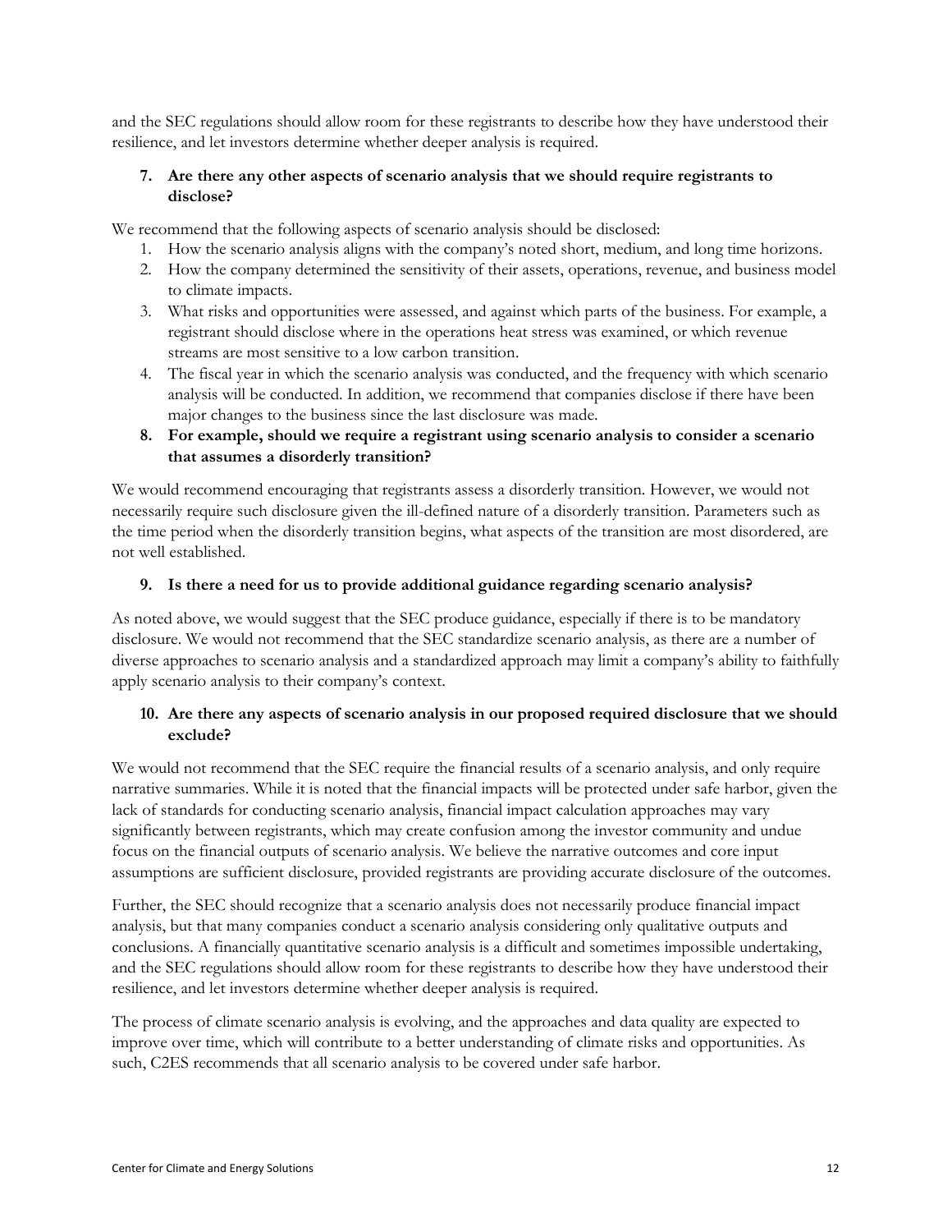and the SEC regulations should allow room for these registrants to describe how they have understood their resilience, and let investors determine whether deeper analysis is required.

7. **Are there any other aspects of scenario analysis that we should require registrants to disclose?**

We recommend that the following aspects of scenario analysis should be disclosed:

1. How the scenario analysis aligns with the company's noted short, medium, and long time horizons.
2. How the company determined the sensitivity of their assets, operations, revenue, and business model to climate impacts.
3. What risks and opportunities were assessed, and against which parts of the business. For example, a registrant should disclose where in the operations heat stress was examined, or which revenue streams are most sensitive to a low carbon transition.
4. The fiscal year in which the scenario analysis was conducted, and the frequency with which scenario analysis will be conducted. In addition, we recommend that companies disclose if there have been major changes to the business since the last disclosure was made.

8. **For example, should we require a registrant using scenario analysis to consider a scenario that assumes a disorderly transition?**

We would recommend encouraging that registrants assess a disorderly transition. However, we would not necessarily require such disclosure given the ill-defined nature of a disorderly transition. Parameters such as the time period when the disorderly transition begins, what aspects of the transition are most disordered, are not well established.

9. **Is there a need for us to provide additional guidance regarding scenario analysis?**

As noted above, we would suggest that the SEC produce guidance, especially if there is to be mandatory disclosure. We would not recommend that the SEC standardize scenario analysis, as there are a number of diverse approaches to scenario analysis and a standardized approach may limit a company's ability to faithfully apply scenario analysis to their company's context.

10. **Are there any aspects of scenario analysis in our proposed required disclosure that we should exclude?**

We would not recommend that the SEC require the financial results of a scenario analysis, and only require narrative summaries. While it is noted that the financial impacts will be protected under safe harbor, given the lack of standards for conducting scenario analysis, financial impact calculation approaches may vary significantly between registrants, which may create confusion among the investor community and undue focus on the financial outputs of scenario analysis. We believe the narrative outcomes and core input assumptions are sufficient disclosure, provided registrants are providing accurate disclosure of the outcomes.

Further, the SEC should recognize that a scenario analysis does not necessarily produce financial impact analysis, but that many companies conduct a scenario analysis considering only qualitative outputs and conclusions. A financially quantitative scenario analysis is a difficult and sometimes impossible undertaking, and the SEC regulations should allow room for these registrants to describe how they have understood their resilience, and let investors determine whether deeper analysis is required.

The process of climate scenario analysis is evolving, and the approaches and data quality are expected to improve over time, which will contribute to a better understanding of climate risks and opportunities. As such, C2ES recommends that all scenario analysis to be covered under safe harbor.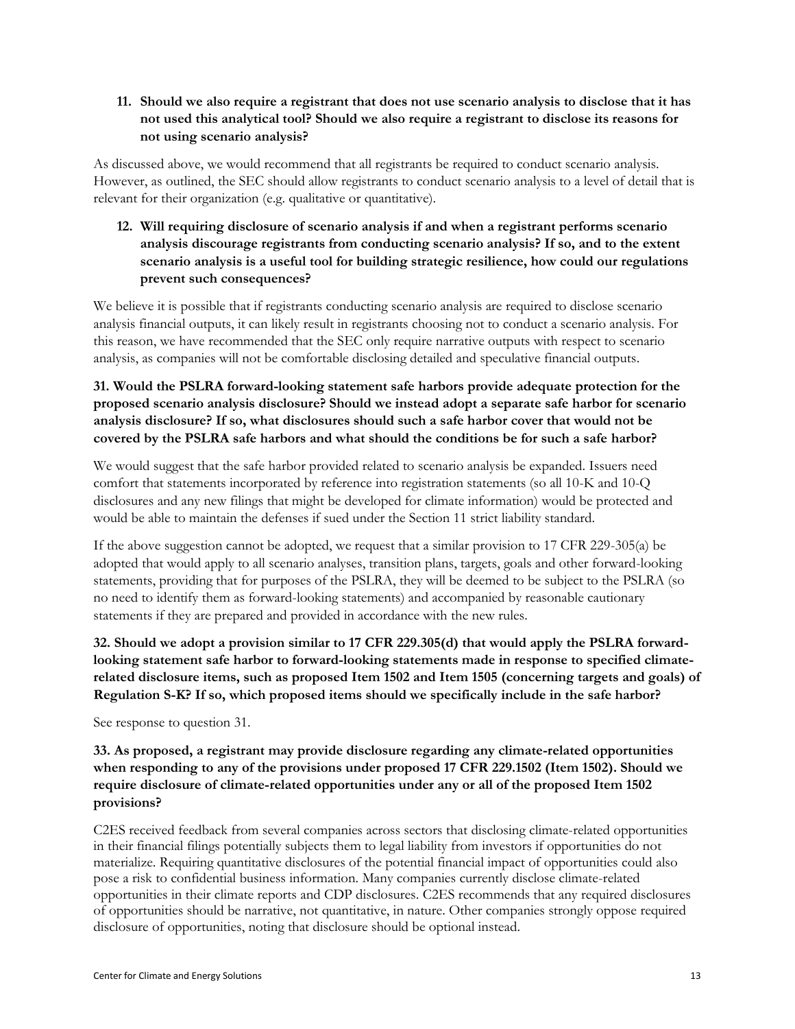**11. Should we also require a registrant that does not use scenario analysis to disclose that it has not used this analytical tool? Should we also require a registrant to disclose its reasons for not using scenario analysis?**

As discussed above, we would recommend that all registrants be required to conduct scenario analysis. However, as outlined, the SEC should allow registrants to conduct scenario analysis to a level of detail that is relevant for their organization (e.g. qualitative or quantitative).

**12. Will requiring disclosure of scenario analysis if and when a registrant performs scenario analysis discourage registrants from conducting scenario analysis? If so, and to the extent scenario analysis is a useful tool for building strategic resilience, how could our regulations prevent such consequences?**

We believe it is possible that if registrants conducting scenario analysis are required to disclose scenario analysis financial outputs, it can likely result in registrants choosing not to conduct a scenario analysis. For this reason, we have recommended that the SEC only require narrative outputs with respect to scenario analysis, as companies will not be comfortable disclosing detailed and speculative financial outputs.

**31. Would the PSLRA forward-looking statement safe harbors provide adequate protection for the proposed scenario analysis disclosure? Should we instead adopt a separate safe harbor for scenario analysis disclosure? If so, what disclosures should such a safe harbor cover that would not be covered by the PSLRA safe harbors and what should the conditions be for such a safe harbor?**

We would suggest that the safe harbor provided related to scenario analysis be expanded. Issuers need comfort that statements incorporated by reference into registration statements (so all 10-K and 10-Q disclosures and any new filings that might be developed for climate information) would be protected and would be able to maintain the defenses if sued under the Section 11 strict liability standard.

If the above suggestion cannot be adopted, we request that a similar provision to 17 CFR 229-305(a) be adopted that would apply to all scenario analyses, transition plans, targets, goals and other forward-looking statements, providing that for purposes of the PSLRA, they will be deemed to be subject to the PSLRA (so no need to identify them as forward-looking statements) and accompanied by reasonable cautionary statements if they are prepared and provided in accordance with the new rules.

**32. Should we adopt a provision similar to 17 CFR 229.305(d) that would apply the PSLRA forward-looking statement safe harbor to forward-looking statements made in response to specified climate-related disclosure items, such as proposed Item 1502 and Item 1505 (concerning targets and goals) of Regulation S-K? If so, which proposed items should we specifically include in the safe harbor?**

See response to question 31.

**33. As proposed, a registrant may provide disclosure regarding any climate-related opportunities when responding to any of the provisions under proposed 17 CFR 229.1502 (Item 1502). Should we require disclosure of climate-related opportunities under any or all of the proposed Item 1502 provisions?**

C2ES received feedback from several companies across sectors that disclosing climate-related opportunities in their financial filings potentially subjects them to legal liability from investors if opportunities do not materialize. Requiring quantitative disclosures of the potential financial impact of opportunities could also pose a risk to confidential business information. Many companies currently disclose climate-related opportunities in their climate reports and CDP disclosures. C2ES recommends that any required disclosures of opportunities should be narrative, not quantitative, in nature. Other companies strongly oppose required disclosure of opportunities, noting that disclosure should be optional instead.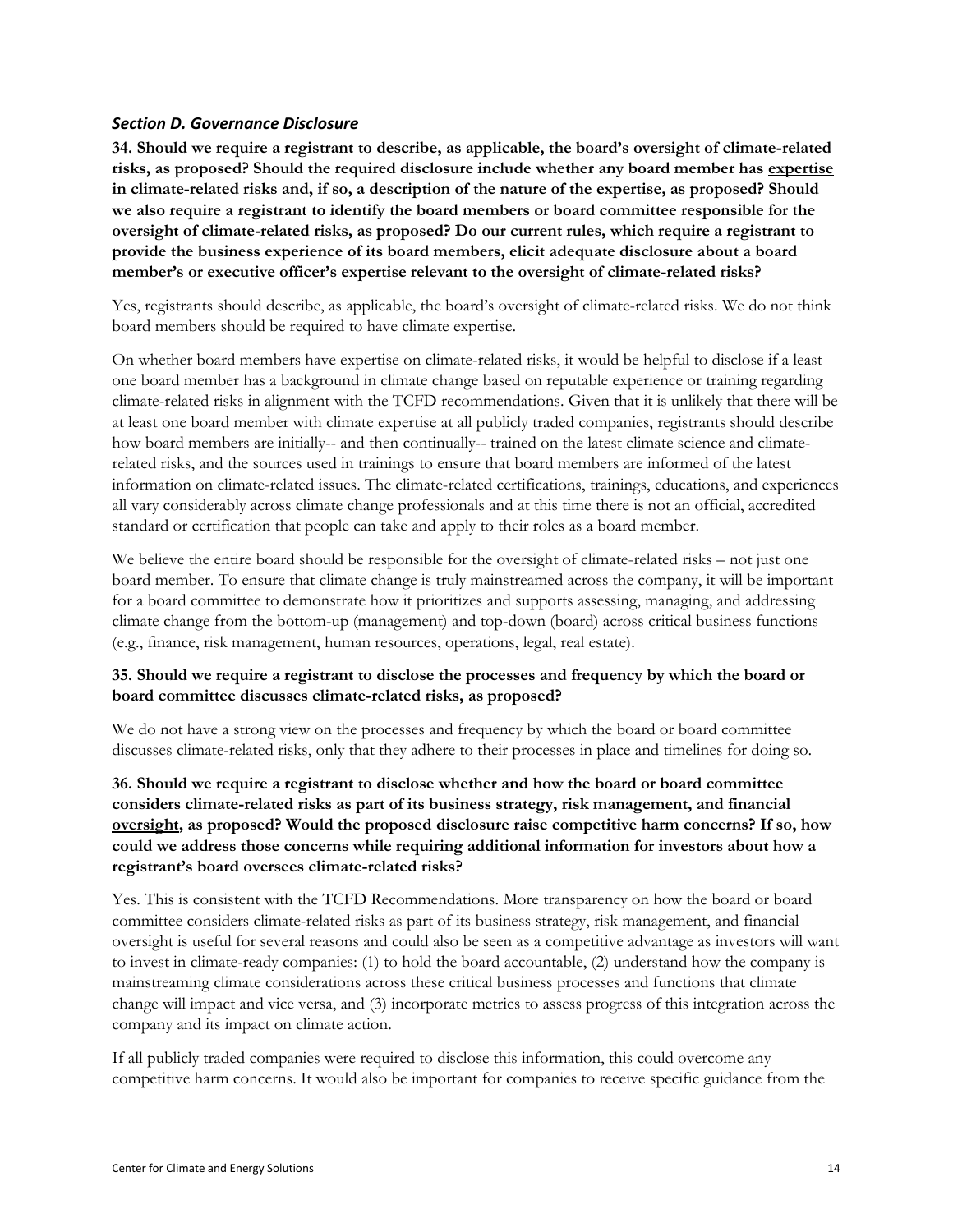### *Section D. Governance Disclosure*

**34. Should we require a registrant to describe, as applicable, the board's oversight of climate-related risks, as proposed? Should the required disclosure include whether any board member has <u>expertise</u> in climate-related risks and, if so, a description of the nature of the expertise, as proposed? Should we also require a registrant to identify the board members or board committee responsible for the oversight of climate-related risks, as proposed? Do our current rules, which require a registrant to provide the business experience of its board members, elicit adequate disclosure about a board member's or executive officer's expertise relevant to the oversight of climate-related risks?**

Yes, registrants should describe, as applicable, the board's oversight of climate-related risks. We do not think board members should be required to have climate expertise.

On whether board members have expertise on climate-related risks, it would be helpful to disclose if a least one board member has a background in climate change based on reputable experience or training regarding climate-related risks in alignment with the TCFD recommendations. Given that it is unlikely that there will be at least one board member with climate expertise at all publicly traded companies, registrants should describe how board members are initially-- and then continually-- trained on the latest climate science and climate-related risks, and the sources used in trainings to ensure that board members are informed of the latest information on climate-related issues. The climate-related certifications, trainings, educations, and experiences all vary considerably across climate change professionals and at this time there is not an official, accredited standard or certification that people can take and apply to their roles as a board member.

We believe the entire board should be responsible for the oversight of climate-related risks – not just one board member. To ensure that climate change is truly mainstreamed across the company, it will be important for a board committee to demonstrate how it prioritizes and supports assessing, managing, and addressing climate change from the bottom-up (management) and top-down (board) across critical business functions (e.g., finance, risk management, human resources, operations, legal, real estate).

**35. Should we require a registrant to disclose the processes and frequency by which the board or board committee discusses climate-related risks, as proposed?**

We do not have a strong view on the processes and frequency by which the board or board committee discusses climate-related risks, only that they adhere to their processes in place and timelines for doing so.

**36. Should we require a registrant to disclose whether and how the board or board committee considers climate-related risks as part of its <u>business strategy, risk management, and financial oversight</u>, as proposed? Would the proposed disclosure raise competitive harm concerns? If so, how could we address those concerns while requiring additional information for investors about how a registrant's board oversees climate-related risks?**

Yes. This is consistent with the TCFD Recommendations. More transparency on how the board or board committee considers climate-related risks as part of its business strategy, risk management, and financial oversight is useful for several reasons and could also be seen as a competitive advantage as investors will want to invest in climate-ready companies: (1) to hold the board accountable, (2) understand how the company is mainstreaming climate considerations across these critical business processes and functions that climate change will impact and vice versa, and (3) incorporate metrics to assess progress of this integration across the company and its impact on climate action.

If all publicly traded companies were required to disclose this information, this could overcome any competitive harm concerns. It would also be important for companies to receive specific guidance from the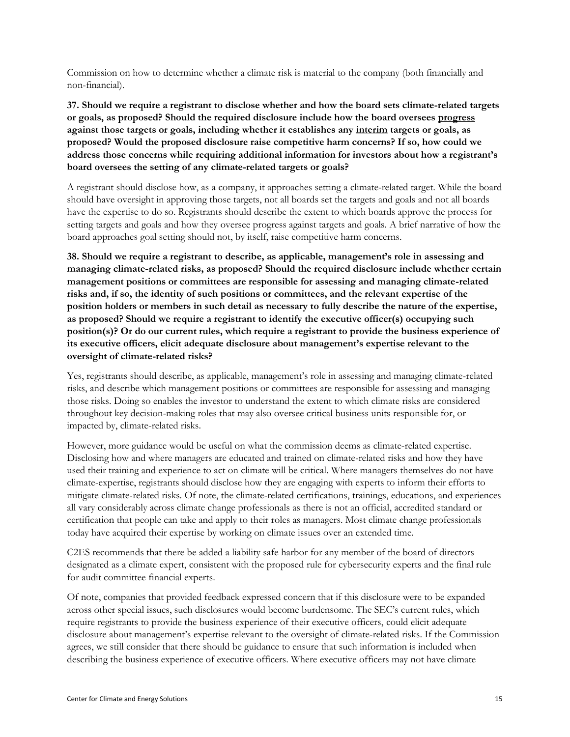Commission on how to determine whether a climate risk is material to the company (both financially and non-financial).

**37. Should we require a registrant to disclose whether and how the board sets climate-related targets or goals, as proposed? Should the required disclosure include how the board oversees <u>progress</u> against those targets or goals, including whether it establishes any <u>interim</u> targets or goals, as proposed? Would the proposed disclosure raise competitive harm concerns? If so, how could we address those concerns while requiring additional information for investors about how a registrant's board oversees the setting of any climate-related targets or goals?**

A registrant should disclose how, as a company, it approaches setting a climate-related target. While the board should have oversight in approving those targets, not all boards set the targets and goals and not all boards have the expertise to do so. Registrants should describe the extent to which boards approve the process for setting targets and goals and how they oversee progress against targets and goals. A brief narrative of how the board approaches goal setting should not, by itself, raise competitive harm concerns.

**38. Should we require a registrant to describe, as applicable, management's role in assessing and managing climate-related risks, as proposed? Should the required disclosure include whether certain management positions or committees are responsible for assessing and managing climate-related risks and, if so, the identity of such positions or committees, and the relevant <u>expertise</u> of the position holders or members in such detail as necessary to fully describe the nature of the expertise, as proposed? Should we require a registrant to identify the executive officer(s) occupying such position(s)? Or do our current rules, which require a registrant to provide the business experience of its executive officers, elicit adequate disclosure about management's expertise relevant to the oversight of climate-related risks?**

Yes, registrants should describe, as applicable, management's role in assessing and managing climate-related risks, and describe which management positions or committees are responsible for assessing and managing those risks. Doing so enables the investor to understand the extent to which climate risks are considered throughout key decision-making roles that may also oversee critical business units responsible for, or impacted by, climate-related risks.

However, more guidance would be useful on what the commission deems as climate-related expertise. Disclosing how and where managers are educated and trained on climate-related risks and how they have used their training and experience to act on climate will be critical. Where managers themselves do not have climate-expertise, registrants should disclose how they are engaging with experts to inform their efforts to mitigate climate-related risks. Of note, the climate-related certifications, trainings, educations, and experiences all vary considerably across climate change professionals as there is not an official, accredited standard or certification that people can take and apply to their roles as managers. Most climate change professionals today have acquired their expertise by working on climate issues over an extended time.

C2ES recommends that there be added a liability safe harbor for any member of the board of directors designated as a climate expert, consistent with the proposed rule for cybersecurity experts and the final rule for audit committee financial experts.

Of note, companies that provided feedback expressed concern that if this disclosure were to be expanded across other special issues, such disclosures would become burdensome. The SEC's current rules, which require registrants to provide the business experience of their executive officers, could elicit adequate disclosure about management's expertise relevant to the oversight of climate-related risks. If the Commission agrees, we still consider that there should be guidance to ensure that such information is included when describing the business experience of executive officers. Where executive officers may not have climate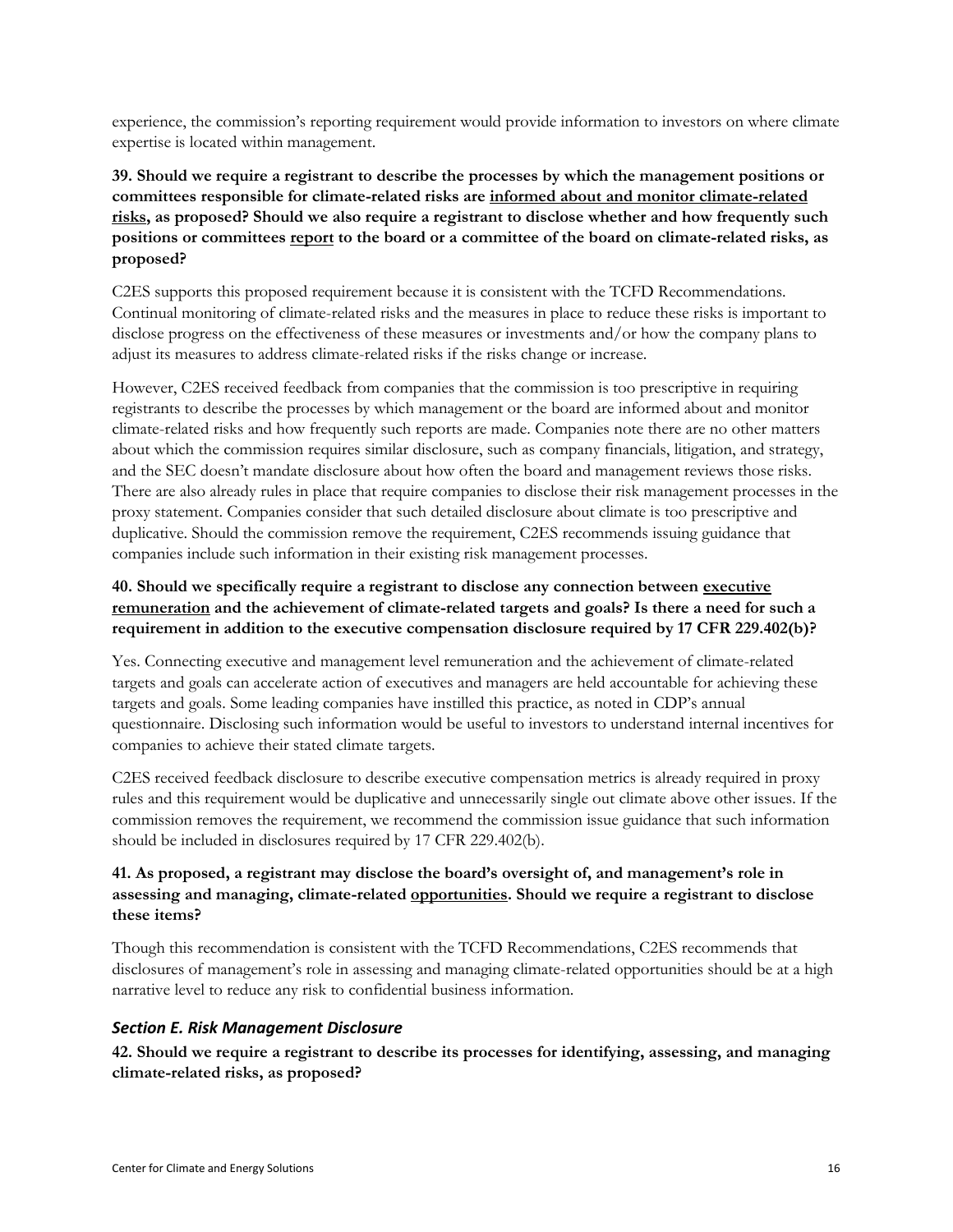experience, the commission's reporting requirement would provide information to investors on where climate expertise is located within management.

**39. Should we require a registrant to describe the processes by which the management positions or committees responsible for climate-related risks are <u>informed about and monitor climate-related risks</u>, as proposed? Should we also require a registrant to disclose whether and how frequently such positions or committees <u>report</u> to the board or a committee of the board on climate-related risks, as proposed?**

C2ES supports this proposed requirement because it is consistent with the TCFD Recommendations. Continual monitoring of climate-related risks and the measures in place to reduce these risks is important to disclose progress on the effectiveness of these measures or investments and/or how the company plans to adjust its measures to address climate-related risks if the risks change or increase.

However, C2ES received feedback from companies that the commission is too prescriptive in requiring registrants to describe the processes by which management or the board are informed about and monitor climate-related risks and how frequently such reports are made. Companies note there are no other matters about which the commission requires similar disclosure, such as company financials, litigation, and strategy, and the SEC doesn't mandate disclosure about how often the board and management reviews those risks. There are also already rules in place that require companies to disclose their risk management processes in the proxy statement. Companies consider that such detailed disclosure about climate is too prescriptive and duplicative. Should the commission remove the requirement, C2ES recommends issuing guidance that companies include such information in their existing risk management processes.

**40. Should we specifically require a registrant to disclose any connection between <u>executive remuneration</u> and the achievement of climate-related targets and goals? Is there a need for such a requirement in addition to the executive compensation disclosure required by 17 CFR 229.402(b)?**

Yes. Connecting executive and management level remuneration and the achievement of climate-related targets and goals can accelerate action of executives and managers are held accountable for achieving these targets and goals. Some leading companies have instilled this practice, as noted in CDP's annual questionnaire. Disclosing such information would be useful to investors to understand internal incentives for companies to achieve their stated climate targets.

C2ES received feedback disclosure to describe executive compensation metrics is already required in proxy rules and this requirement would be duplicative and unnecessarily single out climate above other issues. If the commission removes the requirement, we recommend the commission issue guidance that such information should be included in disclosures required by 17 CFR 229.402(b).

**41. As proposed, a registrant may disclose the board's oversight of, and management's role in assessing and managing, climate-related <u>opportunities</u>. Should we require a registrant to disclose these items?**

Though this recommendation is consistent with the TCFD Recommendations, C2ES recommends that disclosures of management's role in assessing and managing climate-related opportunities should be at a high narrative level to reduce any risk to confidential business information.

### *Section E. Risk Management Disclosure*

**42. Should we require a registrant to describe its processes for identifying, assessing, and managing climate-related risks, as proposed?**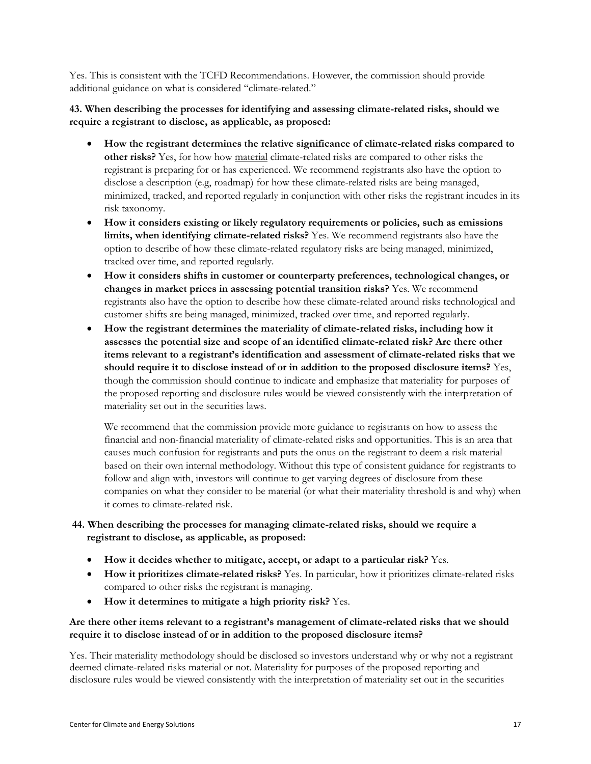Yes. This is consistent with the TCFD Recommendations. However, the commission should provide additional guidance on what is considered "climate-related."

**43. When describing the processes for identifying and assessing climate-related risks, should we require a registrant to disclose, as applicable, as proposed:**

- **How the registrant determines the relative significance of climate-related risks compared to other risks?** Yes, for how how material climate-related risks are compared to other risks the registrant is preparing for or has experienced. We recommend registrants also have the option to disclose a description (e.g, roadmap) for how these climate-related risks are being managed, minimized, tracked, and reported regularly in conjunction with other risks the registrant incudes in its risk taxonomy.
- **How it considers existing or likely regulatory requirements or policies, such as emissions limits, when identifying climate-related risks?** Yes. We recommend registrants also have the option to describe of how these climate-related regulatory risks are being managed, minimized, tracked over time, and reported regularly.
- **How it considers shifts in customer or counterparty preferences, technological changes, or changes in market prices in assessing potential transition risks?** Yes. We recommend registrants also have the option to describe how these climate-related around risks technological and customer shifts are being managed, minimized, tracked over time, and reported regularly.
- **How the registrant determines the materiality of climate-related risks, including how it assesses the potential size and scope of an identified climate-related risk? Are there other items relevant to a registrant's identification and assessment of climate-related risks that we should require it to disclose instead of or in addition to the proposed disclosure items?** Yes, though the commission should continue to indicate and emphasize that materiality for purposes of the proposed reporting and disclosure rules would be viewed consistently with the interpretation of materiality set out in the securities laws.

  We recommend that the commission provide more guidance to registrants on how to assess the financial and non-financial materiality of climate-related risks and opportunities. This is an area that causes much confusion for registrants and puts the onus on the registrant to deem a risk material based on their own internal methodology. Without this type of consistent guidance for registrants to follow and align with, investors will continue to get varying degrees of disclosure from these companies on what they consider to be material (or what their materiality threshold is and why) when it comes to climate-related risk.

**44. When describing the processes for managing climate-related risks, should we require a registrant to disclose, as applicable, as proposed:**

- **How it decides whether to mitigate, accept, or adapt to a particular risk?** Yes.
- **How it prioritizes climate-related risks?** Yes. In particular, how it prioritizes climate-related risks compared to other risks the registrant is managing.
- **How it determines to mitigate a high priority risk?** Yes.

**Are there other items relevant to a registrant's management of climate-related risks that we should require it to disclose instead of or in addition to the proposed disclosure items?**

Yes. Their materiality methodology should be disclosed so investors understand why or why not a registrant deemed climate-related risks material or not. Materiality for purposes of the proposed reporting and disclosure rules would be viewed consistently with the interpretation of materiality set out in the securities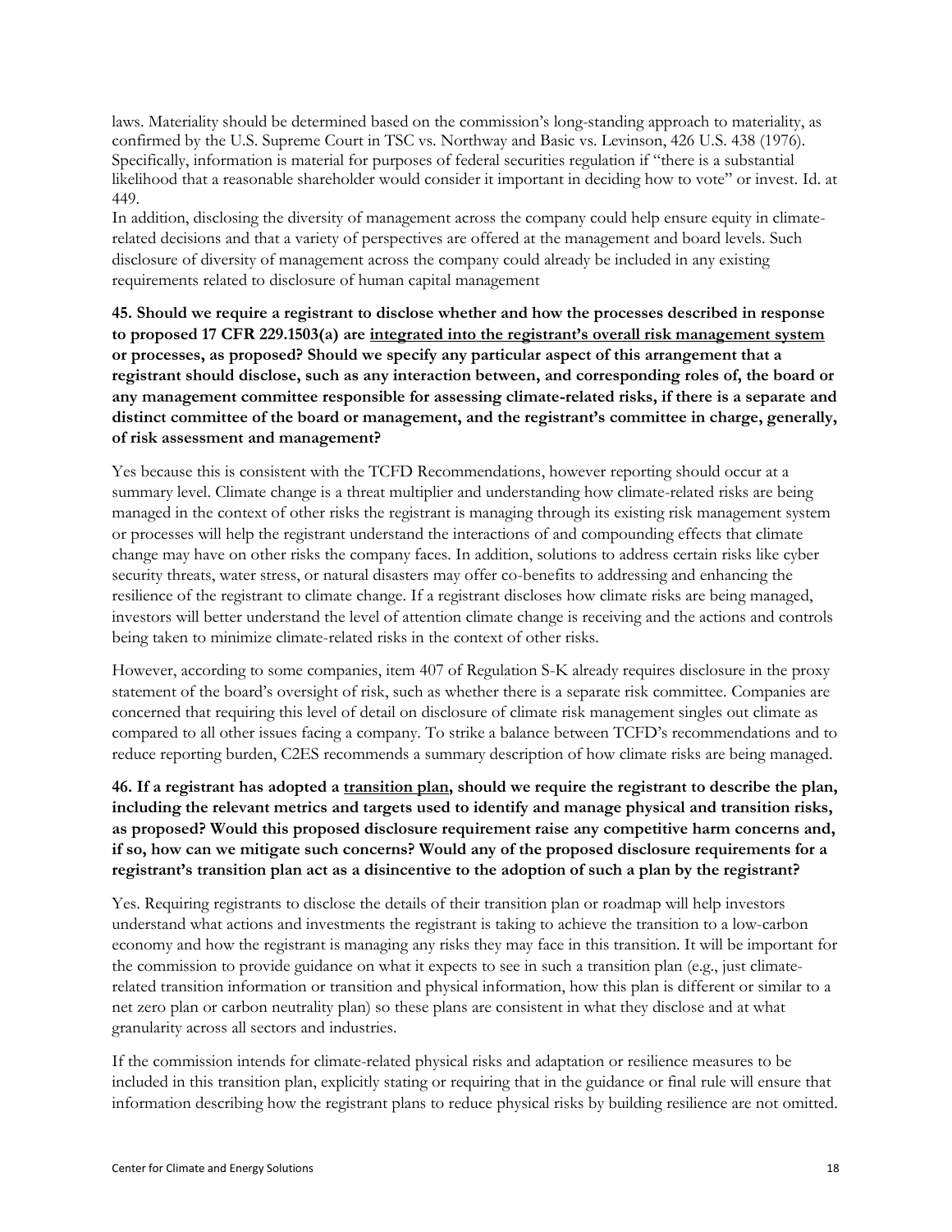laws. Materiality should be determined based on the commission's long-standing approach to materiality, as confirmed by the U.S. Supreme Court in TSC vs. Northway and Basic vs. Levinson, 426 U.S. 438 (1976). Specifically, information is material for purposes of federal securities regulation if "there is a substantial likelihood that a reasonable shareholder would consider it important in deciding how to vote" or invest. Id. at 449.

In addition, disclosing the diversity of management across the company could help ensure equity in climate-related decisions and that a variety of perspectives are offered at the management and board levels. Such disclosure of diversity of management across the company could already be included in any existing requirements related to disclosure of human capital management

**45. Should we require a registrant to disclose whether and how the processes described in response to proposed 17 CFR 229.1503(a) are <u>integrated into the registrant's overall risk management system</u> or processes, as proposed? Should we specify any particular aspect of this arrangement that a registrant should disclose, such as any interaction between, and corresponding roles of, the board or any management committee responsible for assessing climate-related risks, if there is a separate and distinct committee of the board or management, and the registrant's committee in charge, generally, of risk assessment and management?**

Yes because this is consistent with the TCFD Recommendations, however reporting should occur at a summary level. Climate change is a threat multiplier and understanding how climate-related risks are being managed in the context of other risks the registrant is managing through its existing risk management system or processes will help the registrant understand the interactions of and compounding effects that climate change may have on other risks the company faces. In addition, solutions to address certain risks like cyber security threats, water stress, or natural disasters may offer co-benefits to addressing and enhancing the resilience of the registrant to climate change. If a registrant discloses how climate risks are being managed, investors will better understand the level of attention climate change is receiving and the actions and controls being taken to minimize climate-related risks in the context of other risks.

However, according to some companies, item 407 of Regulation S-K already requires disclosure in the proxy statement of the board's oversight of risk, such as whether there is a separate risk committee. Companies are concerned that requiring this level of detail on disclosure of climate risk management singles out climate as compared to all other issues facing a company. To strike a balance between TCFD's recommendations and to reduce reporting burden, C2ES recommends a summary description of how climate risks are being managed.

**46. If a registrant has adopted a <u>transition plan</u>, should we require the registrant to describe the plan, including the relevant metrics and targets used to identify and manage physical and transition risks, as proposed? Would this proposed disclosure requirement raise any competitive harm concerns and, if so, how can we mitigate such concerns? Would any of the proposed disclosure requirements for a registrant's transition plan act as a disincentive to the adoption of such a plan by the registrant?**

Yes. Requiring registrants to disclose the details of their transition plan or roadmap will help investors understand what actions and investments the registrant is taking to achieve the transition to a low-carbon economy and how the registrant is managing any risks they may face in this transition. It will be important for the commission to provide guidance on what it expects to see in such a transition plan (e.g., just climate-related transition information or transition and physical information, how this plan is different or similar to a net zero plan or carbon neutrality plan) so these plans are consistent in what they disclose and at what granularity across all sectors and industries.

If the commission intends for climate-related physical risks and adaptation or resilience measures to be included in this transition plan, explicitly stating or requiring that in the guidance or final rule will ensure that information describing how the registrant plans to reduce physical risks by building resilience are not omitted.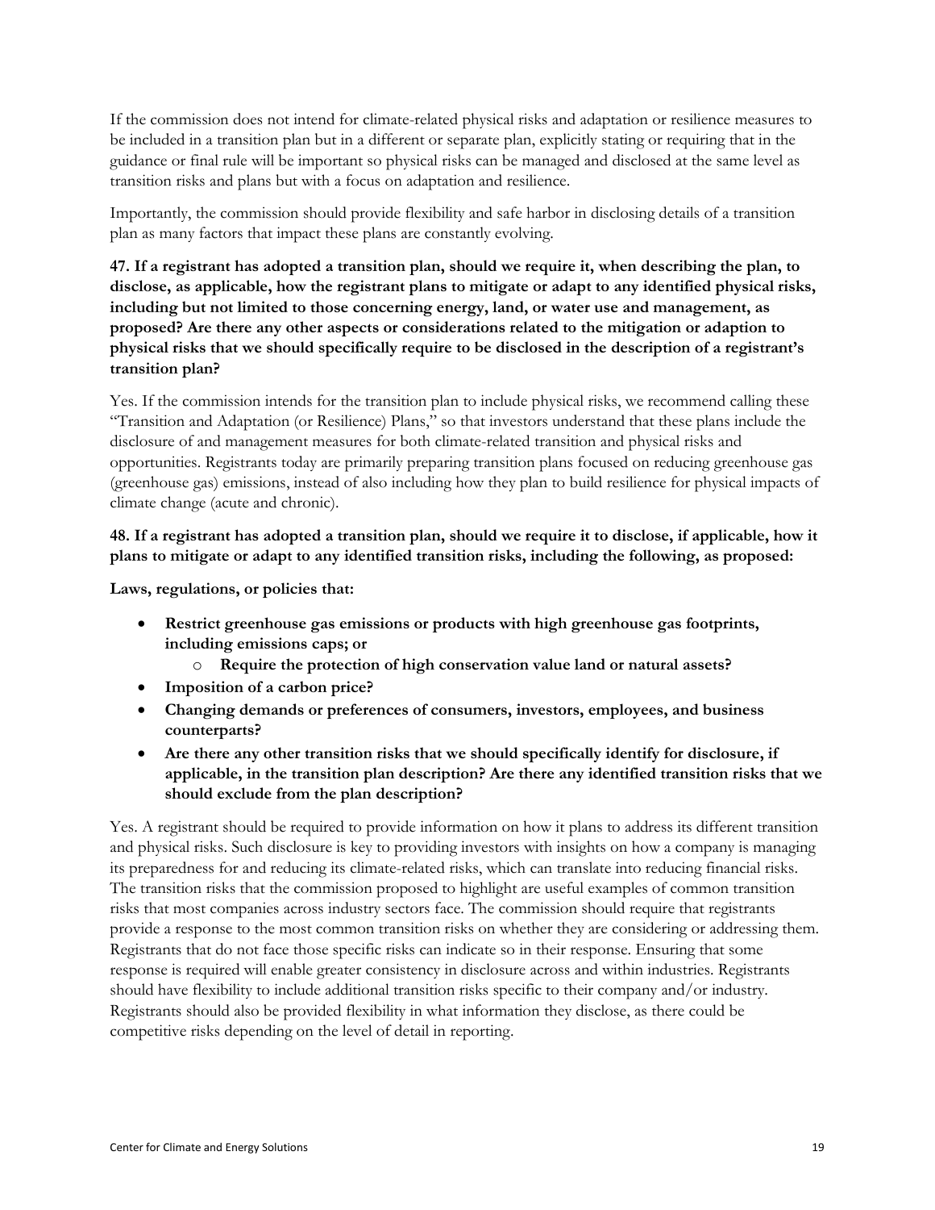If the commission does not intend for climate-related physical risks and adaptation or resilience measures to be included in a transition plan but in a different or separate plan, explicitly stating or requiring that in the guidance or final rule will be important so physical risks can be managed and disclosed at the same level as transition risks and plans but with a focus on adaptation and resilience.

Importantly, the commission should provide flexibility and safe harbor in disclosing details of a transition plan as many factors that impact these plans are constantly evolving.

**47. If a registrant has adopted a transition plan, should we require it, when describing the plan, to disclose, as applicable, how the registrant plans to mitigate or adapt to any identified physical risks, including but not limited to those concerning energy, land, or water use and management, as proposed? Are there any other aspects or considerations related to the mitigation or adaption to physical risks that we should specifically require to be disclosed in the description of a registrant's transition plan?**

Yes. If the commission intends for the transition plan to include physical risks, we recommend calling these "Transition and Adaptation (or Resilience) Plans," so that investors understand that these plans include the disclosure of and management measures for both climate-related transition and physical risks and opportunities. Registrants today are primarily preparing transition plans focused on reducing greenhouse gas (greenhouse gas) emissions, instead of also including how they plan to build resilience for physical impacts of climate change (acute and chronic).

**48. If a registrant has adopted a transition plan, should we require it to disclose, if applicable, how it plans to mitigate or adapt to any identified transition risks, including the following, as proposed:**

**Laws, regulations, or policies that:**

- **Restrict greenhouse gas emissions or products with high greenhouse gas footprints, including emissions caps; or**
    - **Require the protection of high conservation value land or natural assets?**
- **Imposition of a carbon price?**
- **Changing demands or preferences of consumers, investors, employees, and business counterparts?**
- **Are there any other transition risks that we should specifically identify for disclosure, if applicable, in the transition plan description? Are there any identified transition risks that we should exclude from the plan description?**

Yes. A registrant should be required to provide information on how it plans to address its different transition and physical risks. Such disclosure is key to providing investors with insights on how a company is managing its preparedness for and reducing its climate-related risks, which can translate into reducing financial risks. The transition risks that the commission proposed to highlight are useful examples of common transition risks that most companies across industry sectors face. The commission should require that registrants provide a response to the most common transition risks on whether they are considering or addressing them. Registrants that do not face those specific risks can indicate so in their response. Ensuring that some response is required will enable greater consistency in disclosure across and within industries. Registrants should have flexibility to include additional transition risks specific to their company and/or industry. Registrants should also be provided flexibility in what information they disclose, as there could be competitive risks depending on the level of detail in reporting.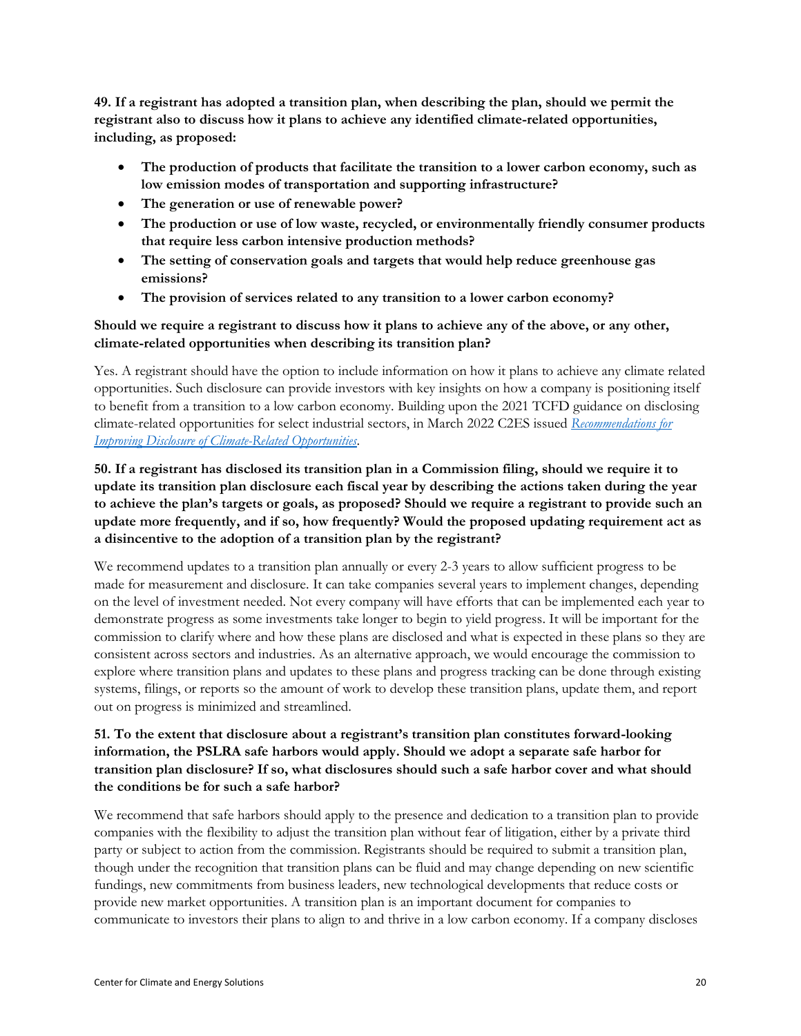**49. If a registrant has adopted a transition plan, when describing the plan, should we permit the registrant also to discuss how it plans to achieve any identified climate-related opportunities, including, as proposed:**

- **The production of products that facilitate the transition to a lower carbon economy, such as low emission modes of transportation and supporting infrastructure?**
- **The generation or use of renewable power?**
- **The production or use of low waste, recycled, or environmentally friendly consumer products that require less carbon intensive production methods?**
- **The setting of conservation goals and targets that would help reduce greenhouse gas emissions?**
- **The provision of services related to any transition to a lower carbon economy?**

**Should we require a registrant to discuss how it plans to achieve any of the above, or any other, climate-related opportunities when describing its transition plan?**

Yes. A registrant should have the option to include information on how it plans to achieve any climate related opportunities. Such disclosure can provide investors with key insights on how a company is positioning itself to benefit from a transition to a low carbon economy. Building upon the 2021 TCFD guidance on disclosing climate-related opportunities for select industrial sectors, in March 2022 C2ES issued *Recommendations for Improving Disclosure of Climate-Related Opportunities*.

**50. If a registrant has disclosed its transition plan in a Commission filing, should we require it to update its transition plan disclosure each fiscal year by describing the actions taken during the year to achieve the plan's targets or goals, as proposed? Should we require a registrant to provide such an update more frequently, and if so, how frequently? Would the proposed updating requirement act as a disincentive to the adoption of a transition plan by the registrant?**

We recommend updates to a transition plan annually or every 2-3 years to allow sufficient progress to be made for measurement and disclosure. It can take companies several years to implement changes, depending on the level of investment needed. Not every company will have efforts that can be implemented each year to demonstrate progress as some investments take longer to begin to yield progress. It will be important for the commission to clarify where and how these plans are disclosed and what is expected in these plans so they are consistent across sectors and industries. As an alternative approach, we would encourage the commission to explore where transition plans and updates to these plans and progress tracking can be done through existing systems, filings, or reports so the amount of work to develop these transition plans, update them, and report out on progress is minimized and streamlined.

**51. To the extent that disclosure about a registrant's transition plan constitutes forward-looking information, the PSLRA safe harbors would apply. Should we adopt a separate safe harbor for transition plan disclosure? If so, what disclosures should such a safe harbor cover and what should the conditions be for such a safe harbor?**

We recommend that safe harbors should apply to the presence and dedication to a transition plan to provide companies with the flexibility to adjust the transition plan without fear of litigation, either by a private third party or subject to action from the commission. Registrants should be required to submit a transition plan, though under the recognition that transition plans can be fluid and may change depending on new scientific fundings, new commitments from business leaders, new technological developments that reduce costs or provide new market opportunities. A transition plan is an important document for companies to communicate to investors their plans to align to and thrive in a low carbon economy. If a company discloses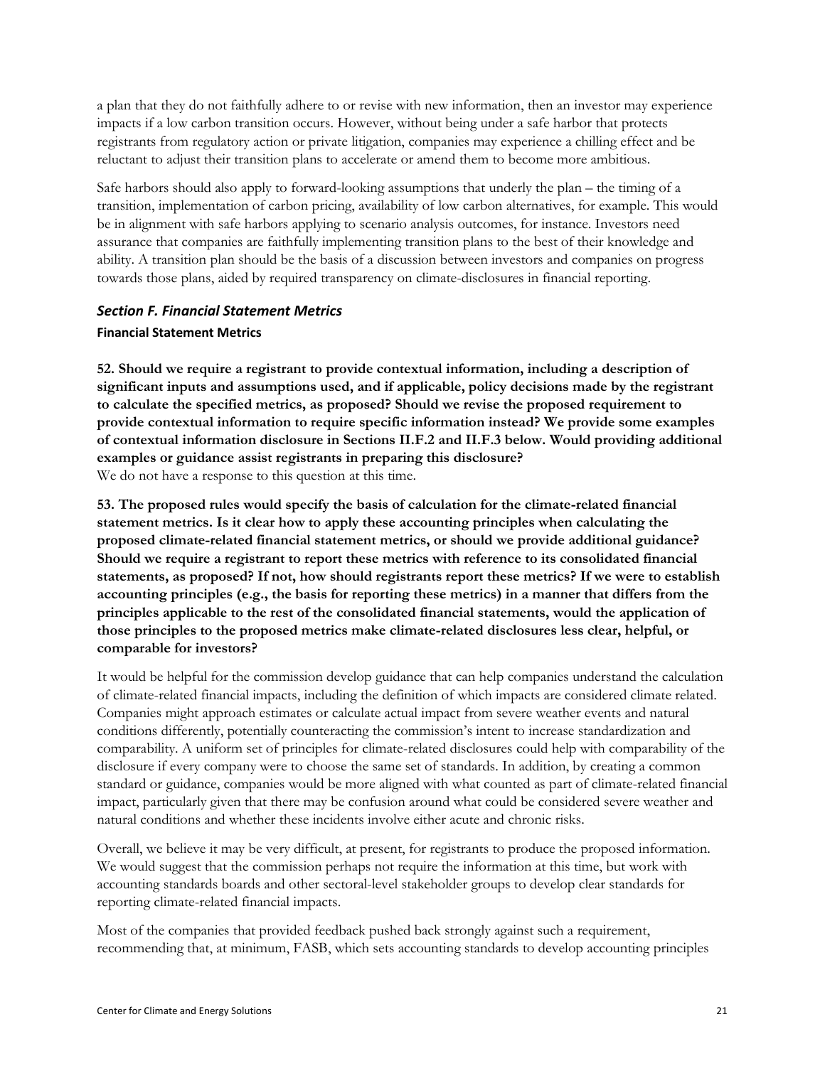a plan that they do not faithfully adhere to or revise with new information, then an investor may experience impacts if a low carbon transition occurs. However, without being under a safe harbor that protects registrants from regulatory action or private litigation, companies may experience a chilling effect and be reluctant to adjust their transition plans to accelerate or amend them to become more ambitious.

Safe harbors should also apply to forward-looking assumptions that underly the plan – the timing of a transition, implementation of carbon pricing, availability of low carbon alternatives, for example. This would be in alignment with safe harbors applying to scenario analysis outcomes, for instance. Investors need assurance that companies are faithfully implementing transition plans to the best of their knowledge and ability. A transition plan should be the basis of a discussion between investors and companies on progress towards those plans, aided by required transparency on climate-disclosures in financial reporting.

## *Section F. Financial Statement Metrics*

### Financial Statement Metrics

**52. Should we require a registrant to provide contextual information, including a description of significant inputs and assumptions used, and if applicable, policy decisions made by the registrant to calculate the specified metrics, as proposed? Should we revise the proposed requirement to provide contextual information to require specific information instead? We provide some examples of contextual information disclosure in Sections II.F.2 and II.F.3 below. Would providing additional examples or guidance assist registrants in preparing this disclosure?**

We do not have a response to this question at this time.

**53. The proposed rules would specify the basis of calculation for the climate-related financial statement metrics. Is it clear how to apply these accounting principles when calculating the proposed climate-related financial statement metrics, or should we provide additional guidance? Should we require a registrant to report these metrics with reference to its consolidated financial statements, as proposed? If not, how should registrants report these metrics? If we were to establish accounting principles (e.g., the basis for reporting these metrics) in a manner that differs from the principles applicable to the rest of the consolidated financial statements, would the application of those principles to the proposed metrics make climate-related disclosures less clear, helpful, or comparable for investors?**

It would be helpful for the commission develop guidance that can help companies understand the calculation of climate-related financial impacts, including the definition of which impacts are considered climate related. Companies might approach estimates or calculate actual impact from severe weather events and natural conditions differently, potentially counteracting the commission's intent to increase standardization and comparability. A uniform set of principles for climate-related disclosures could help with comparability of the disclosure if every company were to choose the same set of standards. In addition, by creating a common standard or guidance, companies would be more aligned with what counted as part of climate-related financial impact, particularly given that there may be confusion around what could be considered severe weather and natural conditions and whether these incidents involve either acute and chronic risks.

Overall, we believe it may be very difficult, at present, for registrants to produce the proposed information. We would suggest that the commission perhaps not require the information at this time, but work with accounting standards boards and other sectoral-level stakeholder groups to develop clear standards for reporting climate-related financial impacts.

Most of the companies that provided feedback pushed back strongly against such a requirement, recommending that, at minimum, FASB, which sets accounting standards to develop accounting principles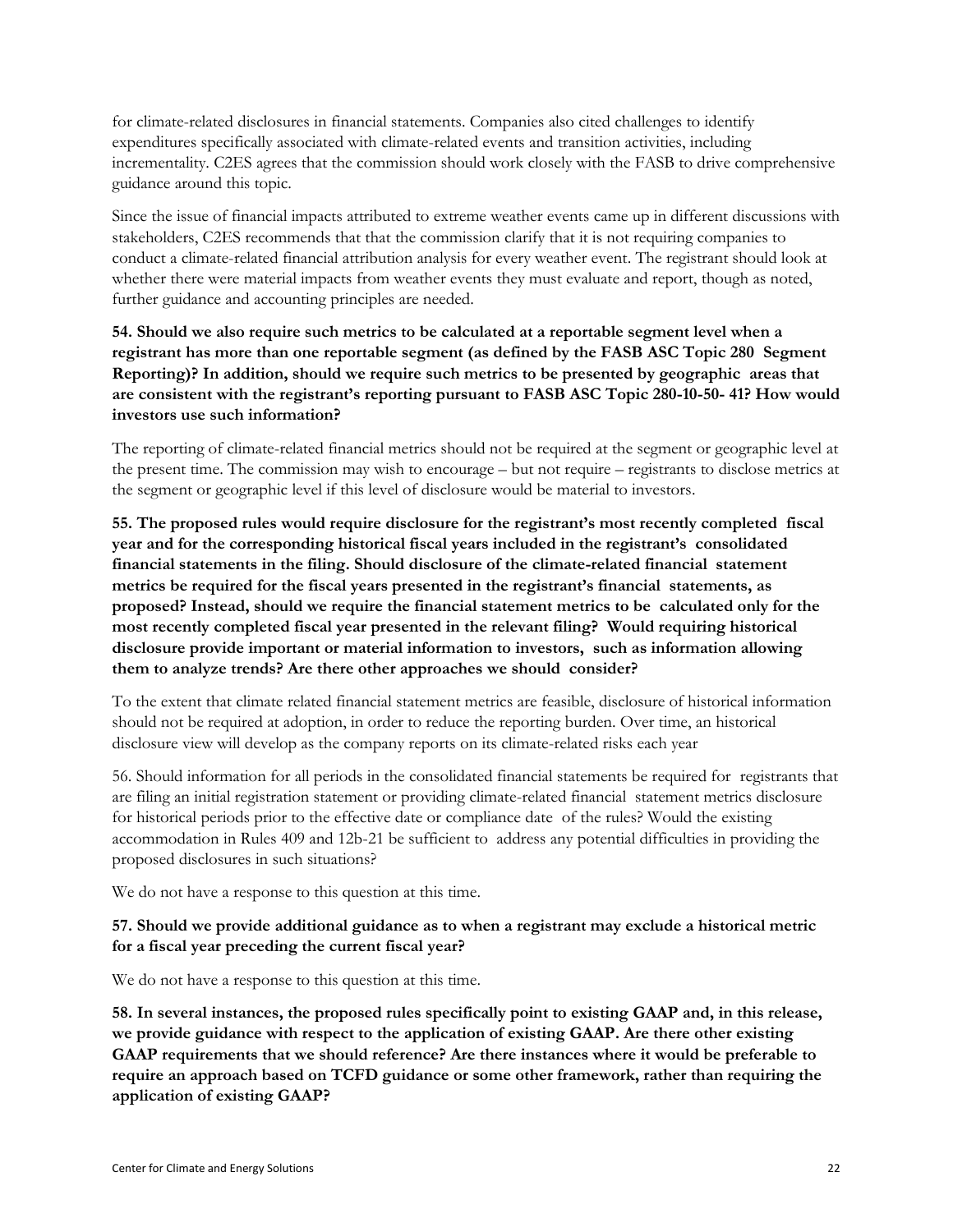for climate-related disclosures in financial statements. Companies also cited challenges to identify expenditures specifically associated with climate-related events and transition activities, including incrementality. C2ES agrees that the commission should work closely with the FASB to drive comprehensive guidance around this topic.

Since the issue of financial impacts attributed to extreme weather events came up in different discussions with stakeholders, C2ES recommends that that the commission clarify that it is not requiring companies to conduct a climate-related financial attribution analysis for every weather event. The registrant should look at whether there were material impacts from weather events they must evaluate and report, though as noted, further guidance and accounting principles are needed.

**54. Should we also require such metrics to be calculated at a reportable segment level when a registrant has more than one reportable segment (as defined by the FASB ASC Topic 280 Segment Reporting)? In addition, should we require such metrics to be presented by geographic areas that are consistent with the registrant's reporting pursuant to FASB ASC Topic 280-10-50- 41? How would investors use such information?**

The reporting of climate-related financial metrics should not be required at the segment or geographic level at the present time. The commission may wish to encourage – but not require – registrants to disclose metrics at the segment or geographic level if this level of disclosure would be material to investors.

**55. The proposed rules would require disclosure for the registrant's most recently completed fiscal year and for the corresponding historical fiscal years included in the registrant's consolidated financial statements in the filing. Should disclosure of the climate-related financial statement metrics be required for the fiscal years presented in the registrant's financial statements, as proposed? Instead, should we require the financial statement metrics to be calculated only for the most recently completed fiscal year presented in the relevant filing? Would requiring historical disclosure provide important or material information to investors, such as information allowing them to analyze trends? Are there other approaches we should consider?**

To the extent that climate related financial statement metrics are feasible, disclosure of historical information should not be required at adoption, in order to reduce the reporting burden. Over time, an historical disclosure view will develop as the company reports on its climate-related risks each year

56. Should information for all periods in the consolidated financial statements be required for registrants that are filing an initial registration statement or providing climate-related financial statement metrics disclosure for historical periods prior to the effective date or compliance date of the rules? Would the existing accommodation in Rules 409 and 12b-21 be sufficient to address any potential difficulties in providing the proposed disclosures in such situations?

We do not have a response to this question at this time.

**57. Should we provide additional guidance as to when a registrant may exclude a historical metric for a fiscal year preceding the current fiscal year?**

We do not have a response to this question at this time.

**58. In several instances, the proposed rules specifically point to existing GAAP and, in this release, we provide guidance with respect to the application of existing GAAP. Are there other existing GAAP requirements that we should reference? Are there instances where it would be preferable to require an approach based on TCFD guidance or some other framework, rather than requiring the application of existing GAAP?**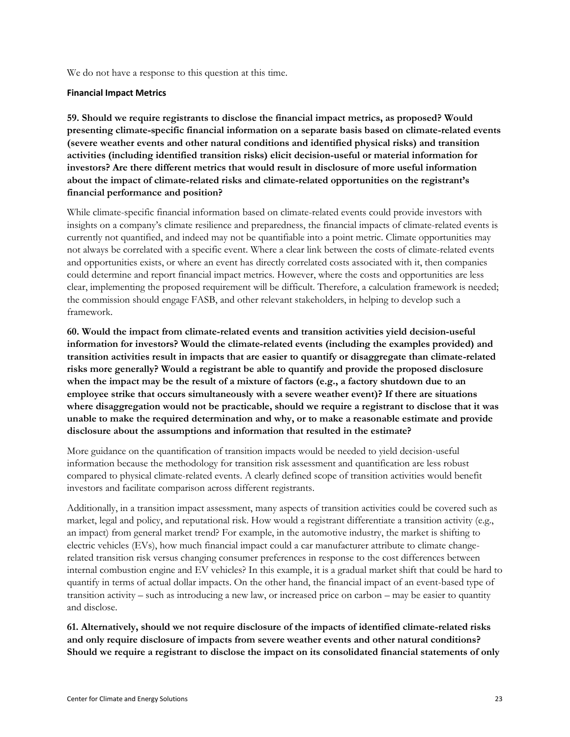We do not have a response to this question at this time.

### Financial Impact Metrics

**59. Should we require registrants to disclose the financial impact metrics, as proposed? Would presenting climate-specific financial information on a separate basis based on climate-related events (severe weather events and other natural conditions and identified physical risks) and transition activities (including identified transition risks) elicit decision-useful or material information for investors? Are there different metrics that would result in disclosure of more useful information about the impact of climate-related risks and climate-related opportunities on the registrant's financial performance and position?**

While climate-specific financial information based on climate-related events could provide investors with insights on a company's climate resilience and preparedness, the financial impacts of climate-related events is currently not quantified, and indeed may not be quantifiable into a point metric. Climate opportunities may not always be correlated with a specific event. Where a clear link between the costs of climate-related events and opportunities exists, or where an event has directly correlated costs associated with it, then companies could determine and report financial impact metrics. However, where the costs and opportunities are less clear, implementing the proposed requirement will be difficult. Therefore, a calculation framework is needed; the commission should engage FASB, and other relevant stakeholders, in helping to develop such a framework.

**60. Would the impact from climate-related events and transition activities yield decision-useful information for investors? Would the climate-related events (including the examples provided) and transition activities result in impacts that are easier to quantify or disaggregate than climate-related risks more generally? Would a registrant be able to quantify and provide the proposed disclosure when the impact may be the result of a mixture of factors (e.g., a factory shutdown due to an employee strike that occurs simultaneously with a severe weather event)? If there are situations where disaggregation would not be practicable, should we require a registrant to disclose that it was unable to make the required determination and why, or to make a reasonable estimate and provide disclosure about the assumptions and information that resulted in the estimate?**

More guidance on the quantification of transition impacts would be needed to yield decision-useful information because the methodology for transition risk assessment and quantification are less robust compared to physical climate-related events. A clearly defined scope of transition activities would benefit investors and facilitate comparison across different registrants.

Additionally, in a transition impact assessment, many aspects of transition activities could be covered such as market, legal and policy, and reputational risk. How would a registrant differentiate a transition activity (e.g., an impact) from general market trend? For example, in the automotive industry, the market is shifting to electric vehicles (EVs), how much financial impact could a car manufacturer attribute to climate change-related transition risk versus changing consumer preferences in response to the cost differences between internal combustion engine and EV vehicles? In this example, it is a gradual market shift that could be hard to quantify in terms of actual dollar impacts. On the other hand, the financial impact of an event-based type of transition activity – such as introducing a new law, or increased price on carbon – may be easier to quantity and disclose.

**61. Alternatively, should we not require disclosure of the impacts of identified climate-related risks and only require disclosure of impacts from severe weather events and other natural conditions? Should we require a registrant to disclose the impact on its consolidated financial statements of only**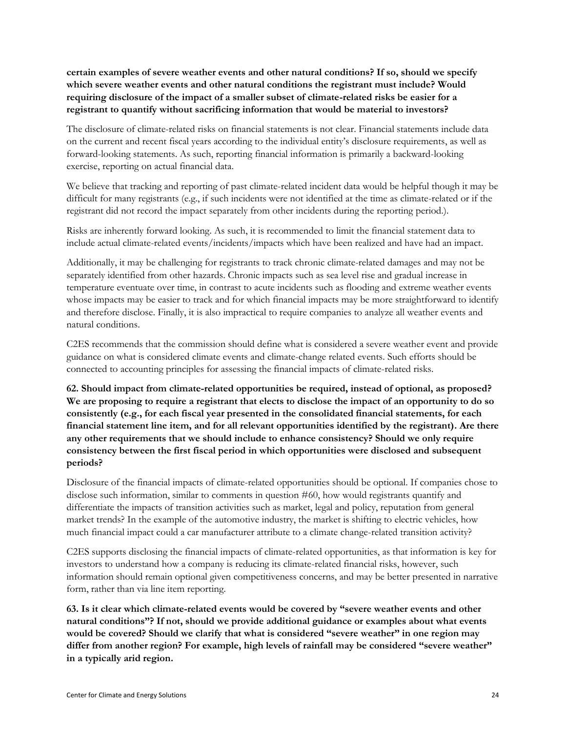**certain examples of severe weather events and other natural conditions? If so, should we specify which severe weather events and other natural conditions the registrant must include? Would requiring disclosure of the impact of a smaller subset of climate-related risks be easier for a registrant to quantify without sacrificing information that would be material to investors?**

The disclosure of climate-related risks on financial statements is not clear. Financial statements include data on the current and recent fiscal years according to the individual entity's disclosure requirements, as well as forward-looking statements. As such, reporting financial information is primarily a backward-looking exercise, reporting on actual financial data.

We believe that tracking and reporting of past climate-related incident data would be helpful though it may be difficult for many registrants (e.g., if such incidents were not identified at the time as climate-related or if the registrant did not record the impact separately from other incidents during the reporting period.).

Risks are inherently forward looking. As such, it is recommended to limit the financial statement data to include actual climate-related events/incidents/impacts which have been realized and have had an impact.

Additionally, it may be challenging for registrants to track chronic climate-related damages and may not be separately identified from other hazards. Chronic impacts such as sea level rise and gradual increase in temperature eventuate over time, in contrast to acute incidents such as flooding and extreme weather events whose impacts may be easier to track and for which financial impacts may be more straightforward to identify and therefore disclose. Finally, it is also impractical to require companies to analyze all weather events and natural conditions.

C2ES recommends that the commission should define what is considered a severe weather event and provide guidance on what is considered climate events and climate-change related events. Such efforts should be connected to accounting principles for assessing the financial impacts of climate-related risks.

**62. Should impact from climate-related opportunities be required, instead of optional, as proposed? We are proposing to require a registrant that elects to disclose the impact of an opportunity to do so consistently (e.g., for each fiscal year presented in the consolidated financial statements, for each financial statement line item, and for all relevant opportunities identified by the registrant). Are there any other requirements that we should include to enhance consistency? Should we only require consistency between the first fiscal period in which opportunities were disclosed and subsequent periods?**

Disclosure of the financial impacts of climate-related opportunities should be optional. If companies chose to disclose such information, similar to comments in question #60, how would registrants quantify and differentiate the impacts of transition activities such as market, legal and policy, reputation from general market trends? In the example of the automotive industry, the market is shifting to electric vehicles, how much financial impact could a car manufacturer attribute to a climate change-related transition activity?

C2ES supports disclosing the financial impacts of climate-related opportunities, as that information is key for investors to understand how a company is reducing its climate-related financial risks, however, such information should remain optional given competitiveness concerns, and may be better presented in narrative form, rather than via line item reporting.

**63. Is it clear which climate-related events would be covered by "severe weather events and other natural conditions"? If not, should we provide additional guidance or examples about what events would be covered? Should we clarify that what is considered "severe weather" in one region may differ from another region? For example, high levels of rainfall may be considered "severe weather" in a typically arid region.**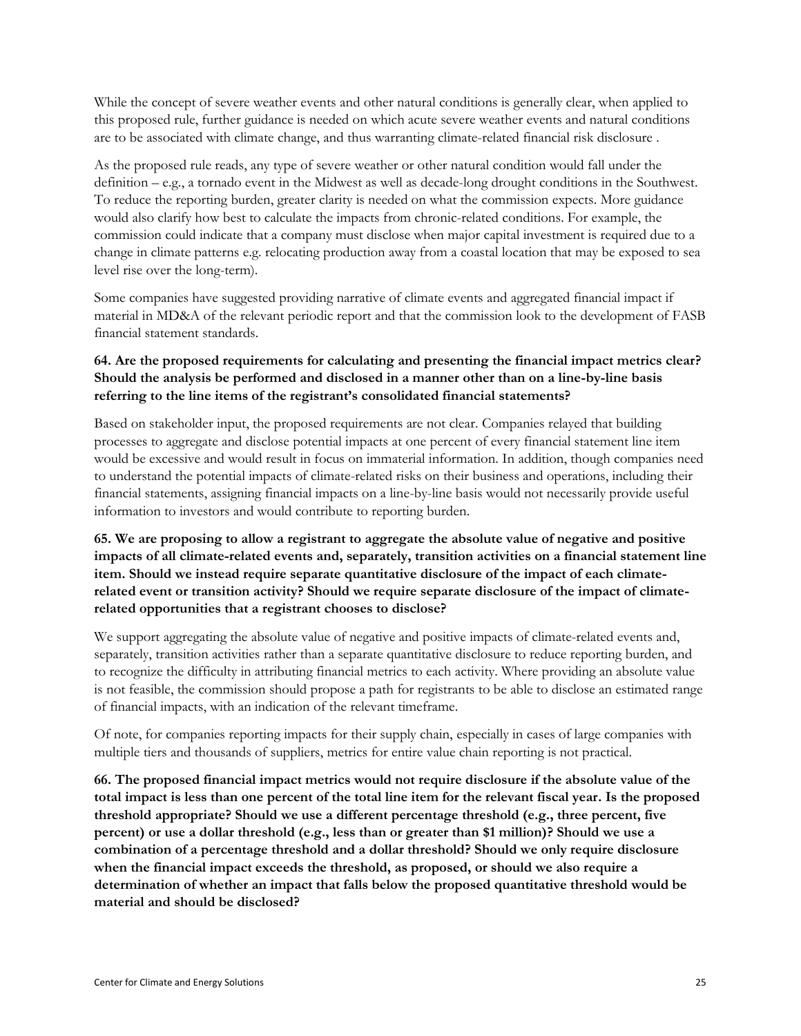While the concept of severe weather events and other natural conditions is generally clear, when applied to this proposed rule, further guidance is needed on which acute severe weather events and natural conditions are to be associated with climate change, and thus warranting climate-related financial risk disclosure .

As the proposed rule reads, any type of severe weather or other natural condition would fall under the definition – e.g., a tornado event in the Midwest as well as decade-long drought conditions in the Southwest. To reduce the reporting burden, greater clarity is needed on what the commission expects. More guidance would also clarify how best to calculate the impacts from chronic-related conditions. For example, the commission could indicate that a company must disclose when major capital investment is required due to a change in climate patterns e.g. relocating production away from a coastal location that may be exposed to sea level rise over the long-term).

Some companies have suggested providing narrative of climate events and aggregated financial impact if material in MD&A of the relevant periodic report and that the commission look to the development of FASB financial statement standards.

**64. Are the proposed requirements for calculating and presenting the financial impact metrics clear? Should the analysis be performed and disclosed in a manner other than on a line-by-line basis referring to the line items of the registrant's consolidated financial statements?**

Based on stakeholder input, the proposed requirements are not clear. Companies relayed that building processes to aggregate and disclose potential impacts at one percent of every financial statement line item would be excessive and would result in focus on immaterial information. In addition, though companies need to understand the potential impacts of climate-related risks on their business and operations, including their financial statements, assigning financial impacts on a line-by-line basis would not necessarily provide useful information to investors and would contribute to reporting burden.

**65. We are proposing to allow a registrant to aggregate the absolute value of negative and positive impacts of all climate-related events and, separately, transition activities on a financial statement line item. Should we instead require separate quantitative disclosure of the impact of each climate-related event or transition activity? Should we require separate disclosure of the impact of climate-related opportunities that a registrant chooses to disclose?**

We support aggregating the absolute value of negative and positive impacts of climate-related events and, separately, transition activities rather than a separate quantitative disclosure to reduce reporting burden, and to recognize the difficulty in attributing financial metrics to each activity. Where providing an absolute value is not feasible, the commission should propose a path for registrants to be able to disclose an estimated range of financial impacts, with an indication of the relevant timeframe.

Of note, for companies reporting impacts for their supply chain, especially in cases of large companies with multiple tiers and thousands of suppliers, metrics for entire value chain reporting is not practical.

**66. The proposed financial impact metrics would not require disclosure if the absolute value of the total impact is less than one percent of the total line item for the relevant fiscal year. Is the proposed threshold appropriate? Should we use a different percentage threshold (e.g., three percent, five percent) or use a dollar threshold (e.g., less than or greater than $1 million)? Should we use a combination of a percentage threshold and a dollar threshold? Should we only require disclosure when the financial impact exceeds the threshold, as proposed, or should we also require a determination of whether an impact that falls below the proposed quantitative threshold would be material and should be disclosed?**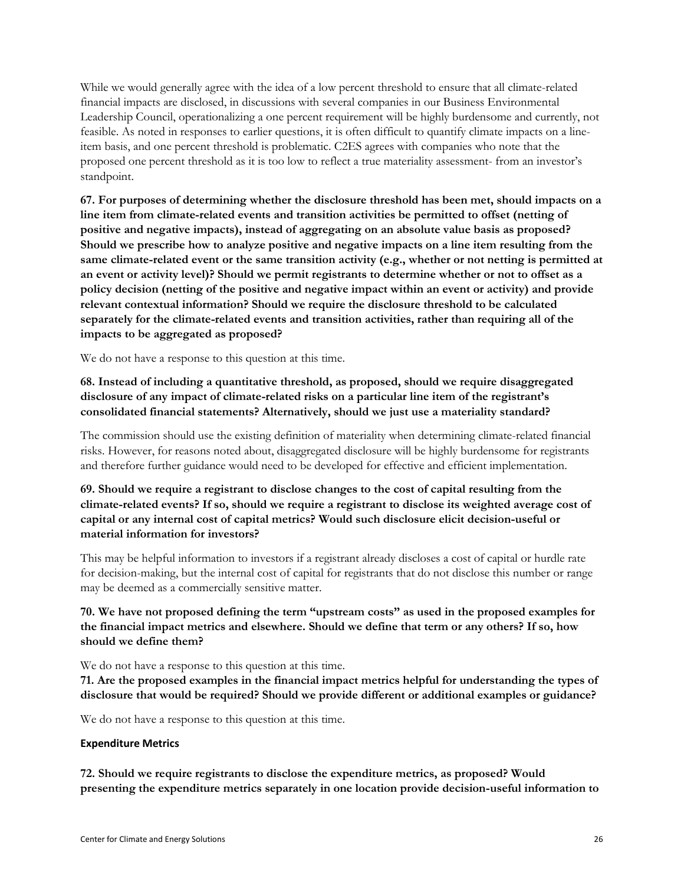While we would generally agree with the idea of a low percent threshold to ensure that all climate-related financial impacts are disclosed, in discussions with several companies in our Business Environmental Leadership Council, operationalizing a one percent requirement will be highly burdensome and currently, not feasible. As noted in responses to earlier questions, it is often difficult to quantify climate impacts on a line-item basis, and one percent threshold is problematic. C2ES agrees with companies who note that the proposed one percent threshold as it is too low to reflect a true materiality assessment- from an investor's standpoint.

**67. For purposes of determining whether the disclosure threshold has been met, should impacts on a line item from climate-related events and transition activities be permitted to offset (netting of positive and negative impacts), instead of aggregating on an absolute value basis as proposed? Should we prescribe how to analyze positive and negative impacts on a line item resulting from the same climate-related event or the same transition activity (e.g., whether or not netting is permitted at an event or activity level)? Should we permit registrants to determine whether or not to offset as a policy decision (netting of the positive and negative impact within an event or activity) and provide relevant contextual information? Should we require the disclosure threshold to be calculated separately for the climate-related events and transition activities, rather than requiring all of the impacts to be aggregated as proposed?**

We do not have a response to this question at this time.

**68. Instead of including a quantitative threshold, as proposed, should we require disaggregated disclosure of any impact of climate-related risks on a particular line item of the registrant's consolidated financial statements? Alternatively, should we just use a materiality standard?**

The commission should use the existing definition of materiality when determining climate-related financial risks. However, for reasons noted about, disaggregated disclosure will be highly burdensome for registrants and therefore further guidance would need to be developed for effective and efficient implementation.

**69. Should we require a registrant to disclose changes to the cost of capital resulting from the climate-related events? If so, should we require a registrant to disclose its weighted average cost of capital or any internal cost of capital metrics? Would such disclosure elicit decision-useful or material information for investors?**

This may be helpful information to investors if a registrant already discloses a cost of capital or hurdle rate for decision-making, but the internal cost of capital for registrants that do not disclose this number or range may be deemed as a commercially sensitive matter.

**70. We have not proposed defining the term "upstream costs" as used in the proposed examples for the financial impact metrics and elsewhere. Should we define that term or any others? If so, how should we define them?**

We do not have a response to this question at this time.

**71. Are the proposed examples in the financial impact metrics helpful for understanding the types of disclosure that would be required? Should we provide different or additional examples or guidance?**

We do not have a response to this question at this time.

#### Expenditure Metrics

**72. Should we require registrants to disclose the expenditure metrics, as proposed? Would presenting the expenditure metrics separately in one location provide decision-useful information to**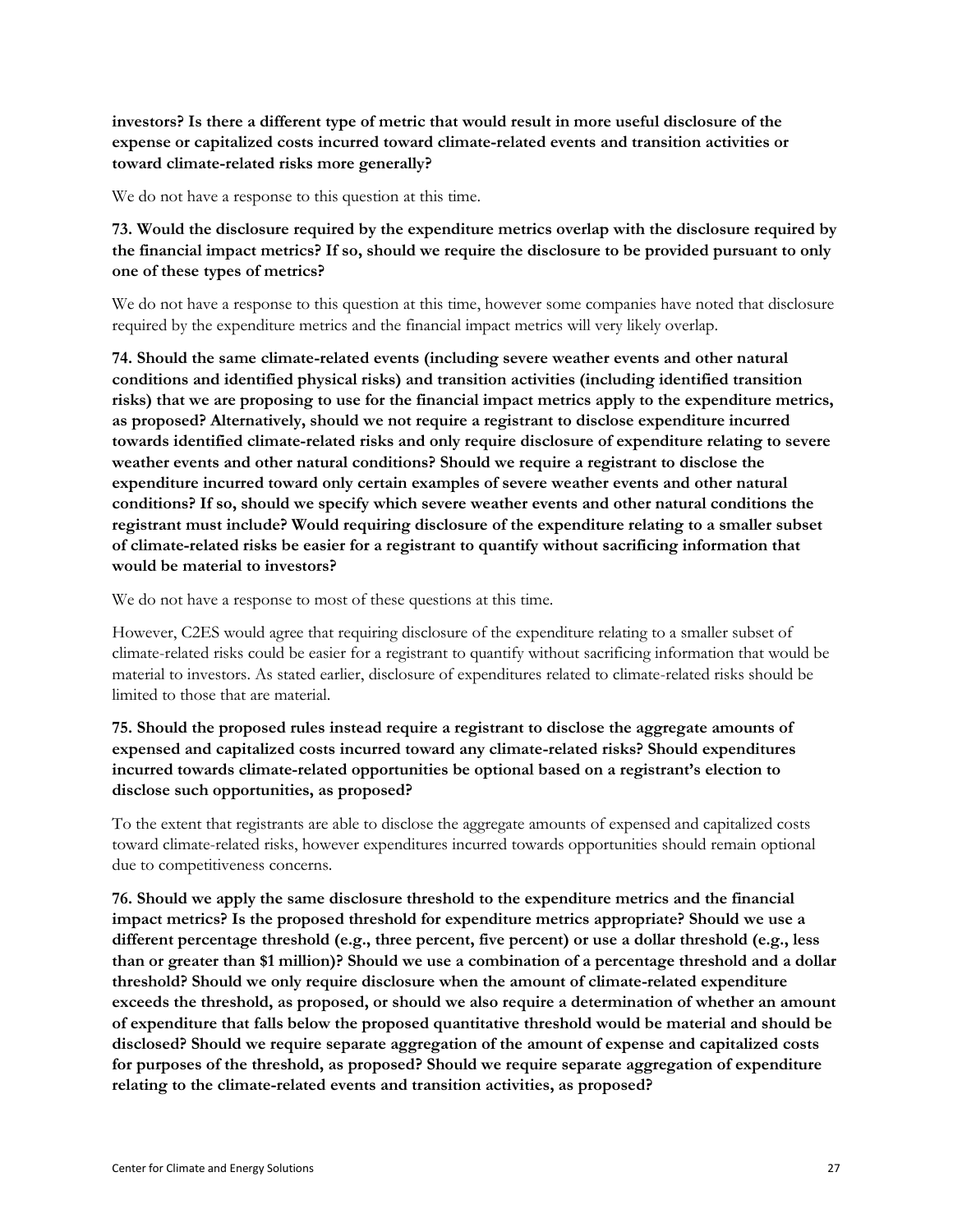**investors? Is there a different type of metric that would result in more useful disclosure of the expense or capitalized costs incurred toward climate-related events and transition activities or toward climate-related risks more generally?**

We do not have a response to this question at this time.

**73. Would the disclosure required by the expenditure metrics overlap with the disclosure required by the financial impact metrics? If so, should we require the disclosure to be provided pursuant to only one of these types of metrics?**

We do not have a response to this question at this time, however some companies have noted that disclosure required by the expenditure metrics and the financial impact metrics will very likely overlap.

**74. Should the same climate-related events (including severe weather events and other natural conditions and identified physical risks) and transition activities (including identified transition risks) that we are proposing to use for the financial impact metrics apply to the expenditure metrics, as proposed? Alternatively, should we not require a registrant to disclose expenditure incurred towards identified climate-related risks and only require disclosure of expenditure relating to severe weather events and other natural conditions? Should we require a registrant to disclose the expenditure incurred toward only certain examples of severe weather events and other natural conditions? If so, should we specify which severe weather events and other natural conditions the registrant must include? Would requiring disclosure of the expenditure relating to a smaller subset of climate-related risks be easier for a registrant to quantify without sacrificing information that would be material to investors?**

We do not have a response to most of these questions at this time.

However, C2ES would agree that requiring disclosure of the expenditure relating to a smaller subset of climate-related risks could be easier for a registrant to quantify without sacrificing information that would be material to investors. As stated earlier, disclosure of expenditures related to climate-related risks should be limited to those that are material.

**75. Should the proposed rules instead require a registrant to disclose the aggregate amounts of expensed and capitalized costs incurred toward any climate-related risks? Should expenditures incurred towards climate-related opportunities be optional based on a registrant's election to disclose such opportunities, as proposed?**

To the extent that registrants are able to disclose the aggregate amounts of expensed and capitalized costs toward climate-related risks, however expenditures incurred towards opportunities should remain optional due to competitiveness concerns.

**76. Should we apply the same disclosure threshold to the expenditure metrics and the financial impact metrics? Is the proposed threshold for expenditure metrics appropriate? Should we use a different percentage threshold (e.g., three percent, five percent) or use a dollar threshold (e.g., less than or greater than $1 million)? Should we use a combination of a percentage threshold and a dollar threshold? Should we only require disclosure when the amount of climate-related expenditure exceeds the threshold, as proposed, or should we also require a determination of whether an amount of expenditure that falls below the proposed quantitative threshold would be material and should be disclosed? Should we require separate aggregation of the amount of expense and capitalized costs for purposes of the threshold, as proposed? Should we require separate aggregation of expenditure relating to the climate-related events and transition activities, as proposed?**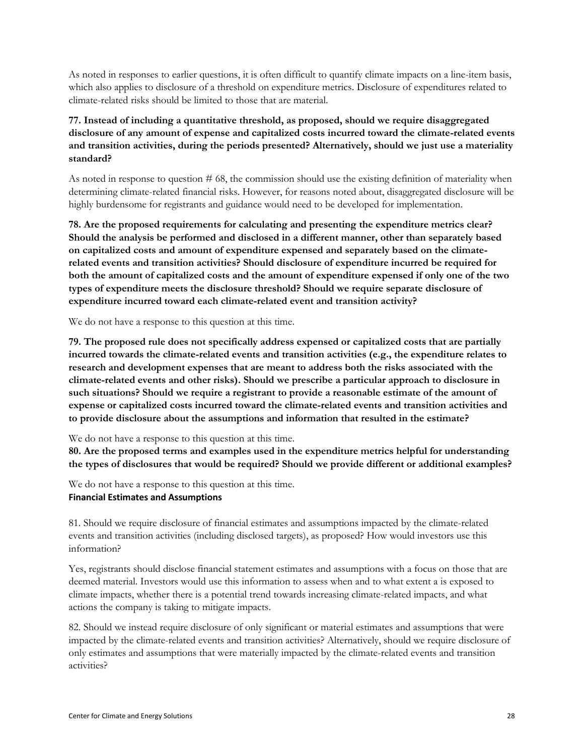As noted in responses to earlier questions, it is often difficult to quantify climate impacts on a line-item basis, which also applies to disclosure of a threshold on expenditure metrics. Disclosure of expenditures related to climate-related risks should be limited to those that are material.

**77. Instead of including a quantitative threshold, as proposed, should we require disaggregated disclosure of any amount of expense and capitalized costs incurred toward the climate-related events and transition activities, during the periods presented? Alternatively, should we just use a materiality standard?**

As noted in response to question # 68, the commission should use the existing definition of materiality when determining climate-related financial risks. However, for reasons noted about, disaggregated disclosure will be highly burdensome for registrants and guidance would need to be developed for implementation.

**78. Are the proposed requirements for calculating and presenting the expenditure metrics clear? Should the analysis be performed and disclosed in a different manner, other than separately based on capitalized costs and amount of expenditure expensed and separately based on the climate-related events and transition activities? Should disclosure of expenditure incurred be required for both the amount of capitalized costs and the amount of expenditure expensed if only one of the two types of expenditure meets the disclosure threshold? Should we require separate disclosure of expenditure incurred toward each climate-related event and transition activity?**

We do not have a response to this question at this time.

**79. The proposed rule does not specifically address expensed or capitalized costs that are partially incurred towards the climate-related events and transition activities (e.g., the expenditure relates to research and development expenses that are meant to address both the risks associated with the climate-related events and other risks). Should we prescribe a particular approach to disclosure in such situations? Should we require a registrant to provide a reasonable estimate of the amount of expense or capitalized costs incurred toward the climate-related events and transition activities and to provide disclosure about the assumptions and information that resulted in the estimate?**

We do not have a response to this question at this time.

**80. Are the proposed terms and examples used in the expenditure metrics helpful for understanding the types of disclosures that would be required? Should we provide different or additional examples?**

We do not have a response to this question at this time.

**Financial Estimates and Assumptions**

81. Should we require disclosure of financial estimates and assumptions impacted by the climate-related events and transition activities (including disclosed targets), as proposed? How would investors use this information?

Yes, registrants should disclose financial statement estimates and assumptions with a focus on those that are deemed material. Investors would use this information to assess when and to what extent a is exposed to climate impacts, whether there is a potential trend towards increasing climate-related impacts, and what actions the company is taking to mitigate impacts.

82. Should we instead require disclosure of only significant or material estimates and assumptions that were impacted by the climate-related events and transition activities? Alternatively, should we require disclosure of only estimates and assumptions that were materially impacted by the climate-related events and transition activities?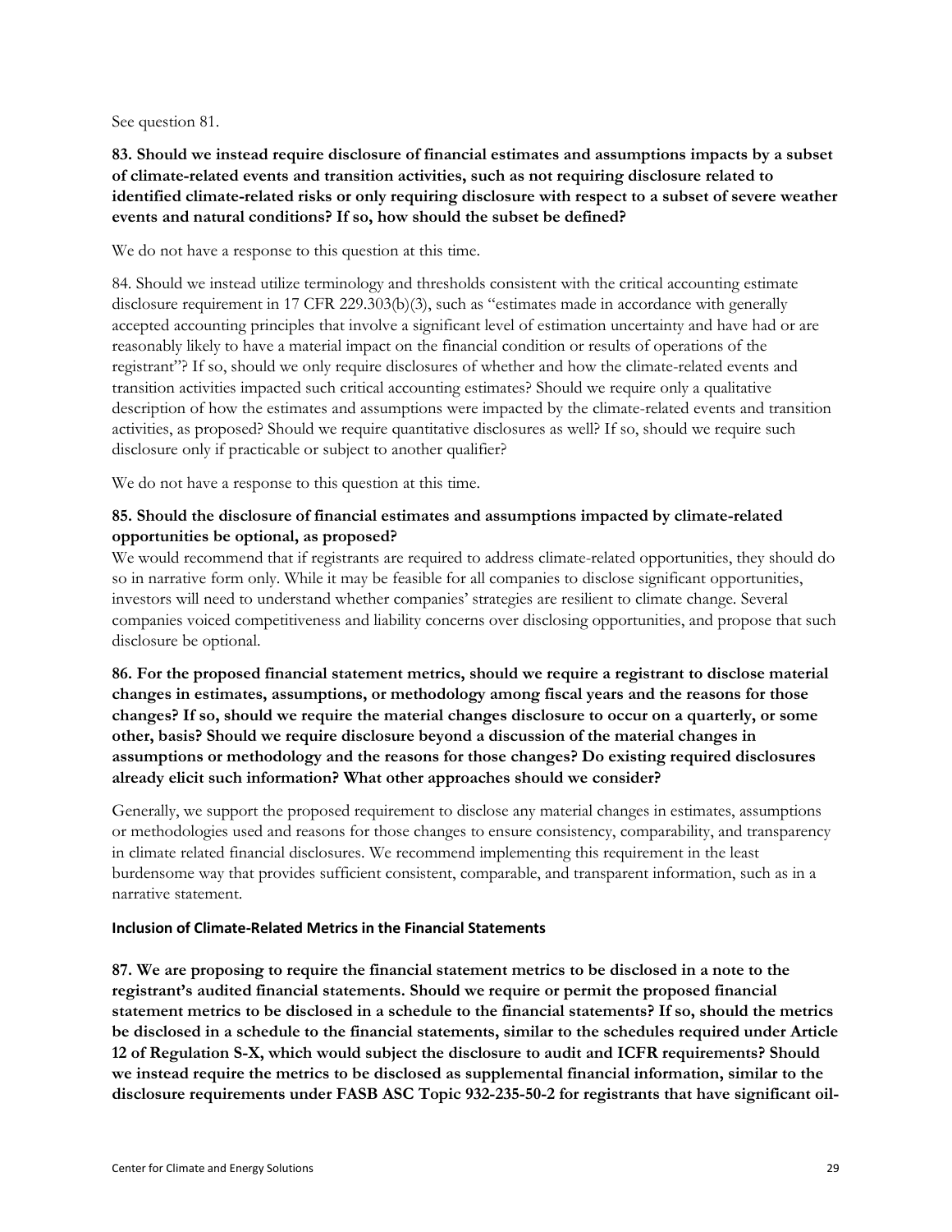See question 81.

**83. Should we instead require disclosure of financial estimates and assumptions impacts by a subset of climate-related events and transition activities, such as not requiring disclosure related to identified climate-related risks or only requiring disclosure with respect to a subset of severe weather events and natural conditions? If so, how should the subset be defined?**

We do not have a response to this question at this time.

84. Should we instead utilize terminology and thresholds consistent with the critical accounting estimate disclosure requirement in 17 CFR 229.303(b)(3), such as "estimates made in accordance with generally accepted accounting principles that involve a significant level of estimation uncertainty and have had or are reasonably likely to have a material impact on the financial condition or results of operations of the registrant"? If so, should we only require disclosures of whether and how the climate-related events and transition activities impacted such critical accounting estimates? Should we require only a qualitative description of how the estimates and assumptions were impacted by the climate-related events and transition activities, as proposed? Should we require quantitative disclosures as well? If so, should we require such disclosure only if practicable or subject to another qualifier?

We do not have a response to this question at this time.

**85. Should the disclosure of financial estimates and assumptions impacted by climate-related opportunities be optional, as proposed?**

We would recommend that if registrants are required to address climate-related opportunities, they should do so in narrative form only. While it may be feasible for all companies to disclose significant opportunities, investors will need to understand whether companies' strategies are resilient to climate change. Several companies voiced competitiveness and liability concerns over disclosing opportunities, and propose that such disclosure be optional.

**86. For the proposed financial statement metrics, should we require a registrant to disclose material changes in estimates, assumptions, or methodology among fiscal years and the reasons for those changes? If so, should we require the material changes disclosure to occur on a quarterly, or some other, basis? Should we require disclosure beyond a discussion of the material changes in assumptions or methodology and the reasons for those changes? Do existing required disclosures already elicit such information? What other approaches should we consider?**

Generally, we support the proposed requirement to disclose any material changes in estimates, assumptions or methodologies used and reasons for those changes to ensure consistency, comparability, and transparency in climate related financial disclosures. We recommend implementing this requirement in the least burdensome way that provides sufficient consistent, comparable, and transparent information, such as in a narrative statement.

#### Inclusion of Climate-Related Metrics in the Financial Statements

**87. We are proposing to require the financial statement metrics to be disclosed in a note to the registrant's audited financial statements. Should we require or permit the proposed financial statement metrics to be disclosed in a schedule to the financial statements? If so, should the metrics be disclosed in a schedule to the financial statements, similar to the schedules required under Article 12 of Regulation S-X, which would subject the disclosure to audit and ICFR requirements? Should we instead require the metrics to be disclosed as supplemental financial information, similar to the disclosure requirements under FASB ASC Topic 932-235-50-2 for registrants that have significant oil-**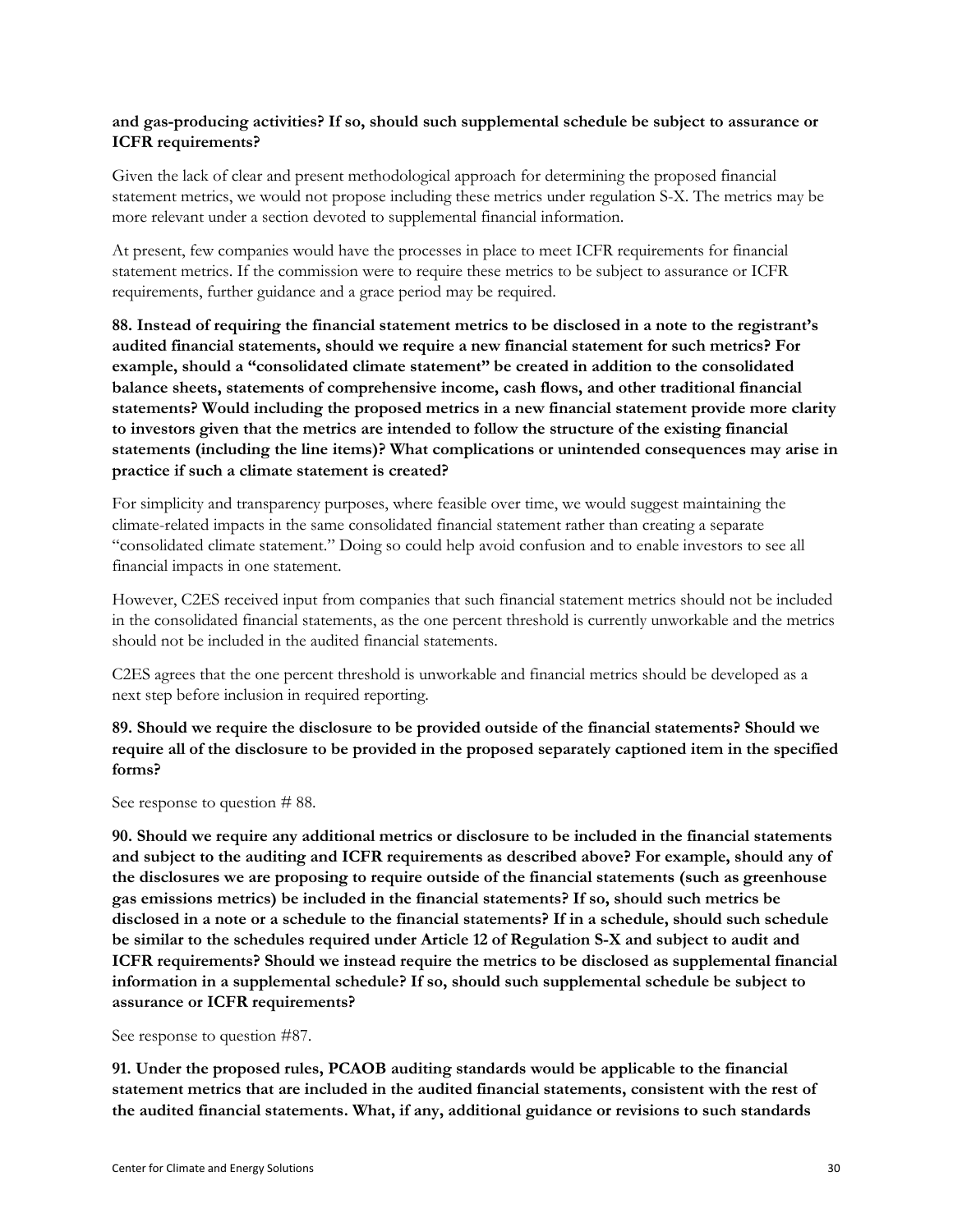**and gas-producing activities? If so, should such supplemental schedule be subject to assurance or ICFR requirements?**

Given the lack of clear and present methodological approach for determining the proposed financial statement metrics, we would not propose including these metrics under regulation S-X. The metrics may be more relevant under a section devoted to supplemental financial information.

At present, few companies would have the processes in place to meet ICFR requirements for financial statement metrics. If the commission were to require these metrics to be subject to assurance or ICFR requirements, further guidance and a grace period may be required.

**88. Instead of requiring the financial statement metrics to be disclosed in a note to the registrant's audited financial statements, should we require a new financial statement for such metrics? For example, should a "consolidated climate statement" be created in addition to the consolidated balance sheets, statements of comprehensive income, cash flows, and other traditional financial statements? Would including the proposed metrics in a new financial statement provide more clarity to investors given that the metrics are intended to follow the structure of the existing financial statements (including the line items)? What complications or unintended consequences may arise in practice if such a climate statement is created?**

For simplicity and transparency purposes, where feasible over time, we would suggest maintaining the climate-related impacts in the same consolidated financial statement rather than creating a separate "consolidated climate statement." Doing so could help avoid confusion and to enable investors to see all financial impacts in one statement.

However, C2ES received input from companies that such financial statement metrics should not be included in the consolidated financial statements, as the one percent threshold is currently unworkable and the metrics should not be included in the audited financial statements.

C2ES agrees that the one percent threshold is unworkable and financial metrics should be developed as a next step before inclusion in required reporting.

**89. Should we require the disclosure to be provided outside of the financial statements? Should we require all of the disclosure to be provided in the proposed separately captioned item in the specified forms?**

See response to question # 88.

**90. Should we require any additional metrics or disclosure to be included in the financial statements and subject to the auditing and ICFR requirements as described above? For example, should any of the disclosures we are proposing to require outside of the financial statements (such as greenhouse gas emissions metrics) be included in the financial statements? If so, should such metrics be disclosed in a note or a schedule to the financial statements? If in a schedule, should such schedule be similar to the schedules required under Article 12 of Regulation S-X and subject to audit and ICFR requirements? Should we instead require the metrics to be disclosed as supplemental financial information in a supplemental schedule? If so, should such supplemental schedule be subject to assurance or ICFR requirements?**

See response to question #87.

**91. Under the proposed rules, PCAOB auditing standards would be applicable to the financial statement metrics that are included in the audited financial statements, consistent with the rest of the audited financial statements. What, if any, additional guidance or revisions to such standards**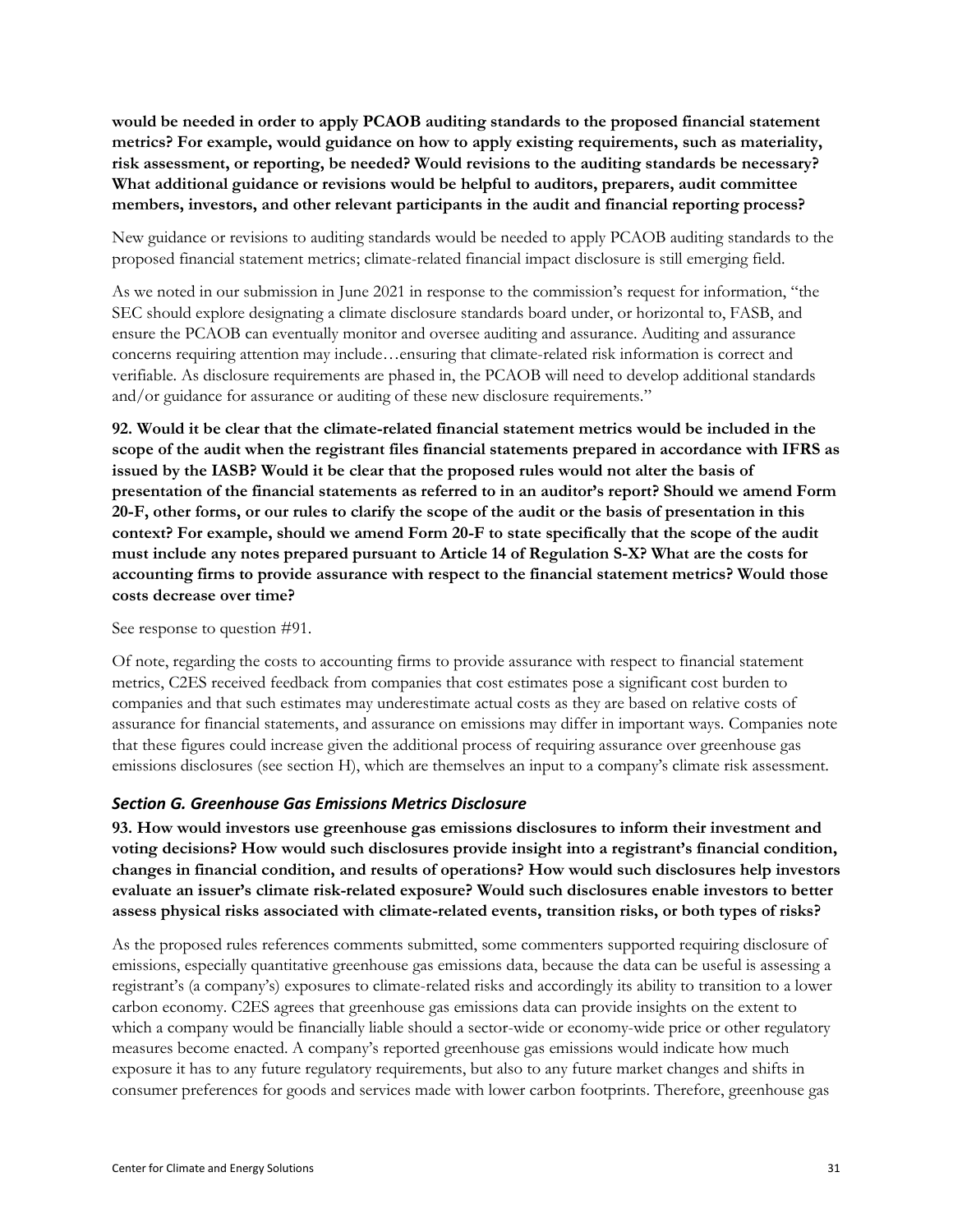**would be needed in order to apply PCAOB auditing standards to the proposed financial statement metrics? For example, would guidance on how to apply existing requirements, such as materiality, risk assessment, or reporting, be needed? Would revisions to the auditing standards be necessary? What additional guidance or revisions would be helpful to auditors, preparers, audit committee members, investors, and other relevant participants in the audit and financial reporting process?**

New guidance or revisions to auditing standards would be needed to apply PCAOB auditing standards to the proposed financial statement metrics; climate-related financial impact disclosure is still emerging field.

As we noted in our submission in June 2021 in response to the commission's request for information, "the SEC should explore designating a climate disclosure standards board under, or horizontal to, FASB, and ensure the PCAOB can eventually monitor and oversee auditing and assurance. Auditing and assurance concerns requiring attention may include…ensuring that climate-related risk information is correct and verifiable. As disclosure requirements are phased in, the PCAOB will need to develop additional standards and/or guidance for assurance or auditing of these new disclosure requirements."

**92. Would it be clear that the climate-related financial statement metrics would be included in the scope of the audit when the registrant files financial statements prepared in accordance with IFRS as issued by the IASB? Would it be clear that the proposed rules would not alter the basis of presentation of the financial statements as referred to in an auditor's report? Should we amend Form 20-F, other forms, or our rules to clarify the scope of the audit or the basis of presentation in this context? For example, should we amend Form 20-F to state specifically that the scope of the audit must include any notes prepared pursuant to Article 14 of Regulation S-X? What are the costs for accounting firms to provide assurance with respect to the financial statement metrics? Would those costs decrease over time?**

See response to question #91.

Of note, regarding the costs to accounting firms to provide assurance with respect to financial statement metrics, C2ES received feedback from companies that cost estimates pose a significant cost burden to companies and that such estimates may underestimate actual costs as they are based on relative costs of assurance for financial statements, and assurance on emissions may differ in important ways. Companies note that these figures could increase given the additional process of requiring assurance over greenhouse gas emissions disclosures (see section H), which are themselves an input to a company's climate risk assessment.

### *Section G. Greenhouse Gas Emissions Metrics Disclosure*

**93. How would investors use greenhouse gas emissions disclosures to inform their investment and voting decisions? How would such disclosures provide insight into a registrant's financial condition, changes in financial condition, and results of operations? How would such disclosures help investors evaluate an issuer's climate risk-related exposure? Would such disclosures enable investors to better assess physical risks associated with climate-related events, transition risks, or both types of risks?**

As the proposed rules references comments submitted, some commenters supported requiring disclosure of emissions, especially quantitative greenhouse gas emissions data, because the data can be useful is assessing a registrant's (a company's) exposures to climate-related risks and accordingly its ability to transition to a lower carbon economy. C2ES agrees that greenhouse gas emissions data can provide insights on the extent to which a company would be financially liable should a sector-wide or economy-wide price or other regulatory measures become enacted. A company's reported greenhouse gas emissions would indicate how much exposure it has to any future regulatory requirements, but also to any future market changes and shifts in consumer preferences for goods and services made with lower carbon footprints. Therefore, greenhouse gas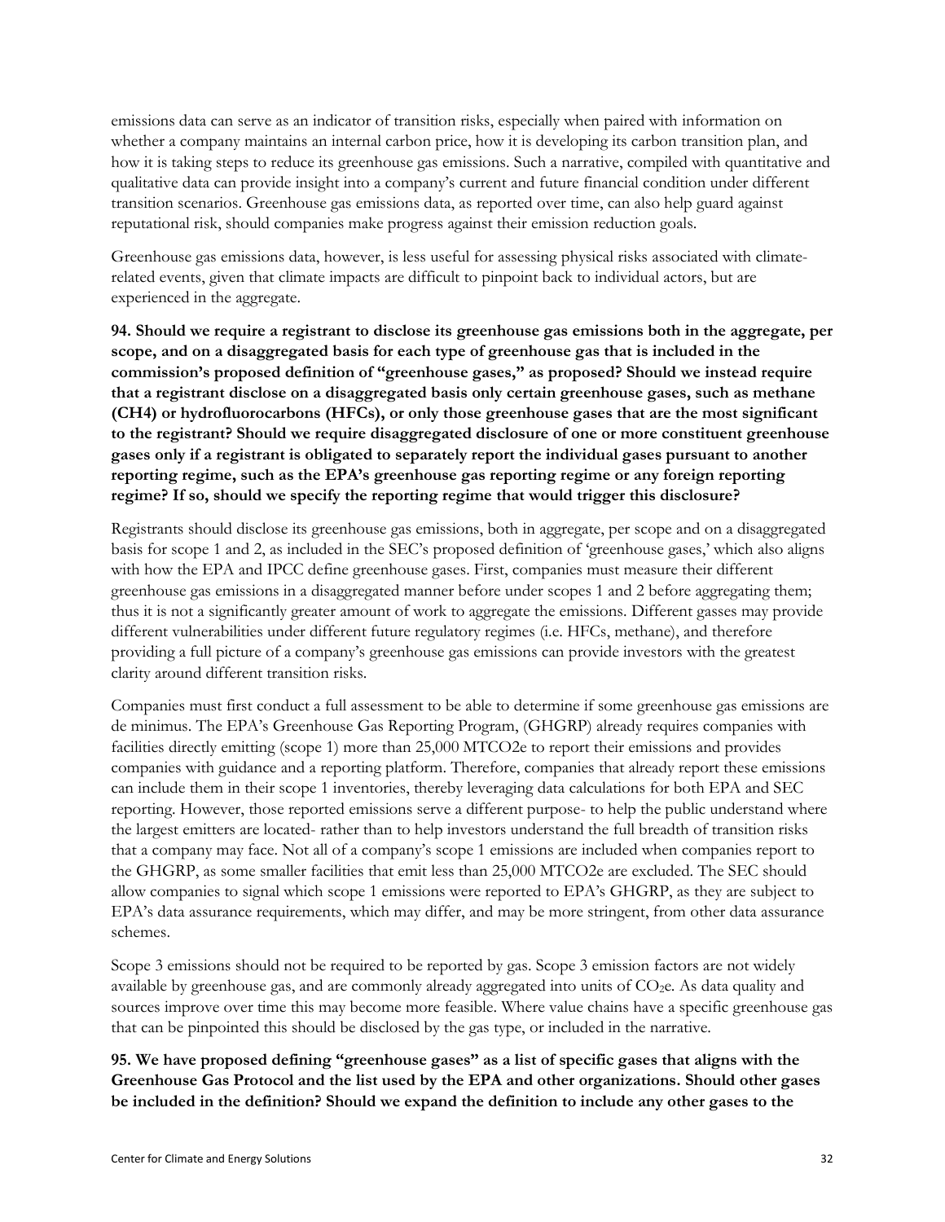emissions data can serve as an indicator of transition risks, especially when paired with information on whether a company maintains an internal carbon price, how it is developing its carbon transition plan, and how it is taking steps to reduce its greenhouse gas emissions. Such a narrative, compiled with quantitative and qualitative data can provide insight into a company's current and future financial condition under different transition scenarios. Greenhouse gas emissions data, as reported over time, can also help guard against reputational risk, should companies make progress against their emission reduction goals.

Greenhouse gas emissions data, however, is less useful for assessing physical risks associated with climate-related events, given that climate impacts are difficult to pinpoint back to individual actors, but are experienced in the aggregate.

**94. Should we require a registrant to disclose its greenhouse gas emissions both in the aggregate, per scope, and on a disaggregated basis for each type of greenhouse gas that is included in the commission's proposed definition of "greenhouse gases," as proposed? Should we instead require that a registrant disclose on a disaggregated basis only certain greenhouse gases, such as methane ($CH_4$) or hydrofluorocarbons (HFCs), or only those greenhouse gases that are the most significant to the registrant? Should we require disaggregated disclosure of one or more constituent greenhouse gases only if a registrant is obligated to separately report the individual gases pursuant to another reporting regime, such as the EPA's greenhouse gas reporting regime or any foreign reporting regime? If so, should we specify the reporting regime that would trigger this disclosure?**

Registrants should disclose its greenhouse gas emissions, both in aggregate, per scope and on a disaggregated basis for scope 1 and 2, as included in the SEC's proposed definition of 'greenhouse gases,' which also aligns with how the EPA and IPCC define greenhouse gases. First, companies must measure their different greenhouse gas emissions in a disaggregated manner before under scopes 1 and 2 before aggregating them; thus it is not a significantly greater amount of work to aggregate the emissions. Different gasses may provide different vulnerabilities under different future regulatory regimes (i.e. HFCs, methane), and therefore providing a full picture of a company's greenhouse gas emissions can provide investors with the greatest clarity around different transition risks.

Companies must first conduct a full assessment to be able to determine if some greenhouse gas emissions are de minimus. The EPA's Greenhouse Gas Reporting Program, (GHGRP) already requires companies with facilities directly emitting (scope 1) more than 25,000 MTCO2e to report their emissions and provides companies with guidance and a reporting platform. Therefore, companies that already report these emissions can include them in their scope 1 inventories, thereby leveraging data calculations for both EPA and SEC reporting. However, those reported emissions serve a different purpose- to help the public understand where the largest emitters are located- rather than to help investors understand the full breadth of transition risks that a company may face. Not all of a company's scope 1 emissions are included when companies report to the GHGRP, as some smaller facilities that emit less than 25,000 MTCO2e are excluded. The SEC should allow companies to signal which scope 1 emissions were reported to EPA's GHGRP, as they are subject to EPA's data assurance requirements, which may differ, and may be more stringent, from other data assurance schemes.

Scope 3 emissions should not be required to be reported by gas. Scope 3 emission factors are not widely available by greenhouse gas, and are commonly already aggregated into units of $CO_2e$. As data quality and sources improve over time this may become more feasible. Where value chains have a specific greenhouse gas that can be pinpointed this should be disclosed by the gas type, or included in the narrative.

**95. We have proposed defining "greenhouse gases" as a list of specific gases that aligns with the Greenhouse Gas Protocol and the list used by the EPA and other organizations. Should other gases be included in the definition? Should we expand the definition to include any other gases to the**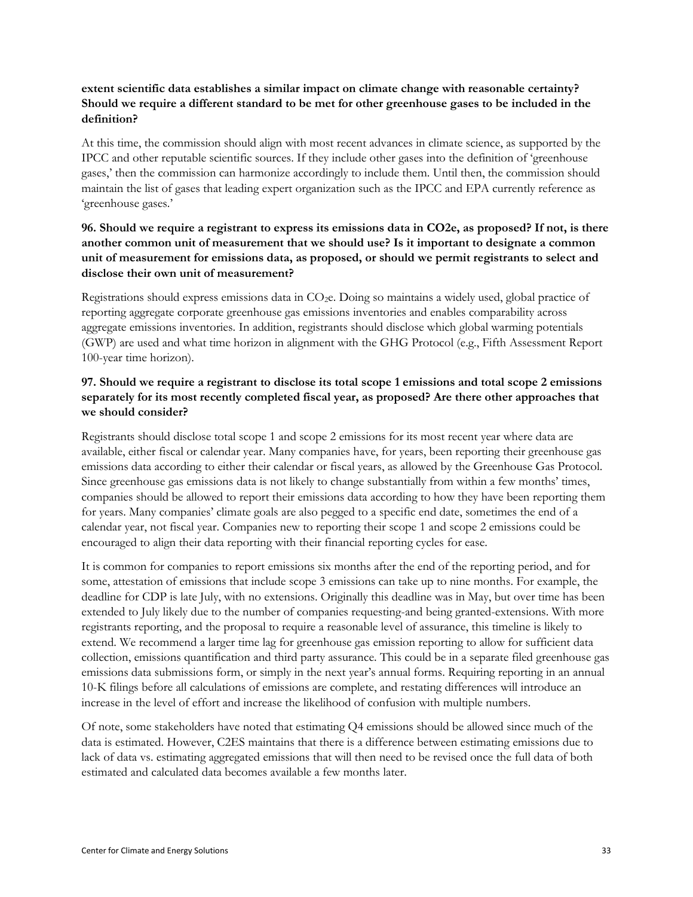**extent scientific data establishes a similar impact on climate change with reasonable certainty? Should we require a different standard to be met for other greenhouse gases to be included in the definition?**

At this time, the commission should align with most recent advances in climate science, as supported by the IPCC and other reputable scientific sources. If they include other gases into the definition of 'greenhouse gases,' then the commission can harmonize accordingly to include them. Until then, the commission should maintain the list of gases that leading expert organization such as the IPCC and EPA currently reference as 'greenhouse gases.'

**96. Should we require a registrant to express its emissions data in CO2e, as proposed? If not, is there another common unit of measurement that we should use? Is it important to designate a common unit of measurement for emissions data, as proposed, or should we permit registrants to select and disclose their own unit of measurement?**

Registrations should express emissions data in $CO_2e$. Doing so maintains a widely used, global practice of reporting aggregate corporate greenhouse gas emissions inventories and enables comparability across aggregate emissions inventories. In addition, registrants should disclose which global warming potentials (GWP) are used and what time horizon in alignment with the GHG Protocol (e.g., Fifth Assessment Report 100-year time horizon).

**97. Should we require a registrant to disclose its total scope 1 emissions and total scope 2 emissions separately for its most recently completed fiscal year, as proposed? Are there other approaches that we should consider?**

Registrants should disclose total scope 1 and scope 2 emissions for its most recent year where data are available, either fiscal or calendar year. Many companies have, for years, been reporting their greenhouse gas emissions data according to either their calendar or fiscal years, as allowed by the Greenhouse Gas Protocol. Since greenhouse gas emissions data is not likely to change substantially from within a few months' times, companies should be allowed to report their emissions data according to how they have been reporting them for years. Many companies' climate goals are also pegged to a specific end date, sometimes the end of a calendar year, not fiscal year. Companies new to reporting their scope 1 and scope 2 emissions could be encouraged to align their data reporting with their financial reporting cycles for ease.

It is common for companies to report emissions six months after the end of the reporting period, and for some, attestation of emissions that include scope 3 emissions can take up to nine months. For example, the deadline for CDP is late July, with no extensions. Originally this deadline was in May, but over time has been extended to July likely due to the number of companies requesting-and being granted-extensions. With more registrants reporting, and the proposal to require a reasonable level of assurance, this timeline is likely to extend. We recommend a larger time lag for greenhouse gas emission reporting to allow for sufficient data collection, emissions quantification and third party assurance. This could be in a separate filed greenhouse gas emissions data submissions form, or simply in the next year's annual forms. Requiring reporting in an annual 10-K filings before all calculations of emissions are complete, and restating differences will introduce an increase in the level of effort and increase the likelihood of confusion with multiple numbers.

Of note, some stakeholders have noted that estimating Q4 emissions should be allowed since much of the data is estimated. However, C2ES maintains that there is a difference between estimating emissions due to lack of data vs. estimating aggregated emissions that will then need to be revised once the full data of both estimated and calculated data becomes available a few months later.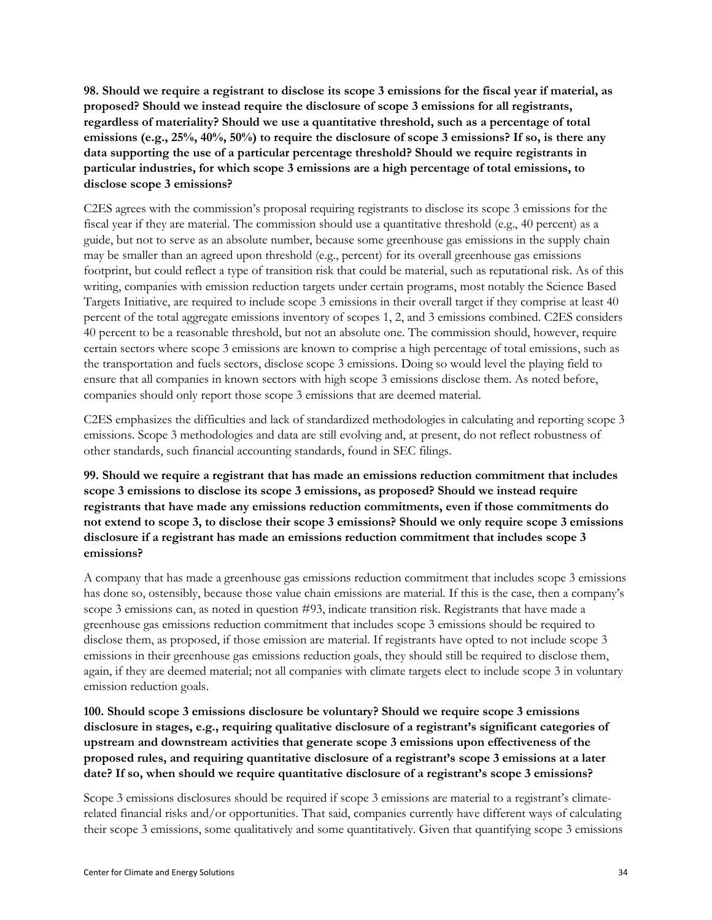**98. Should we require a registrant to disclose its scope 3 emissions for the fiscal year if material, as proposed? Should we instead require the disclosure of scope 3 emissions for all registrants, regardless of materiality? Should we use a quantitative threshold, such as a percentage of total emissions (e.g., 25%, 40%, 50%) to require the disclosure of scope 3 emissions? If so, is there any data supporting the use of a particular percentage threshold? Should we require registrants in particular industries, for which scope 3 emissions are a high percentage of total emissions, to disclose scope 3 emissions?**

C2ES agrees with the commission's proposal requiring registrants to disclose its scope 3 emissions for the fiscal year if they are material. The commission should use a quantitative threshold (e.g., 40 percent) as a guide, but not to serve as an absolute number, because some greenhouse gas emissions in the supply chain may be smaller than an agreed upon threshold (e.g., percent) for its overall greenhouse gas emissions footprint, but could reflect a type of transition risk that could be material, such as reputational risk. As of this writing, companies with emission reduction targets under certain programs, most notably the Science Based Targets Initiative, are required to include scope 3 emissions in their overall target if they comprise at least 40 percent of the total aggregate emissions inventory of scopes 1, 2, and 3 emissions combined. C2ES considers 40 percent to be a reasonable threshold, but not an absolute one. The commission should, however, require certain sectors where scope 3 emissions are known to comprise a high percentage of total emissions, such as the transportation and fuels sectors, disclose scope 3 emissions. Doing so would level the playing field to ensure that all companies in known sectors with high scope 3 emissions disclose them. As noted before, companies should only report those scope 3 emissions that are deemed material.

C2ES emphasizes the difficulties and lack of standardized methodologies in calculating and reporting scope 3 emissions. Scope 3 methodologies and data are still evolving and, at present, do not reflect robustness of other standards, such financial accounting standards, found in SEC filings.

**99. Should we require a registrant that has made an emissions reduction commitment that includes scope 3 emissions to disclose its scope 3 emissions, as proposed? Should we instead require registrants that have made any emissions reduction commitments, even if those commitments do not extend to scope 3, to disclose their scope 3 emissions? Should we only require scope 3 emissions disclosure if a registrant has made an emissions reduction commitment that includes scope 3 emissions?**

A company that has made a greenhouse gas emissions reduction commitment that includes scope 3 emissions has done so, ostensibly, because those value chain emissions are material. If this is the case, then a company's scope 3 emissions can, as noted in question #93, indicate transition risk. Registrants that have made a greenhouse gas emissions reduction commitment that includes scope 3 emissions should be required to disclose them, as proposed, if those emission are material. If registrants have opted to not include scope 3 emissions in their greenhouse gas emissions reduction goals, they should still be required to disclose them, again, if they are deemed material; not all companies with climate targets elect to include scope 3 in voluntary emission reduction goals.

**100. Should scope 3 emissions disclosure be voluntary? Should we require scope 3 emissions disclosure in stages, e.g., requiring qualitative disclosure of a registrant's significant categories of upstream and downstream activities that generate scope 3 emissions upon effectiveness of the proposed rules, and requiring quantitative disclosure of a registrant's scope 3 emissions at a later date? If so, when should we require quantitative disclosure of a registrant's scope 3 emissions?**

Scope 3 emissions disclosures should be required if scope 3 emissions are material to a registrant's climate-related financial risks and/or opportunities. That said, companies currently have different ways of calculating their scope 3 emissions, some qualitatively and some quantitatively. Given that quantifying scope 3 emissions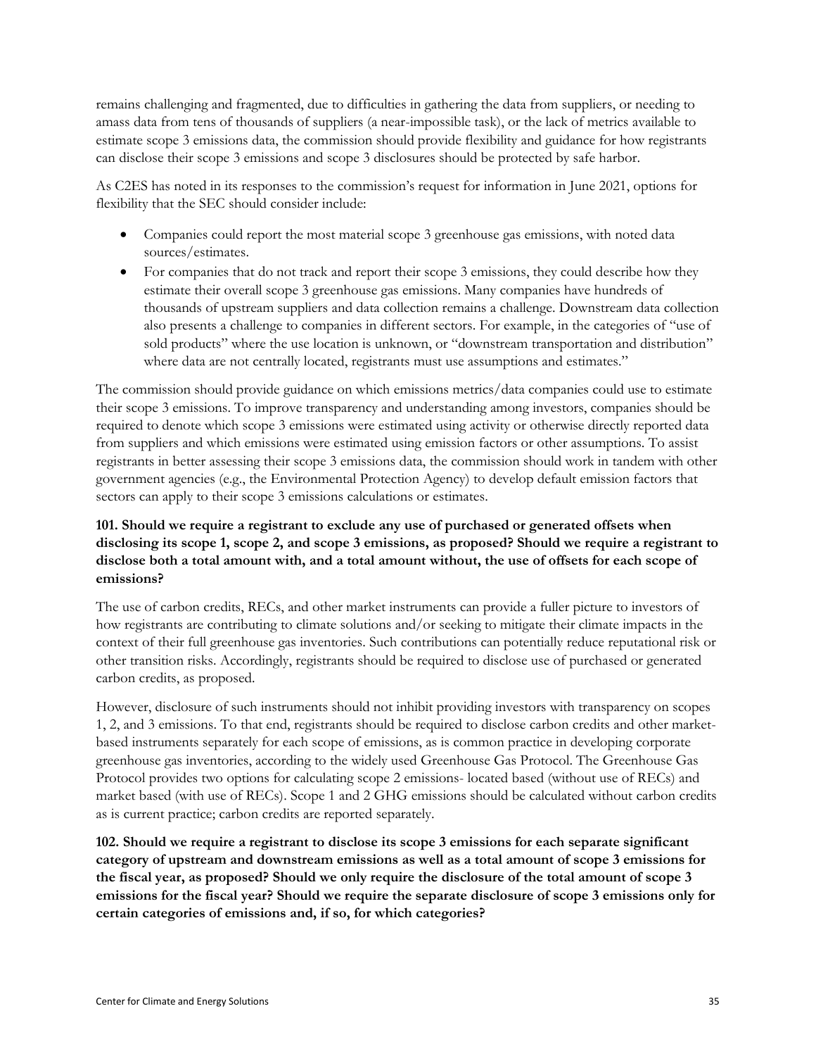remains challenging and fragmented, due to difficulties in gathering the data from suppliers, or needing to amass data from tens of thousands of suppliers (a near-impossible task), or the lack of metrics available to estimate scope 3 emissions data, the commission should provide flexibility and guidance for how registrants can disclose their scope 3 emissions and scope 3 disclosures should be protected by safe harbor.

As C2ES has noted in its responses to the commission's request for information in June 2021, options for flexibility that the SEC should consider include:

- Companies could report the most material scope 3 greenhouse gas emissions, with noted data sources/estimates.
- For companies that do not track and report their scope 3 emissions, they could describe how they estimate their overall scope 3 greenhouse gas emissions. Many companies have hundreds of thousands of upstream suppliers and data collection remains a challenge. Downstream data collection also presents a challenge to companies in different sectors. For example, in the categories of "use of sold products" where the use location is unknown, or "downstream transportation and distribution" where data are not centrally located, registrants must use assumptions and estimates."

The commission should provide guidance on which emissions metrics/data companies could use to estimate their scope 3 emissions. To improve transparency and understanding among investors, companies should be required to denote which scope 3 emissions were estimated using activity or otherwise directly reported data from suppliers and which emissions were estimated using emission factors or other assumptions. To assist registrants in better assessing their scope 3 emissions data, the commission should work in tandem with other government agencies (e.g., the Environmental Protection Agency) to develop default emission factors that sectors can apply to their scope 3 emissions calculations or estimates.

**101. Should we require a registrant to exclude any use of purchased or generated offsets when disclosing its scope 1, scope 2, and scope 3 emissions, as proposed? Should we require a registrant to disclose both a total amount with, and a total amount without, the use of offsets for each scope of emissions?**

The use of carbon credits, RECs, and other market instruments can provide a fuller picture to investors of how registrants are contributing to climate solutions and/or seeking to mitigate their climate impacts in the context of their full greenhouse gas inventories. Such contributions can potentially reduce reputational risk or other transition risks. Accordingly, registrants should be required to disclose use of purchased or generated carbon credits, as proposed.

However, disclosure of such instruments should not inhibit providing investors with transparency on scopes 1, 2, and 3 emissions. To that end, registrants should be required to disclose carbon credits and other market-based instruments separately for each scope of emissions, as is common practice in developing corporate greenhouse gas inventories, according to the widely used Greenhouse Gas Protocol. The Greenhouse Gas Protocol provides two options for calculating scope 2 emissions- located based (without use of RECs) and market based (with use of RECs). Scope 1 and 2 GHG emissions should be calculated without carbon credits as is current practice; carbon credits are reported separately.

**102. Should we require a registrant to disclose its scope 3 emissions for each separate significant category of upstream and downstream emissions as well as a total amount of scope 3 emissions for the fiscal year, as proposed? Should we only require the disclosure of the total amount of scope 3 emissions for the fiscal year? Should we require the separate disclosure of scope 3 emissions only for certain categories of emissions and, if so, for which categories?**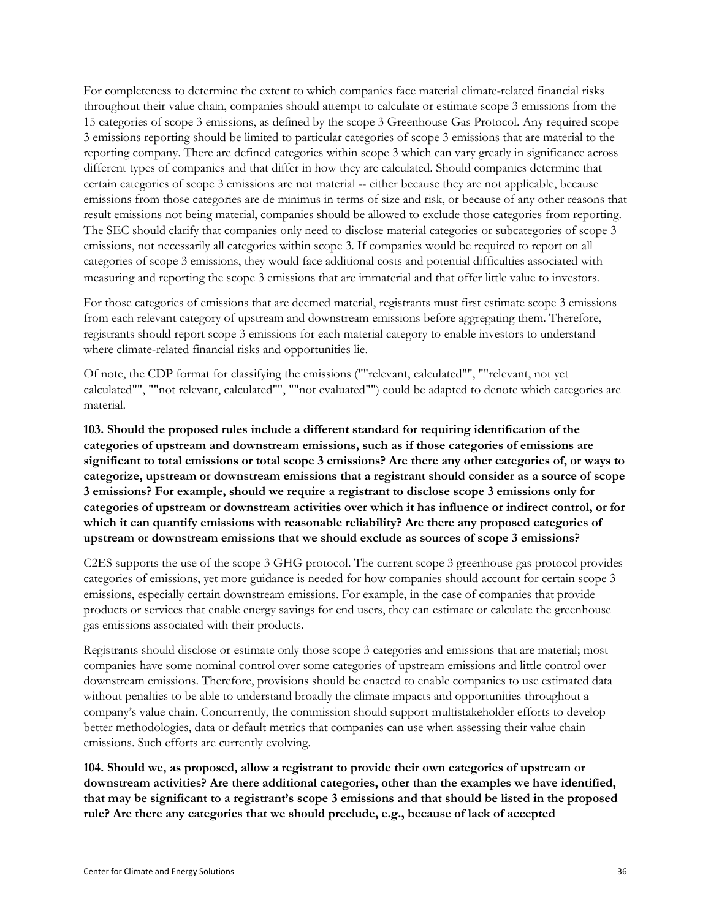For completeness to determine the extent to which companies face material climate-related financial risks throughout their value chain, companies should attempt to calculate or estimate scope 3 emissions from the 15 categories of scope 3 emissions, as defined by the scope 3 Greenhouse Gas Protocol. Any required scope 3 emissions reporting should be limited to particular categories of scope 3 emissions that are material to the reporting company. There are defined categories within scope 3 which can vary greatly in significance across different types of companies and that differ in how they are calculated. Should companies determine that certain categories of scope 3 emissions are not material -- either because they are not applicable, because emissions from those categories are de minimus in terms of size and risk, or because of any other reasons that result emissions not being material, companies should be allowed to exclude those categories from reporting. The SEC should clarify that companies only need to disclose material categories or subcategories of scope 3 emissions, not necessarily all categories within scope 3. If companies would be required to report on all categories of scope 3 emissions, they would face additional costs and potential difficulties associated with measuring and reporting the scope 3 emissions that are immaterial and that offer little value to investors.

For those categories of emissions that are deemed material, registrants must first estimate scope 3 emissions from each relevant category of upstream and downstream emissions before aggregating them. Therefore, registrants should report scope 3 emissions for each material category to enable investors to understand where climate-related financial risks and opportunities lie.

Of note, the CDP format for classifying the emissions (""relevant, calculated"", ""relevant, not yet calculated"", ""not relevant, calculated"", ""not evaluated"") could be adapted to denote which categories are material.

**103. Should the proposed rules include a different standard for requiring identification of the categories of upstream and downstream emissions, such as if those categories of emissions are significant to total emissions or total scope 3 emissions? Are there any other categories of, or ways to categorize, upstream or downstream emissions that a registrant should consider as a source of scope 3 emissions? For example, should we require a registrant to disclose scope 3 emissions only for categories of upstream or downstream activities over which it has influence or indirect control, or for which it can quantify emissions with reasonable reliability? Are there any proposed categories of upstream or downstream emissions that we should exclude as sources of scope 3 emissions?**

C2ES supports the use of the scope 3 GHG protocol. The current scope 3 greenhouse gas protocol provides categories of emissions, yet more guidance is needed for how companies should account for certain scope 3 emissions, especially certain downstream emissions. For example, in the case of companies that provide products or services that enable energy savings for end users, they can estimate or calculate the greenhouse gas emissions associated with their products.

Registrants should disclose or estimate only those scope 3 categories and emissions that are material; most companies have some nominal control over some categories of upstream emissions and little control over downstream emissions. Therefore, provisions should be enacted to enable companies to use estimated data without penalties to be able to understand broadly the climate impacts and opportunities throughout a company's value chain. Concurrently, the commission should support multistakeholder efforts to develop better methodologies, data or default metrics that companies can use when assessing their value chain emissions. Such efforts are currently evolving.

**104. Should we, as proposed, allow a registrant to provide their own categories of upstream or downstream activities? Are there additional categories, other than the examples we have identified, that may be significant to a registrant's scope 3 emissions and that should be listed in the proposed rule? Are there any categories that we should preclude, e.g., because of lack of accepted**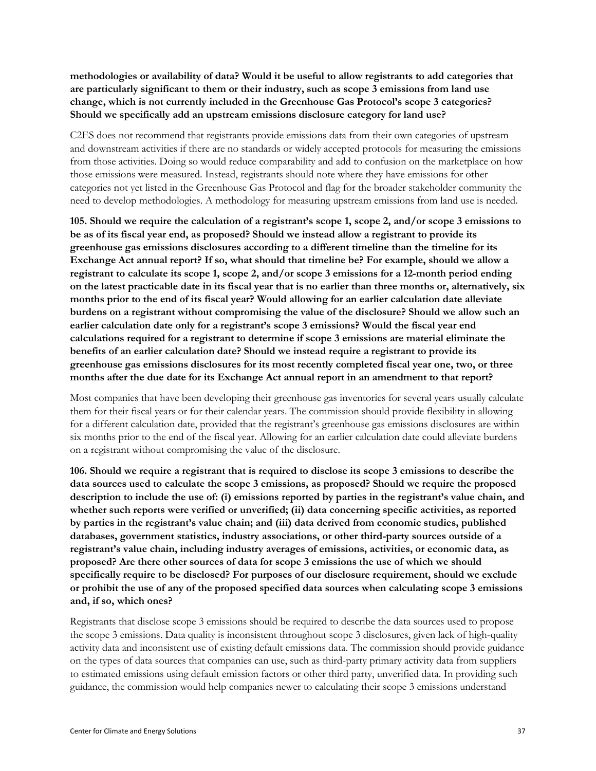**methodologies or availability of data? Would it be useful to allow registrants to add categories that are particularly significant to them or their industry, such as scope 3 emissions from land use change, which is not currently included in the Greenhouse Gas Protocol's scope 3 categories? Should we specifically add an upstream emissions disclosure category for land use?**

C2ES does not recommend that registrants provide emissions data from their own categories of upstream and downstream activities if there are no standards or widely accepted protocols for measuring the emissions from those activities. Doing so would reduce comparability and add to confusion on the marketplace on how those emissions were measured. Instead, registrants should note where they have emissions for other categories not yet listed in the Greenhouse Gas Protocol and flag for the broader stakeholder community the need to develop methodologies. A methodology for measuring upstream emissions from land use is needed.

**105. Should we require the calculation of a registrant's scope 1, scope 2, and/or scope 3 emissions to be as of its fiscal year end, as proposed? Should we instead allow a registrant to provide its greenhouse gas emissions disclosures according to a different timeline than the timeline for its Exchange Act annual report? If so, what should that timeline be? For example, should we allow a registrant to calculate its scope 1, scope 2, and/or scope 3 emissions for a 12-month period ending on the latest practicable date in its fiscal year that is no earlier than three months or, alternatively, six months prior to the end of its fiscal year? Would allowing for an earlier calculation date alleviate burdens on a registrant without compromising the value of the disclosure? Should we allow such an earlier calculation date only for a registrant's scope 3 emissions? Would the fiscal year end calculations required for a registrant to determine if scope 3 emissions are material eliminate the benefits of an earlier calculation date? Should we instead require a registrant to provide its greenhouse gas emissions disclosures for its most recently completed fiscal year one, two, or three months after the due date for its Exchange Act annual report in an amendment to that report?**

Most companies that have been developing their greenhouse gas inventories for several years usually calculate them for their fiscal years or for their calendar years. The commission should provide flexibility in allowing for a different calculation date, provided that the registrant's greenhouse gas emissions disclosures are within six months prior to the end of the fiscal year. Allowing for an earlier calculation date could alleviate burdens on a registrant without compromising the value of the disclosure.

**106. Should we require a registrant that is required to disclose its scope 3 emissions to describe the data sources used to calculate the scope 3 emissions, as proposed? Should we require the proposed description to include the use of: (i) emissions reported by parties in the registrant's value chain, and whether such reports were verified or unverified; (ii) data concerning specific activities, as reported by parties in the registrant's value chain; and (iii) data derived from economic studies, published databases, government statistics, industry associations, or other third-party sources outside of a registrant's value chain, including industry averages of emissions, activities, or economic data, as proposed? Are there other sources of data for scope 3 emissions the use of which we should specifically require to be disclosed? For purposes of our disclosure requirement, should we exclude or prohibit the use of any of the proposed specified data sources when calculating scope 3 emissions and, if so, which ones?**

Registrants that disclose scope 3 emissions should be required to describe the data sources used to propose the scope 3 emissions. Data quality is inconsistent throughout scope 3 disclosures, given lack of high-quality activity data and inconsistent use of existing default emissions data. The commission should provide guidance on the types of data sources that companies can use, such as third-party primary activity data from suppliers to estimated emissions using default emission factors or other third party, unverified data. In providing such guidance, the commission would help companies newer to calculating their scope 3 emissions understand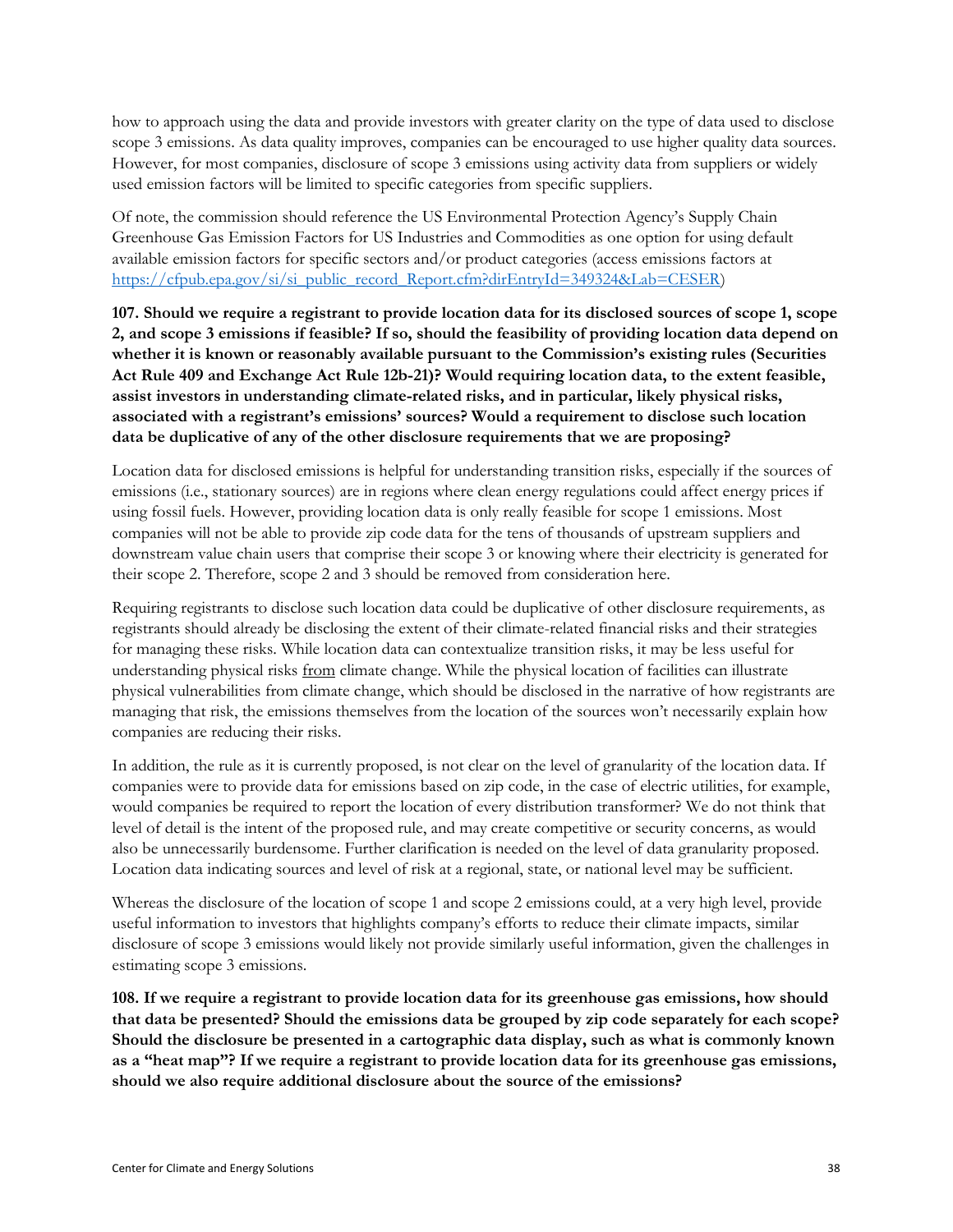how to approach using the data and provide investors with greater clarity on the type of data used to disclose scope 3 emissions. As data quality improves, companies can be encouraged to use higher quality data sources. However, for most companies, disclosure of scope 3 emissions using activity data from suppliers or widely used emission factors will be limited to specific categories from specific suppliers.

Of note, the commission should reference the US Environmental Protection Agency's Supply Chain Greenhouse Gas Emission Factors for US Industries and Commodities as one option for using default available emission factors for specific sectors and/or product categories (access emissions factors at [https://cfpub.epa.gov/si/si_public_record_Report.cfm?dirEntryId=349324&Lab=CESER](https://cfpub.epa.gov/si/si_public_record_Report.cfm?dirEntryId=349324&Lab=CESER))

**107. Should we require a registrant to provide location data for its disclosed sources of scope 1, scope 2, and scope 3 emissions if feasible? If so, should the feasibility of providing location data depend on whether it is known or reasonably available pursuant to the Commission's existing rules (Securities Act Rule 409 and Exchange Act Rule 12b-21)? Would requiring location data, to the extent feasible, assist investors in understanding climate-related risks, and in particular, likely physical risks, associated with a registrant's emissions' sources? Would a requirement to disclose such location data be duplicative of any of the other disclosure requirements that we are proposing?**

Location data for disclosed emissions is helpful for understanding transition risks, especially if the sources of emissions (i.e., stationary sources) are in regions where clean energy regulations could affect energy prices if using fossil fuels. However, providing location data is only really feasible for scope 1 emissions. Most companies will not be able to provide zip code data for the tens of thousands of upstream suppliers and downstream value chain users that comprise their scope 3 or knowing where their electricity is generated for their scope 2. Therefore, scope 2 and 3 should be removed from consideration here.

Requiring registrants to disclose such location data could be duplicative of other disclosure requirements, as registrants should already be disclosing the extent of their climate-related financial risks and their strategies for managing these risks. While location data can contextualize transition risks, it may be less useful for understanding physical risks <u>from</u> climate change. While the physical location of facilities can illustrate physical vulnerabilities from climate change, which should be disclosed in the narrative of how registrants are managing that risk, the emissions themselves from the location of the sources won't necessarily explain how companies are reducing their risks.

In addition, the rule as it is currently proposed, is not clear on the level of granularity of the location data. If companies were to provide data for emissions based on zip code, in the case of electric utilities, for example, would companies be required to report the location of every distribution transformer? We do not think that level of detail is the intent of the proposed rule, and may create competitive or security concerns, as would also be unnecessarily burdensome. Further clarification is needed on the level of data granularity proposed. Location data indicating sources and level of risk at a regional, state, or national level may be sufficient.

Whereas the disclosure of the location of scope 1 and scope 2 emissions could, at a very high level, provide useful information to investors that highlights company's efforts to reduce their climate impacts, similar disclosure of scope 3 emissions would likely not provide similarly useful information, given the challenges in estimating scope 3 emissions.

**108. If we require a registrant to provide location data for its greenhouse gas emissions, how should that data be presented? Should the emissions data be grouped by zip code separately for each scope? Should the disclosure be presented in a cartographic data display, such as what is commonly known as a "heat map"? If we require a registrant to provide location data for its greenhouse gas emissions, should we also require additional disclosure about the source of the emissions?**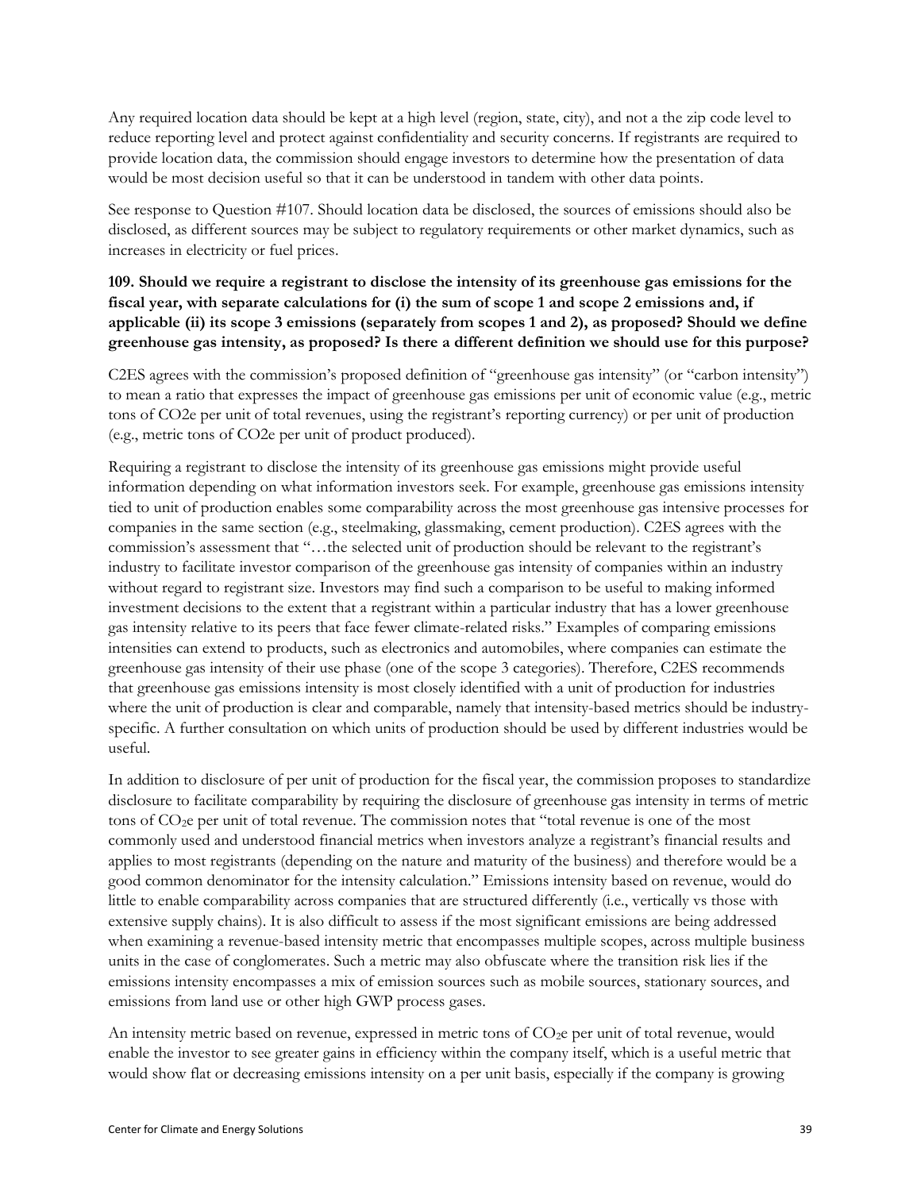Any required location data should be kept at a high level (region, state, city), and not a the zip code level to reduce reporting level and protect against confidentiality and security concerns. If registrants are required to provide location data, the commission should engage investors to determine how the presentation of data would be most decision useful so that it can be understood in tandem with other data points.

See response to Question #107. Should location data be disclosed, the sources of emissions should also be disclosed, as different sources may be subject to regulatory requirements or other market dynamics, such as increases in electricity or fuel prices.

**109. Should we require a registrant to disclose the intensity of its greenhouse gas emissions for the fiscal year, with separate calculations for (i) the sum of scope 1 and scope 2 emissions and, if applicable (ii) its scope 3 emissions (separately from scopes 1 and 2), as proposed? Should we define greenhouse gas intensity, as proposed? Is there a different definition we should use for this purpose?**

C2ES agrees with the commission's proposed definition of "greenhouse gas intensity" (or "carbon intensity") to mean a ratio that expresses the impact of greenhouse gas emissions per unit of economic value (e.g., metric tons of CO2e per unit of total revenues, using the registrant's reporting currency) or per unit of production (e.g., metric tons of CO2e per unit of product produced).

Requiring a registrant to disclose the intensity of its greenhouse gas emissions might provide useful information depending on what information investors seek. For example, greenhouse gas emissions intensity tied to unit of production enables some comparability across the most greenhouse gas intensive processes for companies in the same section (e.g., steelmaking, glassmaking, cement production). C2ES agrees with the commission's assessment that "…the selected unit of production should be relevant to the registrant's industry to facilitate investor comparison of the greenhouse gas intensity of companies within an industry without regard to registrant size. Investors may find such a comparison to be useful to making informed investment decisions to the extent that a registrant within a particular industry that has a lower greenhouse gas intensity relative to its peers that face fewer climate-related risks." Examples of comparing emissions intensities can extend to products, such as electronics and automobiles, where companies can estimate the greenhouse gas intensity of their use phase (one of the scope 3 categories). Therefore, C2ES recommends that greenhouse gas emissions intensity is most closely identified with a unit of production for industries where the unit of production is clear and comparable, namely that intensity-based metrics should be industry-specific. A further consultation on which units of production should be used by different industries would be useful.

In addition to disclosure of per unit of production for the fiscal year, the commission proposes to standardize disclosure to facilitate comparability by requiring the disclosure of greenhouse gas intensity in terms of metric tons of $CO_2$e per unit of total revenue. The commission notes that "total revenue is one of the most commonly used and understood financial metrics when investors analyze a registrant's financial results and applies to most registrants (depending on the nature and maturity of the business) and therefore would be a good common denominator for the intensity calculation." Emissions intensity based on revenue, would do little to enable comparability across companies that are structured differently (i.e., vertically vs those with extensive supply chains). It is also difficult to assess if the most significant emissions are being addressed when examining a revenue-based intensity metric that encompasses multiple scopes, across multiple business units in the case of conglomerates. Such a metric may also obfuscate where the transition risk lies if the emissions intensity encompasses a mix of emission sources such as mobile sources, stationary sources, and emissions from land use or other high GWP process gases.

An intensity metric based on revenue, expressed in metric tons of $CO_2$e per unit of total revenue, would enable the investor to see greater gains in efficiency within the company itself, which is a useful metric that would show flat or decreasing emissions intensity on a per unit basis, especially if the company is growing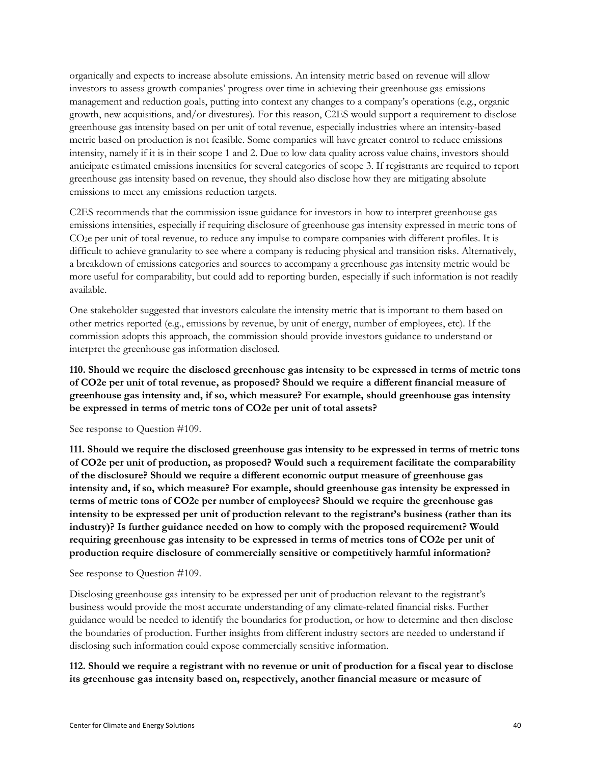organically and expects to increase absolute emissions. An intensity metric based on revenue will allow investors to assess growth companies' progress over time in achieving their greenhouse gas emissions management and reduction goals, putting into context any changes to a company's operations (e.g., organic growth, new acquisitions, and/or divestures). For this reason, C2ES would support a requirement to disclose greenhouse gas intensity based on per unit of total revenue, especially industries where an intensity-based metric based on production is not feasible. Some companies will have greater control to reduce emissions intensity, namely if it is in their scope 1 and 2. Due to low data quality across value chains, investors should anticipate estimated emissions intensities for several categories of scope 3. If registrants are required to report greenhouse gas intensity based on revenue, they should also disclose how they are mitigating absolute emissions to meet any emissions reduction targets.

C2ES recommends that the commission issue guidance for investors in how to interpret greenhouse gas emissions intensities, especially if requiring disclosure of greenhouse gas intensity expressed in metric tons of $CO_2e$ per unit of total revenue, to reduce any impulse to compare companies with different profiles. It is difficult to achieve granularity to see where a company is reducing physical and transition risks. Alternatively, a breakdown of emissions categories and sources to accompany a greenhouse gas intensity metric would be more useful for comparability, but could add to reporting burden, especially if such information is not readily available.

One stakeholder suggested that investors calculate the intensity metric that is important to them based on other metrics reported (e.g., emissions by revenue, by unit of energy, number of employees, etc). If the commission adopts this approach, the commission should provide investors guidance to understand or interpret the greenhouse gas information disclosed.

**110. Should we require the disclosed greenhouse gas intensity to be expressed in terms of metric tons of CO2e per unit of total revenue, as proposed? Should we require a different financial measure of greenhouse gas intensity and, if so, which measure? For example, should greenhouse gas intensity be expressed in terms of metric tons of CO2e per unit of total assets?**

See response to Question #109.

**111. Should we require the disclosed greenhouse gas intensity to be expressed in terms of metric tons of CO2e per unit of production, as proposed? Would such a requirement facilitate the comparability of the disclosure? Should we require a different economic output measure of greenhouse gas intensity and, if so, which measure? For example, should greenhouse gas intensity be expressed in terms of metric tons of CO2e per number of employees? Should we require the greenhouse gas intensity to be expressed per unit of production relevant to the registrant's business (rather than its industry)? Is further guidance needed on how to comply with the proposed requirement? Would requiring greenhouse gas intensity to be expressed in terms of metrics tons of CO2e per unit of production require disclosure of commercially sensitive or competitively harmful information?**

See response to Question #109.

Disclosing greenhouse gas intensity to be expressed per unit of production relevant to the registrant's business would provide the most accurate understanding of any climate-related financial risks. Further guidance would be needed to identify the boundaries for production, or how to determine and then disclose the boundaries of production. Further insights from different industry sectors are needed to understand if disclosing such information could expose commercially sensitive information.

**112. Should we require a registrant with no revenue or unit of production for a fiscal year to disclose its greenhouse gas intensity based on, respectively, another financial measure or measure of**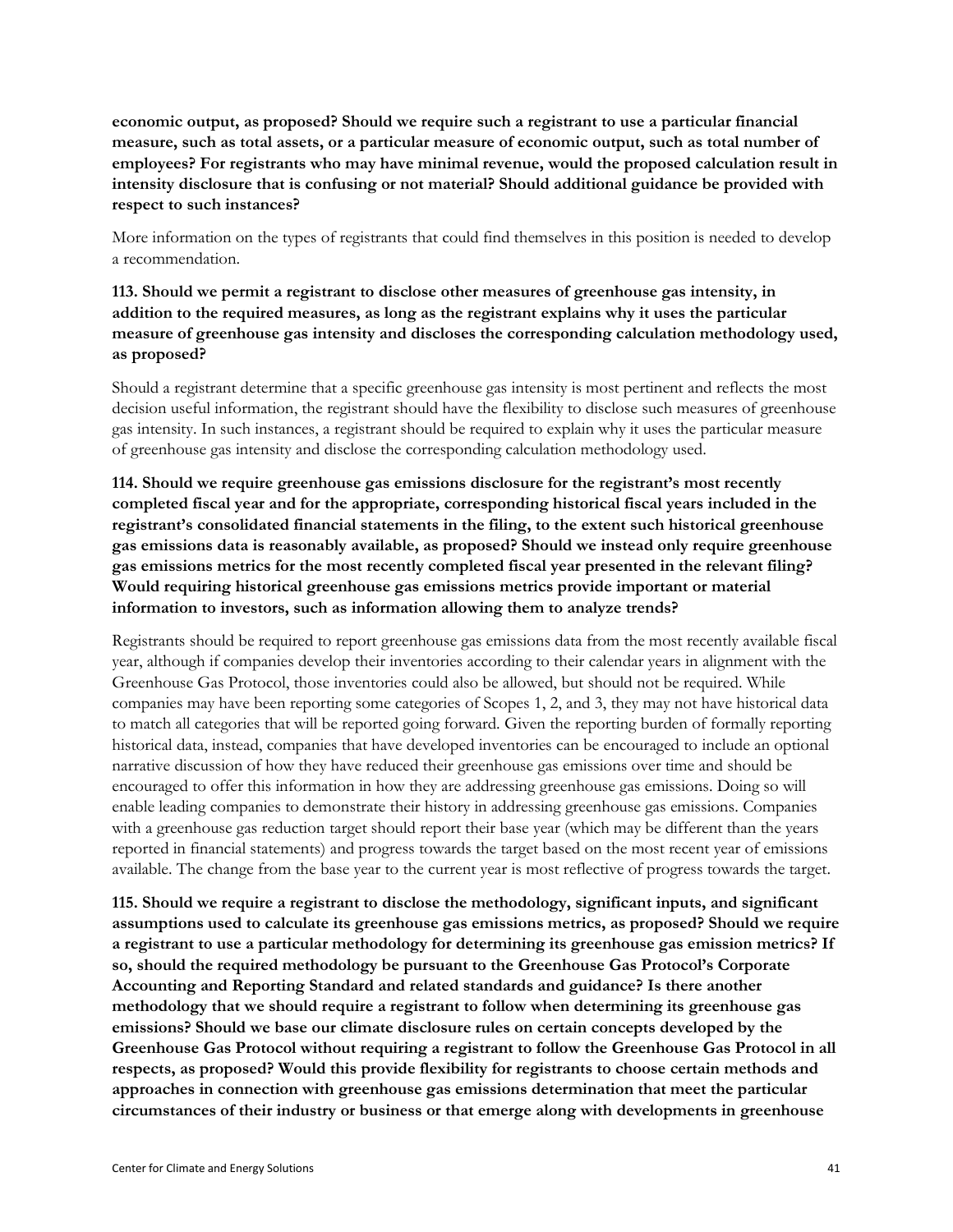**economic output, as proposed? Should we require such a registrant to use a particular financial measure, such as total assets, or a particular measure of economic output, such as total number of employees? For registrants who may have minimal revenue, would the proposed calculation result in intensity disclosure that is confusing or not material? Should additional guidance be provided with respect to such instances?**

More information on the types of registrants that could find themselves in this position is needed to develop a recommendation.

**113. Should we permit a registrant to disclose other measures of greenhouse gas intensity, in addition to the required measures, as long as the registrant explains why it uses the particular measure of greenhouse gas intensity and discloses the corresponding calculation methodology used, as proposed?**

Should a registrant determine that a specific greenhouse gas intensity is most pertinent and reflects the most decision useful information, the registrant should have the flexibility to disclose such measures of greenhouse gas intensity. In such instances, a registrant should be required to explain why it uses the particular measure of greenhouse gas intensity and disclose the corresponding calculation methodology used.

**114. Should we require greenhouse gas emissions disclosure for the registrant's most recently completed fiscal year and for the appropriate, corresponding historical fiscal years included in the registrant's consolidated financial statements in the filing, to the extent such historical greenhouse gas emissions data is reasonably available, as proposed? Should we instead only require greenhouse gas emissions metrics for the most recently completed fiscal year presented in the relevant filing? Would requiring historical greenhouse gas emissions metrics provide important or material information to investors, such as information allowing them to analyze trends?**

Registrants should be required to report greenhouse gas emissions data from the most recently available fiscal year, although if companies develop their inventories according to their calendar years in alignment with the Greenhouse Gas Protocol, those inventories could also be allowed, but should not be required. While companies may have been reporting some categories of Scopes 1, 2, and 3, they may not have historical data to match all categories that will be reported going forward. Given the reporting burden of formally reporting historical data, instead, companies that have developed inventories can be encouraged to include an optional narrative discussion of how they have reduced their greenhouse gas emissions over time and should be encouraged to offer this information in how they are addressing greenhouse gas emissions. Doing so will enable leading companies to demonstrate their history in addressing greenhouse gas emissions. Companies with a greenhouse gas reduction target should report their base year (which may be different than the years reported in financial statements) and progress towards the target based on the most recent year of emissions available. The change from the base year to the current year is most reflective of progress towards the target.

**115. Should we require a registrant to disclose the methodology, significant inputs, and significant assumptions used to calculate its greenhouse gas emissions metrics, as proposed? Should we require a registrant to use a particular methodology for determining its greenhouse gas emission metrics? If so, should the required methodology be pursuant to the Greenhouse Gas Protocol's Corporate Accounting and Reporting Standard and related standards and guidance? Is there another methodology that we should require a registrant to follow when determining its greenhouse gas emissions? Should we base our climate disclosure rules on certain concepts developed by the Greenhouse Gas Protocol without requiring a registrant to follow the Greenhouse Gas Protocol in all respects, as proposed? Would this provide flexibility for registrants to choose certain methods and approaches in connection with greenhouse gas emissions determination that meet the particular circumstances of their industry or business or that emerge along with developments in greenhouse**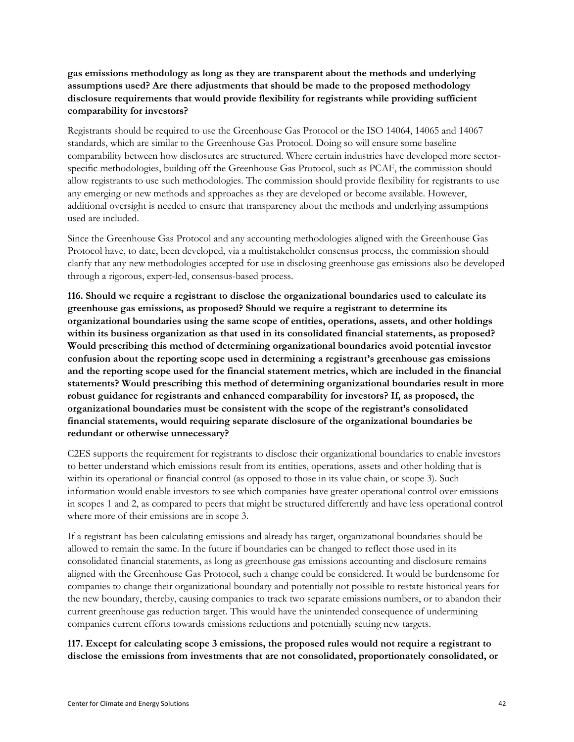**gas emissions methodology as long as they are transparent about the methods and underlying assumptions used? Are there adjustments that should be made to the proposed methodology disclosure requirements that would provide flexibility for registrants while providing sufficient comparability for investors?**

Registrants should be required to use the Greenhouse Gas Protocol or the ISO 14064, 14065 and 14067 standards, which are similar to the Greenhouse Gas Protocol. Doing so will ensure some baseline comparability between how disclosures are structured. Where certain industries have developed more sector-specific methodologies, building off the Greenhouse Gas Protocol, such as PCAF, the commission should allow registrants to use such methodologies. The commission should provide flexibility for registrants to use any emerging or new methods and approaches as they are developed or become available. However, additional oversight is needed to ensure that transparency about the methods and underlying assumptions used are included.

Since the Greenhouse Gas Protocol and any accounting methodologies aligned with the Greenhouse Gas Protocol have, to date, been developed, via a multistakeholder consensus process, the commission should clarify that any new methodologies accepted for use in disclosing greenhouse gas emissions also be developed through a rigorous, expert-led, consensus-based process.

**116. Should we require a registrant to disclose the organizational boundaries used to calculate its greenhouse gas emissions, as proposed? Should we require a registrant to determine its organizational boundaries using the same scope of entities, operations, assets, and other holdings within its business organization as that used in its consolidated financial statements, as proposed? Would prescribing this method of determining organizational boundaries avoid potential investor confusion about the reporting scope used in determining a registrant's greenhouse gas emissions and the reporting scope used for the financial statement metrics, which are included in the financial statements? Would prescribing this method of determining organizational boundaries result in more robust guidance for registrants and enhanced comparability for investors? If, as proposed, the organizational boundaries must be consistent with the scope of the registrant's consolidated financial statements, would requiring separate disclosure of the organizational boundaries be redundant or otherwise unnecessary?**

C2ES supports the requirement for registrants to disclose their organizational boundaries to enable investors to better understand which emissions result from its entities, operations, assets and other holding that is within its operational or financial control (as opposed to those in its value chain, or scope 3). Such information would enable investors to see which companies have greater operational control over emissions in scopes 1 and 2, as compared to peers that might be structured differently and have less operational control where more of their emissions are in scope 3.

If a registrant has been calculating emissions and already has target, organizational boundaries should be allowed to remain the same. In the future if boundaries can be changed to reflect those used in its consolidated financial statements, as long as greenhouse gas emissions accounting and disclosure remains aligned with the Greenhouse Gas Protocol, such a change could be considered. It would be burdensome for companies to change their organizational boundary and potentially not possible to restate historical years for the new boundary, thereby, causing companies to track two separate emissions numbers, or to abandon their current greenhouse gas reduction target. This would have the unintended consequence of undermining companies current efforts towards emissions reductions and potentially setting new targets.

**117. Except for calculating scope 3 emissions, the proposed rules would not require a registrant to disclose the emissions from investments that are not consolidated, proportionately consolidated, or**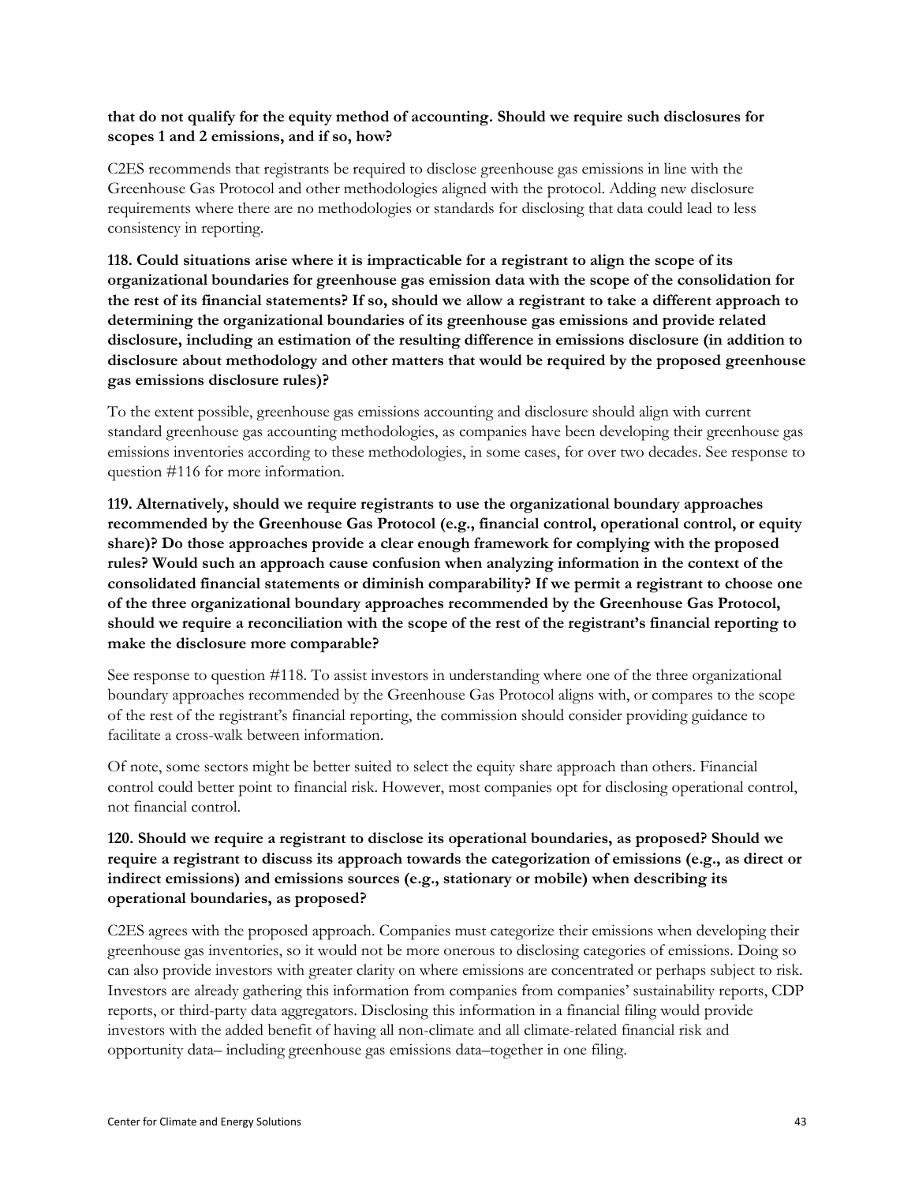**that do not qualify for the equity method of accounting. Should we require such disclosures for scopes 1 and 2 emissions, and if so, how?**

C2ES recommends that registrants be required to disclose greenhouse gas emissions in line with the Greenhouse Gas Protocol and other methodologies aligned with the protocol. Adding new disclosure requirements where there are no methodologies or standards for disclosing that data could lead to less consistency in reporting.

**118. Could situations arise where it is impracticable for a registrant to align the scope of its organizational boundaries for greenhouse gas emission data with the scope of the consolidation for the rest of its financial statements? If so, should we allow a registrant to take a different approach to determining the organizational boundaries of its greenhouse gas emissions and provide related disclosure, including an estimation of the resulting difference in emissions disclosure (in addition to disclosure about methodology and other matters that would be required by the proposed greenhouse gas emissions disclosure rules)?**

To the extent possible, greenhouse gas emissions accounting and disclosure should align with current standard greenhouse gas accounting methodologies, as companies have been developing their greenhouse gas emissions inventories according to these methodologies, in some cases, for over two decades. See response to question #116 for more information.

**119. Alternatively, should we require registrants to use the organizational boundary approaches recommended by the Greenhouse Gas Protocol (e.g., financial control, operational control, or equity share)? Do those approaches provide a clear enough framework for complying with the proposed rules? Would such an approach cause confusion when analyzing information in the context of the consolidated financial statements or diminish comparability? If we permit a registrant to choose one of the three organizational boundary approaches recommended by the Greenhouse Gas Protocol, should we require a reconciliation with the scope of the rest of the registrant's financial reporting to make the disclosure more comparable?**

See response to question #118. To assist investors in understanding where one of the three organizational boundary approaches recommended by the Greenhouse Gas Protocol aligns with, or compares to the scope of the rest of the registrant's financial reporting, the commission should consider providing guidance to facilitate a cross-walk between information.

Of note, some sectors might be better suited to select the equity share approach than others. Financial control could better point to financial risk. However, most companies opt for disclosing operational control, not financial control.

**120. Should we require a registrant to disclose its operational boundaries, as proposed? Should we require a registrant to discuss its approach towards the categorization of emissions (e.g., as direct or indirect emissions) and emissions sources (e.g., stationary or mobile) when describing its operational boundaries, as proposed?**

C2ES agrees with the proposed approach. Companies must categorize their emissions when developing their greenhouse gas inventories, so it would not be more onerous to disclosing categories of emissions. Doing so can also provide investors with greater clarity on where emissions are concentrated or perhaps subject to risk. Investors are already gathering this information from companies from companies' sustainability reports, CDP reports, or third-party data aggregators. Disclosing this information in a financial filing would provide investors with the added benefit of having all non-climate and all climate-related financial risk and opportunity data– including greenhouse gas emissions data–together in one filing.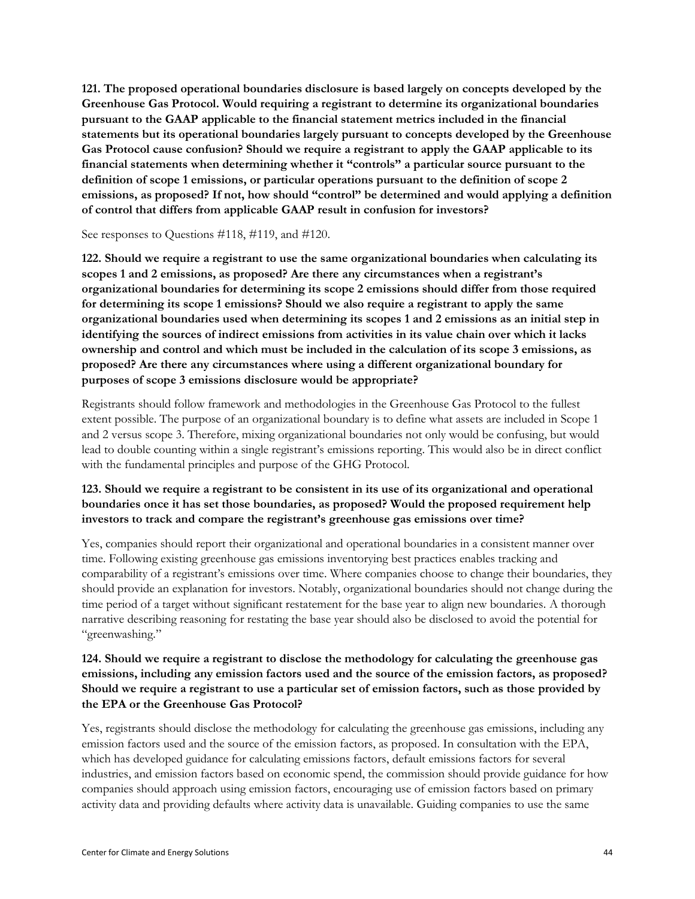**121. The proposed operational boundaries disclosure is based largely on concepts developed by the Greenhouse Gas Protocol. Would requiring a registrant to determine its organizational boundaries pursuant to the GAAP applicable to the financial statement metrics included in the financial statements but its operational boundaries largely pursuant to concepts developed by the Greenhouse Gas Protocol cause confusion? Should we require a registrant to apply the GAAP applicable to its financial statements when determining whether it "controls" a particular source pursuant to the definition of scope 1 emissions, or particular operations pursuant to the definition of scope 2 emissions, as proposed? If not, how should "control" be determined and would applying a definition of control that differs from applicable GAAP result in confusion for investors?**

See responses to Questions #118, #119, and #120.

**122. Should we require a registrant to use the same organizational boundaries when calculating its scopes 1 and 2 emissions, as proposed? Are there any circumstances when a registrant's organizational boundaries for determining its scope 2 emissions should differ from those required for determining its scope 1 emissions? Should we also require a registrant to apply the same organizational boundaries used when determining its scopes 1 and 2 emissions as an initial step in identifying the sources of indirect emissions from activities in its value chain over which it lacks ownership and control and which must be included in the calculation of its scope 3 emissions, as proposed? Are there any circumstances where using a different organizational boundary for purposes of scope 3 emissions disclosure would be appropriate?**

Registrants should follow framework and methodologies in the Greenhouse Gas Protocol to the fullest extent possible. The purpose of an organizational boundary is to define what assets are included in Scope 1 and 2 versus scope 3. Therefore, mixing organizational boundaries not only would be confusing, but would lead to double counting within a single registrant's emissions reporting. This would also be in direct conflict with the fundamental principles and purpose of the GHG Protocol.

**123. Should we require a registrant to be consistent in its use of its organizational and operational boundaries once it has set those boundaries, as proposed? Would the proposed requirement help investors to track and compare the registrant's greenhouse gas emissions over time?**

Yes, companies should report their organizational and operational boundaries in a consistent manner over time. Following existing greenhouse gas emissions inventorying best practices enables tracking and comparability of a registrant's emissions over time. Where companies choose to change their boundaries, they should provide an explanation for investors. Notably, organizational boundaries should not change during the time period of a target without significant restatement for the base year to align new boundaries. A thorough narrative describing reasoning for restating the base year should also be disclosed to avoid the potential for "greenwashing."

**124. Should we require a registrant to disclose the methodology for calculating the greenhouse gas emissions, including any emission factors used and the source of the emission factors, as proposed? Should we require a registrant to use a particular set of emission factors, such as those provided by the EPA or the Greenhouse Gas Protocol?**

Yes, registrants should disclose the methodology for calculating the greenhouse gas emissions, including any emission factors used and the source of the emission factors, as proposed. In consultation with the EPA, which has developed guidance for calculating emissions factors, default emissions factors for several industries, and emission factors based on economic spend, the commission should provide guidance for how companies should approach using emission factors, encouraging use of emission factors based on primary activity data and providing defaults where activity data is unavailable. Guiding companies to use the same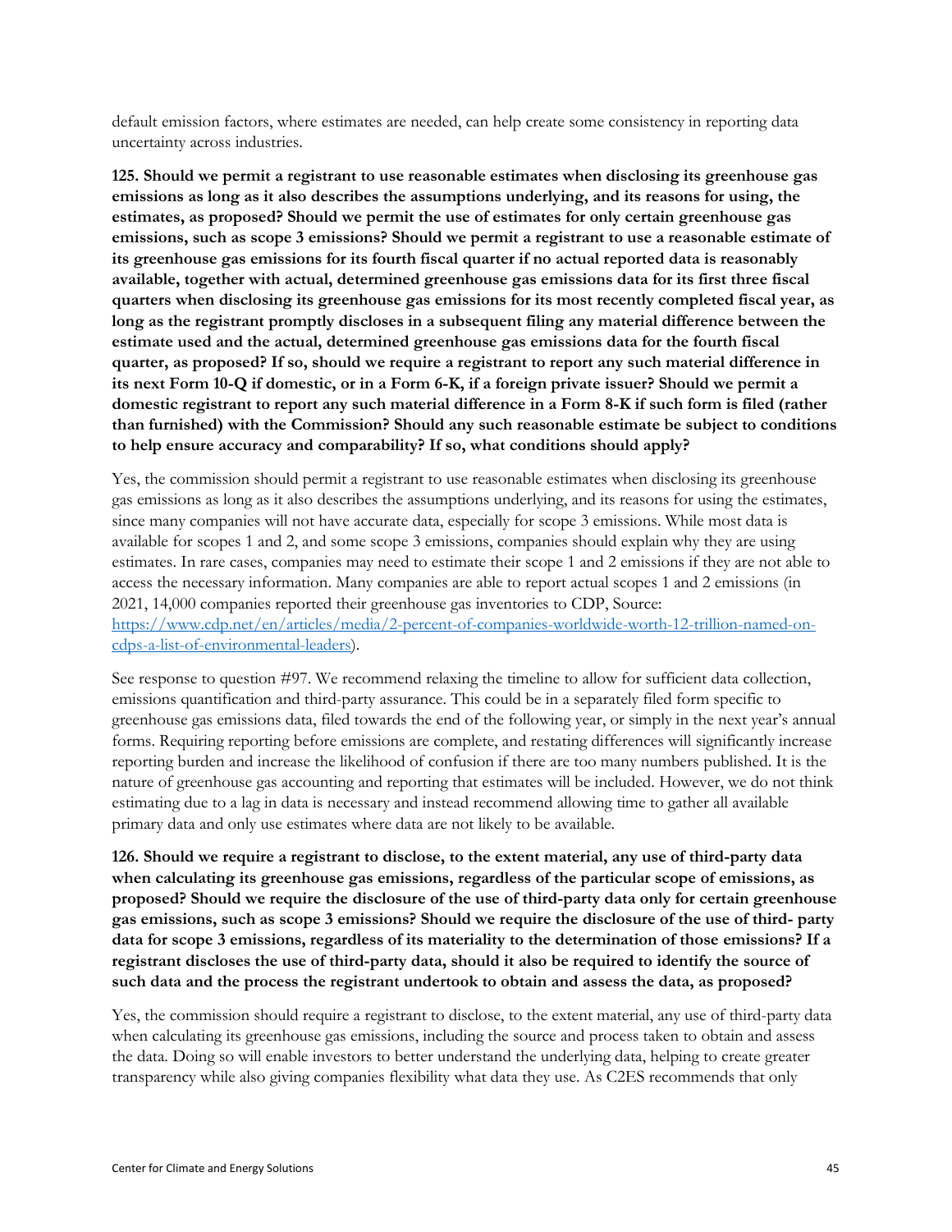default emission factors, where estimates are needed, can help create some consistency in reporting data uncertainty across industries.

**125. Should we permit a registrant to use reasonable estimates when disclosing its greenhouse gas emissions as long as it also describes the assumptions underlying, and its reasons for using, the estimates, as proposed? Should we permit the use of estimates for only certain greenhouse gas emissions, such as scope 3 emissions? Should we permit a registrant to use a reasonable estimate of its greenhouse gas emissions for its fourth fiscal quarter if no actual reported data is reasonably available, together with actual, determined greenhouse gas emissions data for its first three fiscal quarters when disclosing its greenhouse gas emissions for its most recently completed fiscal year, as long as the registrant promptly discloses in a subsequent filing any material difference between the estimate used and the actual, determined greenhouse gas emissions data for the fourth fiscal quarter, as proposed? If so, should we require a registrant to report any such material difference in its next Form 10-Q if domestic, or in a Form 6-K, if a foreign private issuer? Should we permit a domestic registrant to report any such material difference in a Form 8-K if such form is filed (rather than furnished) with the Commission? Should any such reasonable estimate be subject to conditions to help ensure accuracy and comparability? If so, what conditions should apply?**

Yes, the commission should permit a registrant to use reasonable estimates when disclosing its greenhouse gas emissions as long as it also describes the assumptions underlying, and its reasons for using the estimates, since many companies will not have accurate data, especially for scope 3 emissions. While most data is available for scopes 1 and 2, and some scope 3 emissions, companies should explain why they are using estimates. In rare cases, companies may need to estimate their scope 1 and 2 emissions if they are not able to access the necessary information. Many companies are able to report actual scopes 1 and 2 emissions (in 2021, 14,000 companies reported their greenhouse gas inventories to CDP, Source: [https://www.cdp.net/en/articles/media/2-percent-of-companies-worldwide-worth-12-trillion-named-on-cdps-a-list-of-environmental-leaders](https://www.cdp.net/en/articles/media/2-percent-of-companies-worldwide-worth-12-trillion-named-on-cdps-a-list-of-environmental-leaders)).

See response to question #97. We recommend relaxing the timeline to allow for sufficient data collection, emissions quantification and third-party assurance. This could be in a separately filed form specific to greenhouse gas emissions data, filed towards the end of the following year, or simply in the next year's annual forms. Requiring reporting before emissions are complete, and restating differences will significantly increase reporting burden and increase the likelihood of confusion if there are too many numbers published. It is the nature of greenhouse gas accounting and reporting that estimates will be included. However, we do not think estimating due to a lag in data is necessary and instead recommend allowing time to gather all available primary data and only use estimates where data are not likely to be available.

**126. Should we require a registrant to disclose, to the extent material, any use of third-party data when calculating its greenhouse gas emissions, regardless of the particular scope of emissions, as proposed? Should we require the disclosure of the use of third-party data only for certain greenhouse gas emissions, such as scope 3 emissions? Should we require the disclosure of the use of third- party data for scope 3 emissions, regardless of its materiality to the determination of those emissions? If a registrant discloses the use of third-party data, should it also be required to identify the source of such data and the process the registrant undertook to obtain and assess the data, as proposed?**

Yes, the commission should require a registrant to disclose, to the extent material, any use of third-party data when calculating its greenhouse gas emissions, including the source and process taken to obtain and assess the data. Doing so will enable investors to better understand the underlying data, helping to create greater transparency while also giving companies flexibility what data they use. As C2ES recommends that only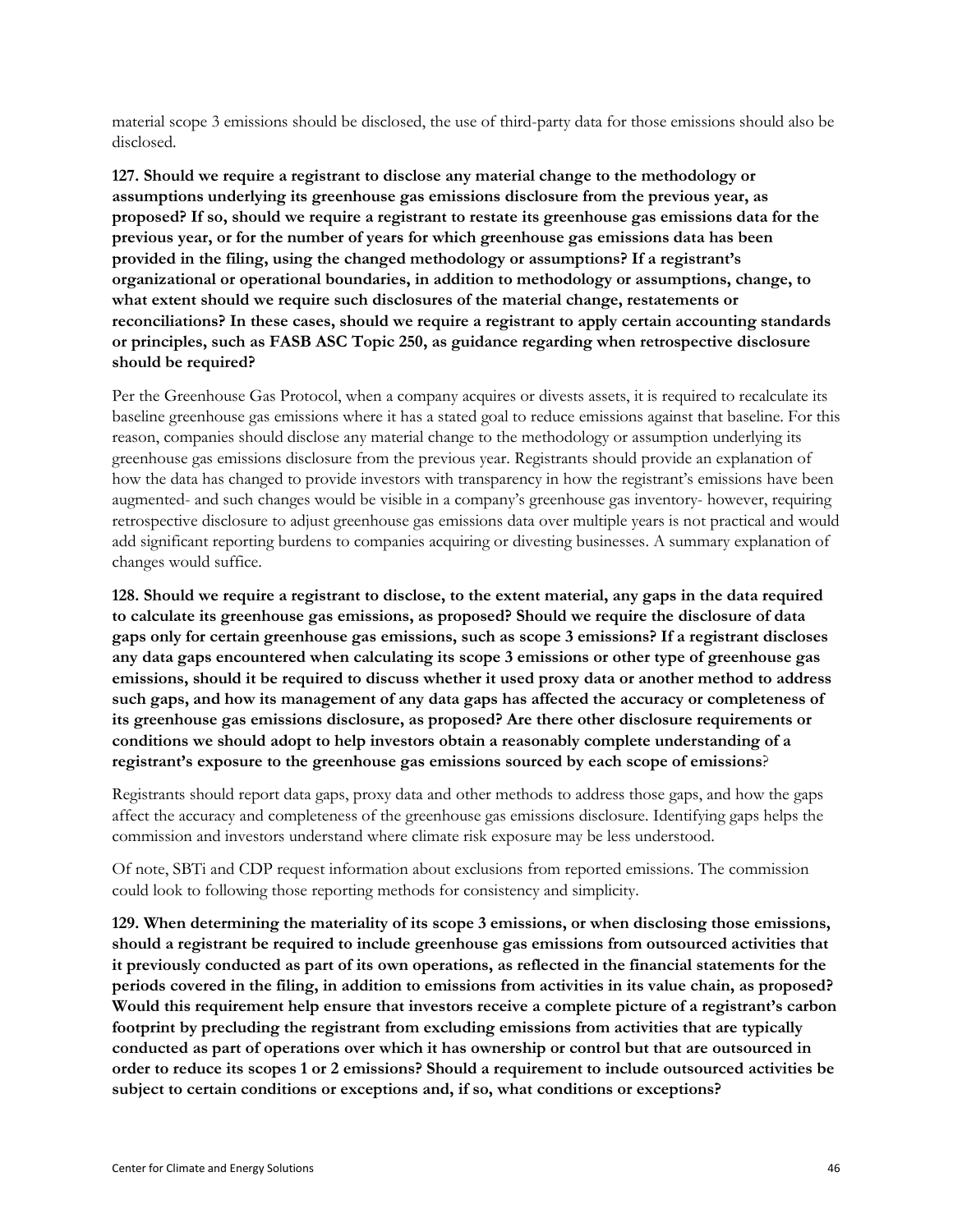material scope 3 emissions should be disclosed, the use of third-party data for those emissions should also be disclosed.

**127. Should we require a registrant to disclose any material change to the methodology or assumptions underlying its greenhouse gas emissions disclosure from the previous year, as proposed? If so, should we require a registrant to restate its greenhouse gas emissions data for the previous year, or for the number of years for which greenhouse gas emissions data has been provided in the filing, using the changed methodology or assumptions? If a registrant's organizational or operational boundaries, in addition to methodology or assumptions, change, to what extent should we require such disclosures of the material change, restatements or reconciliations? In these cases, should we require a registrant to apply certain accounting standards or principles, such as FASB ASC Topic 250, as guidance regarding when retrospective disclosure should be required?**

Per the Greenhouse Gas Protocol, when a company acquires or divests assets, it is required to recalculate its baseline greenhouse gas emissions where it has a stated goal to reduce emissions against that baseline. For this reason, companies should disclose any material change to the methodology or assumption underlying its greenhouse gas emissions disclosure from the previous year. Registrants should provide an explanation of how the data has changed to provide investors with transparency in how the registrant's emissions have been augmented- and such changes would be visible in a company's greenhouse gas inventory- however, requiring retrospective disclosure to adjust greenhouse gas emissions data over multiple years is not practical and would add significant reporting burdens to companies acquiring or divesting businesses. A summary explanation of changes would suffice.

**128. Should we require a registrant to disclose, to the extent material, any gaps in the data required to calculate its greenhouse gas emissions, as proposed? Should we require the disclosure of data gaps only for certain greenhouse gas emissions, such as scope 3 emissions? If a registrant discloses any data gaps encountered when calculating its scope 3 emissions or other type of greenhouse gas emissions, should it be required to discuss whether it used proxy data or another method to address such gaps, and how its management of any data gaps has affected the accuracy or completeness of its greenhouse gas emissions disclosure, as proposed? Are there other disclosure requirements or conditions we should adopt to help investors obtain a reasonably complete understanding of a registrant's exposure to the greenhouse gas emissions sourced by each scope of emissions?**

Registrants should report data gaps, proxy data and other methods to address those gaps, and how the gaps affect the accuracy and completeness of the greenhouse gas emissions disclosure. Identifying gaps helps the commission and investors understand where climate risk exposure may be less understood.

Of note, SBTi and CDP request information about exclusions from reported emissions. The commission could look to following those reporting methods for consistency and simplicity.

**129. When determining the materiality of its scope 3 emissions, or when disclosing those emissions, should a registrant be required to include greenhouse gas emissions from outsourced activities that it previously conducted as part of its own operations, as reflected in the financial statements for the periods covered in the filing, in addition to emissions from activities in its value chain, as proposed? Would this requirement help ensure that investors receive a complete picture of a registrant's carbon footprint by precluding the registrant from excluding emissions from activities that are typically conducted as part of operations over which it has ownership or control but that are outsourced in order to reduce its scopes 1 or 2 emissions? Should a requirement to include outsourced activities be subject to certain conditions or exceptions and, if so, what conditions or exceptions?**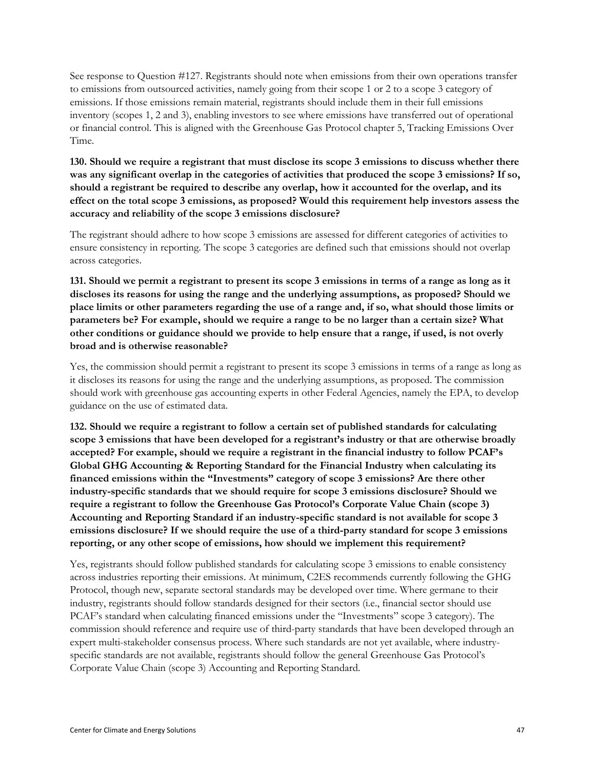See response to Question #127. Registrants should note when emissions from their own operations transfer to emissions from outsourced activities, namely going from their scope 1 or 2 to a scope 3 category of emissions. If those emissions remain material, registrants should include them in their full emissions inventory (scopes 1, 2 and 3), enabling investors to see where emissions have transferred out of operational or financial control. This is aligned with the Greenhouse Gas Protocol chapter 5, Tracking Emissions Over Time.

**130. Should we require a registrant that must disclose its scope 3 emissions to discuss whether there was any significant overlap in the categories of activities that produced the scope 3 emissions? If so, should a registrant be required to describe any overlap, how it accounted for the overlap, and its effect on the total scope 3 emissions, as proposed? Would this requirement help investors assess the accuracy and reliability of the scope 3 emissions disclosure?**

The registrant should adhere to how scope 3 emissions are assessed for different categories of activities to ensure consistency in reporting. The scope 3 categories are defined such that emissions should not overlap across categories.

**131. Should we permit a registrant to present its scope 3 emissions in terms of a range as long as it discloses its reasons for using the range and the underlying assumptions, as proposed? Should we place limits or other parameters regarding the use of a range and, if so, what should those limits or parameters be? For example, should we require a range to be no larger than a certain size? What other conditions or guidance should we provide to help ensure that a range, if used, is not overly broad and is otherwise reasonable?**

Yes, the commission should permit a registrant to present its scope 3 emissions in terms of a range as long as it discloses its reasons for using the range and the underlying assumptions, as proposed. The commission should work with greenhouse gas accounting experts in other Federal Agencies, namely the EPA, to develop guidance on the use of estimated data.

**132. Should we require a registrant to follow a certain set of published standards for calculating scope 3 emissions that have been developed for a registrant's industry or that are otherwise broadly accepted? For example, should we require a registrant in the financial industry to follow PCAF's Global GHG Accounting & Reporting Standard for the Financial Industry when calculating its financed emissions within the "Investments" category of scope 3 emissions? Are there other industry-specific standards that we should require for scope 3 emissions disclosure? Should we require a registrant to follow the Greenhouse Gas Protocol's Corporate Value Chain (scope 3) Accounting and Reporting Standard if an industry-specific standard is not available for scope 3 emissions disclosure? If we should require the use of a third-party standard for scope 3 emissions reporting, or any other scope of emissions, how should we implement this requirement?**

Yes, registrants should follow published standards for calculating scope 3 emissions to enable consistency across industries reporting their emissions. At minimum, C2ES recommends currently following the GHG Protocol, though new, separate sectoral standards may be developed over time. Where germane to their industry, registrants should follow standards designed for their sectors (i.e., financial sector should use PCAF's standard when calculating financed emissions under the "Investments" scope 3 category). The commission should reference and require use of third-party standards that have been developed through an expert multi-stakeholder consensus process. Where such standards are not yet available, where industry-specific standards are not available, registrants should follow the general Greenhouse Gas Protocol's Corporate Value Chain (scope 3) Accounting and Reporting Standard.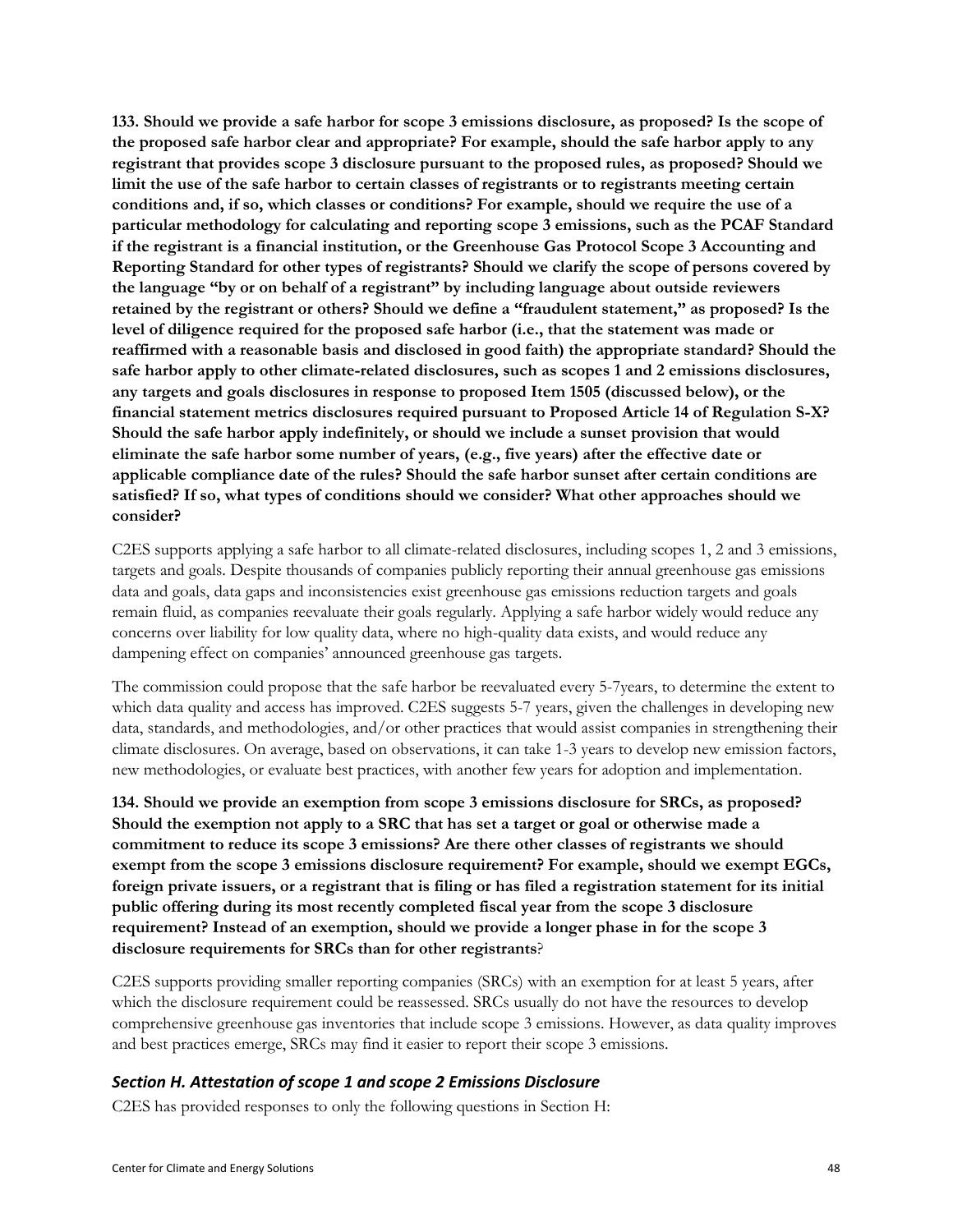**133. Should we provide a safe harbor for scope 3 emissions disclosure, as proposed? Is the scope of the proposed safe harbor clear and appropriate? For example, should the safe harbor apply to any registrant that provides scope 3 disclosure pursuant to the proposed rules, as proposed? Should we limit the use of the safe harbor to certain classes of registrants or to registrants meeting certain conditions and, if so, which classes or conditions? For example, should we require the use of a particular methodology for calculating and reporting scope 3 emissions, such as the PCAF Standard if the registrant is a financial institution, or the Greenhouse Gas Protocol Scope 3 Accounting and Reporting Standard for other types of registrants? Should we clarify the scope of persons covered by the language "by or on behalf of a registrant" by including language about outside reviewers retained by the registrant or others? Should we define a "fraudulent statement," as proposed? Is the level of diligence required for the proposed safe harbor (i.e., that the statement was made or reaffirmed with a reasonable basis and disclosed in good faith) the appropriate standard? Should the safe harbor apply to other climate-related disclosures, such as scopes 1 and 2 emissions disclosures, any targets and goals disclosures in response to proposed Item 1505 (discussed below), or the financial statement metrics disclosures required pursuant to Proposed Article 14 of Regulation S-X? Should the safe harbor apply indefinitely, or should we include a sunset provision that would eliminate the safe harbor some number of years, (e.g., five years) after the effective date or applicable compliance date of the rules? Should the safe harbor sunset after certain conditions are satisfied? If so, what types of conditions should we consider? What other approaches should we consider?**

C2ES supports applying a safe harbor to all climate-related disclosures, including scopes 1, 2 and 3 emissions, targets and goals. Despite thousands of companies publicly reporting their annual greenhouse gas emissions data and goals, data gaps and inconsistencies exist greenhouse gas emissions reduction targets and goals remain fluid, as companies reevaluate their goals regularly. Applying a safe harbor widely would reduce any concerns over liability for low quality data, where no high-quality data exists, and would reduce any dampening effect on companies' announced greenhouse gas targets.

The commission could propose that the safe harbor be reevaluated every 5-7years, to determine the extent to which data quality and access has improved. C2ES suggests 5-7 years, given the challenges in developing new data, standards, and methodologies, and/or other practices that would assist companies in strengthening their climate disclosures. On average, based on observations, it can take 1-3 years to develop new emission factors, new methodologies, or evaluate best practices, with another few years for adoption and implementation.

**134. Should we provide an exemption from scope 3 emissions disclosure for SRCs, as proposed? Should the exemption not apply to a SRC that has set a target or goal or otherwise made a commitment to reduce its scope 3 emissions? Are there other classes of registrants we should exempt from the scope 3 emissions disclosure requirement? For example, should we exempt EGCs, foreign private issuers, or a registrant that is filing or has filed a registration statement for its initial public offering during its most recently completed fiscal year from the scope 3 disclosure requirement? Instead of an exemption, should we provide a longer phase in for the scope 3 disclosure requirements for SRCs than for other registrants**?

C2ES supports providing smaller reporting companies (SRCs) with an exemption for at least 5 years, after which the disclosure requirement could be reassessed. SRCs usually do not have the resources to develop comprehensive greenhouse gas inventories that include scope 3 emissions. However, as data quality improves and best practices emerge, SRCs may find it easier to report their scope 3 emissions.

### *Section H. Attestation of scope 1 and scope 2 Emissions Disclosure*

C2ES has provided responses to only the following questions in Section H: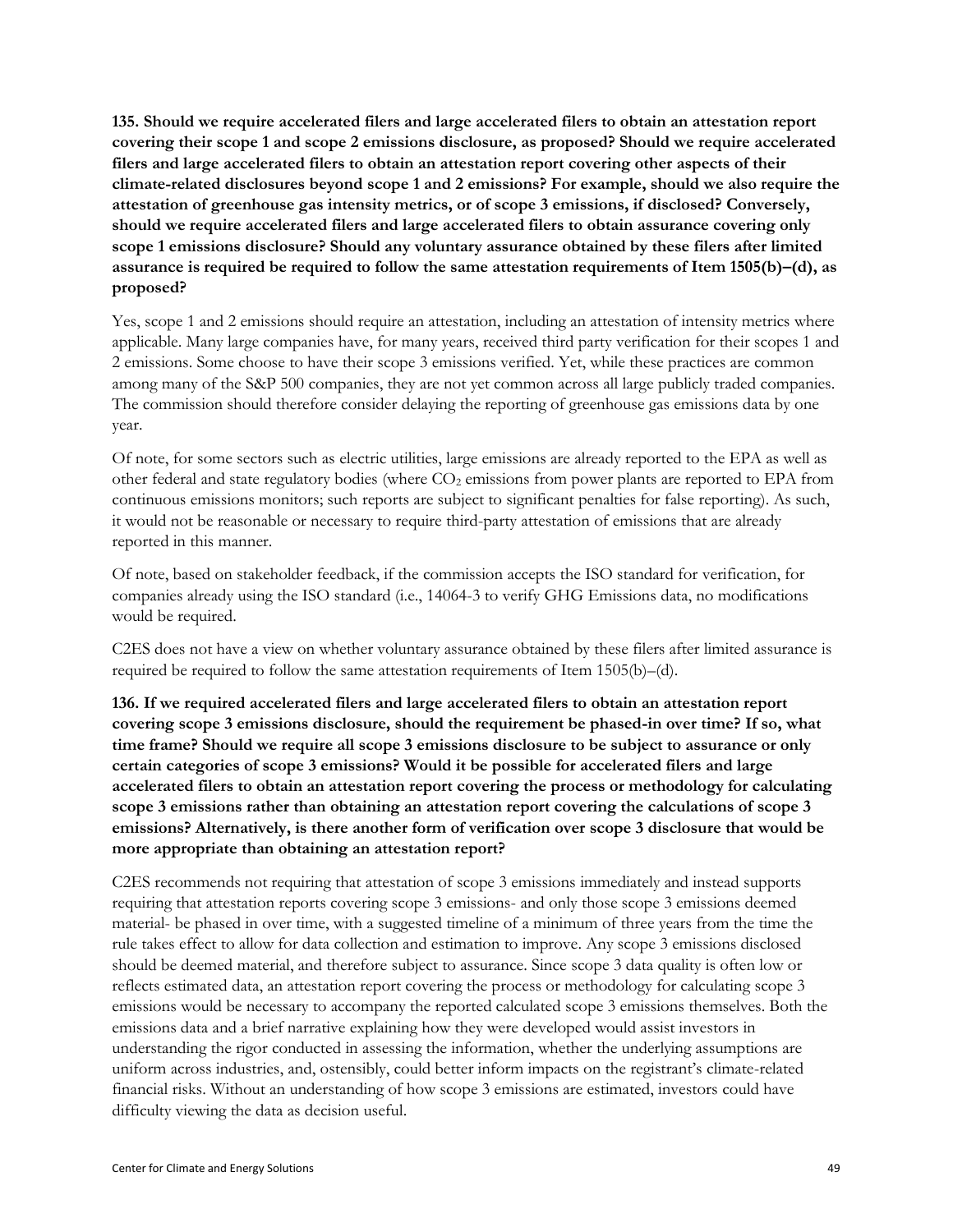**135. Should we require accelerated filers and large accelerated filers to obtain an attestation report covering their scope 1 and scope 2 emissions disclosure, as proposed? Should we require accelerated filers and large accelerated filers to obtain an attestation report covering other aspects of their climate-related disclosures beyond scope 1 and 2 emissions? For example, should we also require the attestation of greenhouse gas intensity metrics, or of scope 3 emissions, if disclosed? Conversely, should we require accelerated filers and large accelerated filers to obtain assurance covering only scope 1 emissions disclosure? Should any voluntary assurance obtained by these filers after limited assurance is required be required to follow the same attestation requirements of Item 1505(b)–(d), as proposed?**

Yes, scope 1 and 2 emissions should require an attestation, including an attestation of intensity metrics where applicable. Many large companies have, for many years, received third party verification for their scopes 1 and 2 emissions. Some choose to have their scope 3 emissions verified. Yet, while these practices are common among many of the S&P 500 companies, they are not yet common across all large publicly traded companies. The commission should therefore consider delaying the reporting of greenhouse gas emissions data by one year.

Of note, for some sectors such as electric utilities, large emissions are already reported to the EPA as well as other federal and state regulatory bodies (where $CO_2$ emissions from power plants are reported to EPA from continuous emissions monitors; such reports are subject to significant penalties for false reporting). As such, it would not be reasonable or necessary to require third-party attestation of emissions that are already reported in this manner.

Of note, based on stakeholder feedback, if the commission accepts the ISO standard for verification, for companies already using the ISO standard (i.e., 14064-3 to verify GHG Emissions data, no modifications would be required.

C2ES does not have a view on whether voluntary assurance obtained by these filers after limited assurance is required be required to follow the same attestation requirements of Item 1505(b)–(d).

**136. If we required accelerated filers and large accelerated filers to obtain an attestation report covering scope 3 emissions disclosure, should the requirement be phased-in over time? If so, what time frame? Should we require all scope 3 emissions disclosure to be subject to assurance or only certain categories of scope 3 emissions? Would it be possible for accelerated filers and large accelerated filers to obtain an attestation report covering the process or methodology for calculating scope 3 emissions rather than obtaining an attestation report covering the calculations of scope 3 emissions? Alternatively, is there another form of verification over scope 3 disclosure that would be more appropriate than obtaining an attestation report?**

C2ES recommends not requiring that attestation of scope 3 emissions immediately and instead supports requiring that attestation reports covering scope 3 emissions- and only those scope 3 emissions deemed material- be phased in over time, with a suggested timeline of a minimum of three years from the time the rule takes effect to allow for data collection and estimation to improve. Any scope 3 emissions disclosed should be deemed material, and therefore subject to assurance. Since scope 3 data quality is often low or reflects estimated data, an attestation report covering the process or methodology for calculating scope 3 emissions would be necessary to accompany the reported calculated scope 3 emissions themselves. Both the emissions data and a brief narrative explaining how they were developed would assist investors in understanding the rigor conducted in assessing the information, whether the underlying assumptions are uniform across industries, and, ostensibly, could better inform impacts on the registrant's climate-related financial risks. Without an understanding of how scope 3 emissions are estimated, investors could have difficulty viewing the data as decision useful.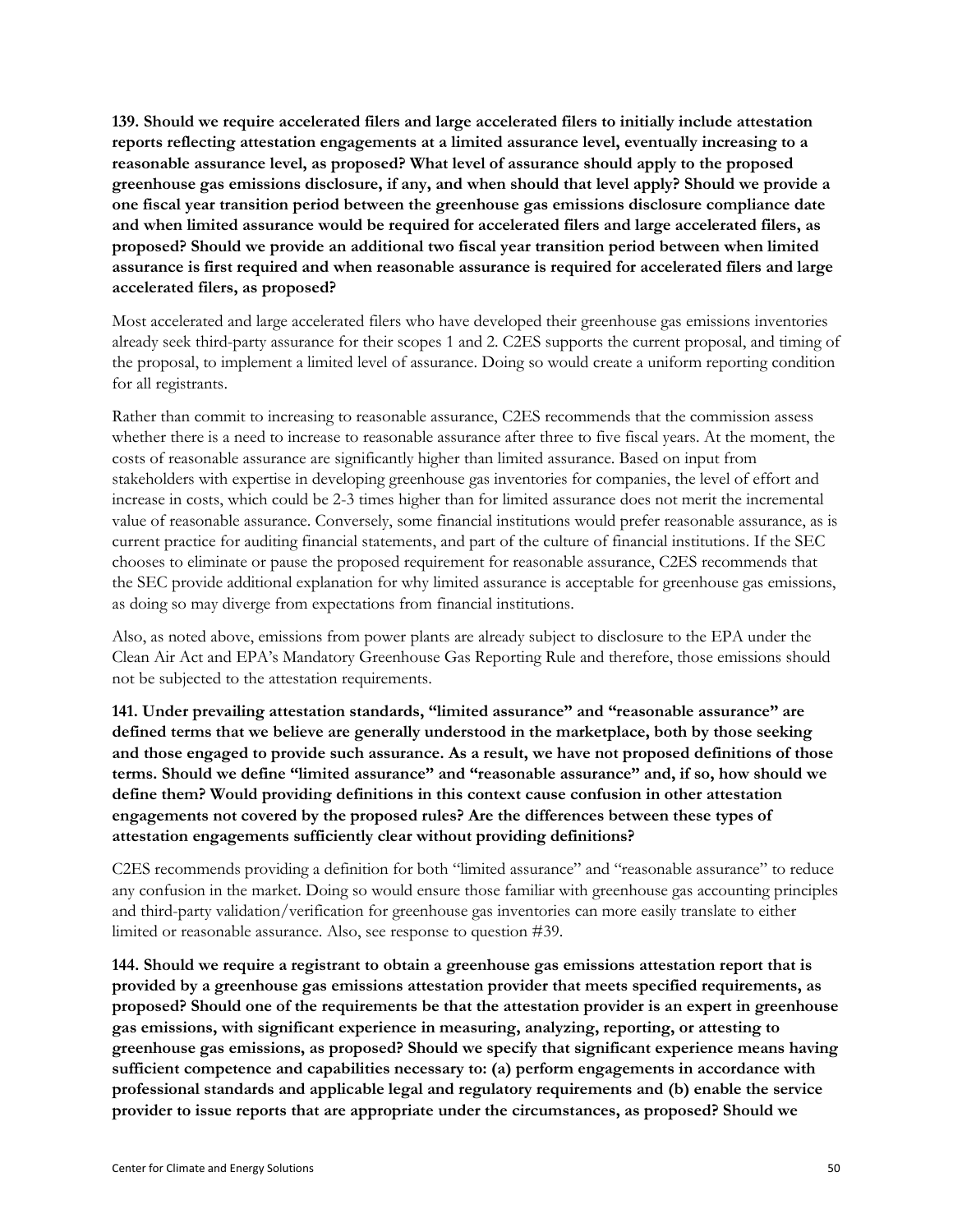**139. Should we require accelerated filers and large accelerated filers to initially include attestation reports reflecting attestation engagements at a limited assurance level, eventually increasing to a reasonable assurance level, as proposed? What level of assurance should apply to the proposed greenhouse gas emissions disclosure, if any, and when should that level apply? Should we provide a one fiscal year transition period between the greenhouse gas emissions disclosure compliance date and when limited assurance would be required for accelerated filers and large accelerated filers, as proposed? Should we provide an additional two fiscal year transition period between when limited assurance is first required and when reasonable assurance is required for accelerated filers and large accelerated filers, as proposed?**

Most accelerated and large accelerated filers who have developed their greenhouse gas emissions inventories already seek third-party assurance for their scopes 1 and 2. C2ES supports the current proposal, and timing of the proposal, to implement a limited level of assurance. Doing so would create a uniform reporting condition for all registrants.

Rather than commit to increasing to reasonable assurance, C2ES recommends that the commission assess whether there is a need to increase to reasonable assurance after three to five fiscal years. At the moment, the costs of reasonable assurance are significantly higher than limited assurance. Based on input from stakeholders with expertise in developing greenhouse gas inventories for companies, the level of effort and increase in costs, which could be 2-3 times higher than for limited assurance does not merit the incremental value of reasonable assurance. Conversely, some financial institutions would prefer reasonable assurance, as is current practice for auditing financial statements, and part of the culture of financial institutions. If the SEC chooses to eliminate or pause the proposed requirement for reasonable assurance, C2ES recommends that the SEC provide additional explanation for why limited assurance is acceptable for greenhouse gas emissions, as doing so may diverge from expectations from financial institutions.

Also, as noted above, emissions from power plants are already subject to disclosure to the EPA under the Clean Air Act and EPA's Mandatory Greenhouse Gas Reporting Rule and therefore, those emissions should not be subjected to the attestation requirements.

**141. Under prevailing attestation standards, "limited assurance" and "reasonable assurance" are defined terms that we believe are generally understood in the marketplace, both by those seeking and those engaged to provide such assurance. As a result, we have not proposed definitions of those terms. Should we define "limited assurance" and "reasonable assurance" and, if so, how should we define them? Would providing definitions in this context cause confusion in other attestation engagements not covered by the proposed rules? Are the differences between these types of attestation engagements sufficiently clear without providing definitions?**

C2ES recommends providing a definition for both "limited assurance" and "reasonable assurance" to reduce any confusion in the market. Doing so would ensure those familiar with greenhouse gas accounting principles and third-party validation/verification for greenhouse gas inventories can more easily translate to either limited or reasonable assurance. Also, see response to question #39.

**144. Should we require a registrant to obtain a greenhouse gas emissions attestation report that is provided by a greenhouse gas emissions attestation provider that meets specified requirements, as proposed? Should one of the requirements be that the attestation provider is an expert in greenhouse gas emissions, with significant experience in measuring, analyzing, reporting, or attesting to greenhouse gas emissions, as proposed? Should we specify that significant experience means having sufficient competence and capabilities necessary to: (a) perform engagements in accordance with professional standards and applicable legal and regulatory requirements and (b) enable the service provider to issue reports that are appropriate under the circumstances, as proposed? Should we**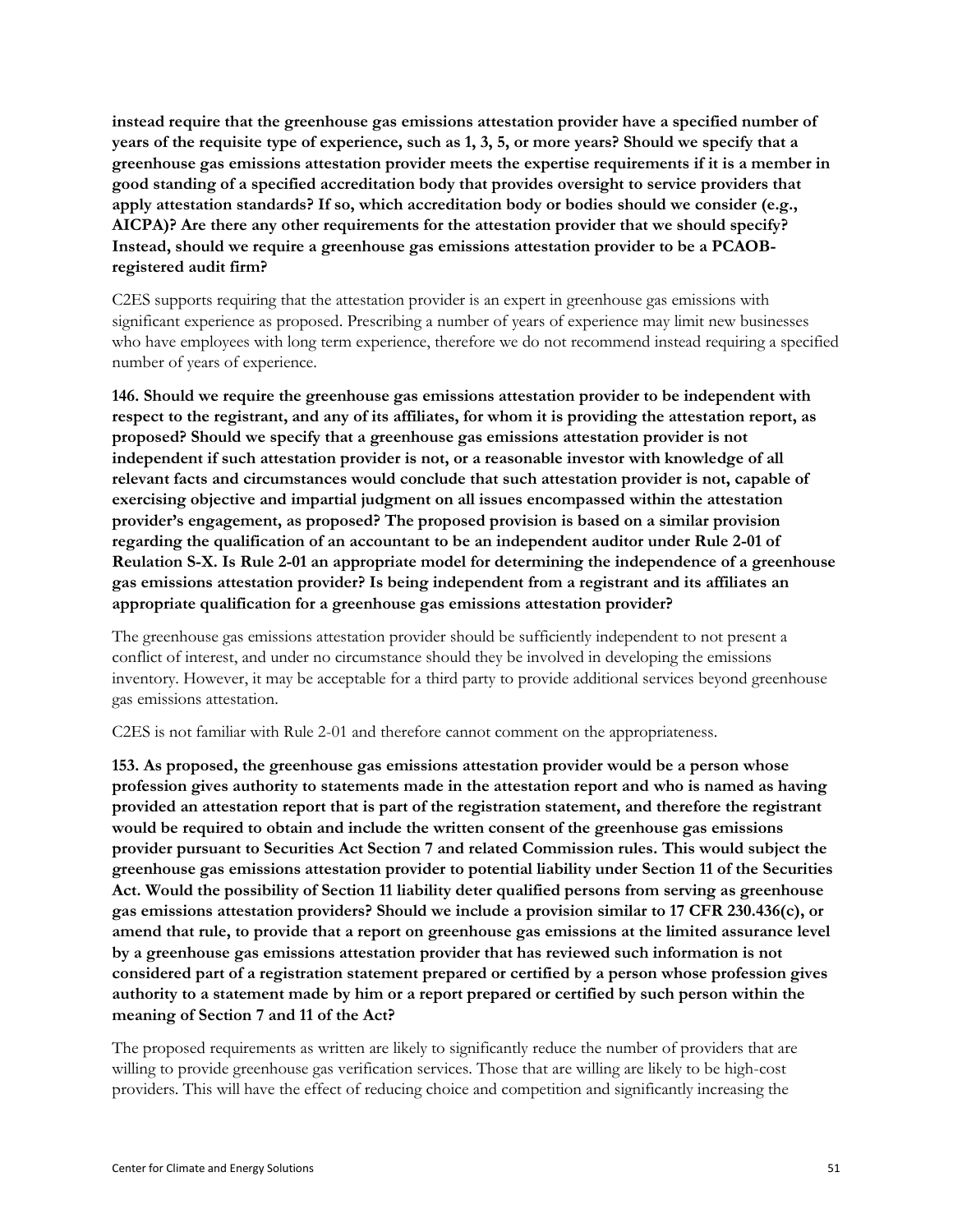**instead require that the greenhouse gas emissions attestation provider have a specified number of years of the requisite type of experience, such as 1, 3, 5, or more years? Should we specify that a greenhouse gas emissions attestation provider meets the expertise requirements if it is a member in good standing of a specified accreditation body that provides oversight to service providers that apply attestation standards? If so, which accreditation body or bodies should we consider (e.g., AICPA)? Are there any other requirements for the attestation provider that we should specify? Instead, should we require a greenhouse gas emissions attestation provider to be a PCAOB-registered audit firm?**

C2ES supports requiring that the attestation provider is an expert in greenhouse gas emissions with significant experience as proposed. Prescribing a number of years of experience may limit new businesses who have employees with long term experience, therefore we do not recommend instead requiring a specified number of years of experience.

**146. Should we require the greenhouse gas emissions attestation provider to be independent with respect to the registrant, and any of its affiliates, for whom it is providing the attestation report, as proposed? Should we specify that a greenhouse gas emissions attestation provider is not independent if such attestation provider is not, or a reasonable investor with knowledge of all relevant facts and circumstances would conclude that such attestation provider is not, capable of exercising objective and impartial judgment on all issues encompassed within the attestation provider's engagement, as proposed? The proposed provision is based on a similar provision regarding the qualification of an accountant to be an independent auditor under Rule 2-01 of Reulation S-X. Is Rule 2-01 an appropriate model for determining the independence of a greenhouse gas emissions attestation provider? Is being independent from a registrant and its affiliates an appropriate qualification for a greenhouse gas emissions attestation provider?**

The greenhouse gas emissions attestation provider should be sufficiently independent to not present a conflict of interest, and under no circumstance should they be involved in developing the emissions inventory. However, it may be acceptable for a third party to provide additional services beyond greenhouse gas emissions attestation.

C2ES is not familiar with Rule 2-01 and therefore cannot comment on the appropriateness.

**153. As proposed, the greenhouse gas emissions attestation provider would be a person whose profession gives authority to statements made in the attestation report and who is named as having provided an attestation report that is part of the registration statement, and therefore the registrant would be required to obtain and include the written consent of the greenhouse gas emissions provider pursuant to Securities Act Section 7 and related Commission rules. This would subject the greenhouse gas emissions attestation provider to potential liability under Section 11 of the Securities Act. Would the possibility of Section 11 liability deter qualified persons from serving as greenhouse gas emissions attestation providers? Should we include a provision similar to 17 CFR 230.436(c), or amend that rule, to provide that a report on greenhouse gas emissions at the limited assurance level by a greenhouse gas emissions attestation provider that has reviewed such information is not considered part of a registration statement prepared or certified by a person whose profession gives authority to a statement made by him or a report prepared or certified by such person within the meaning of Section 7 and 11 of the Act?**

The proposed requirements as written are likely to significantly reduce the number of providers that are willing to provide greenhouse gas verification services. Those that are willing are likely to be high-cost providers. This will have the effect of reducing choice and competition and significantly increasing the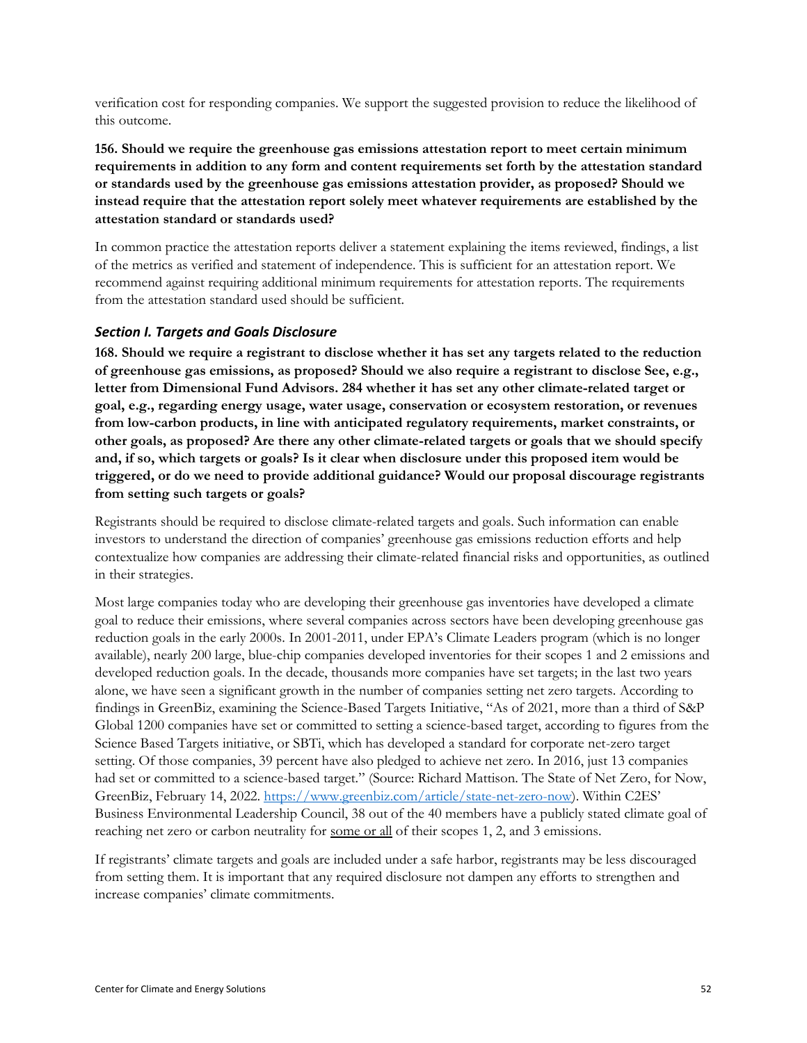verification cost for responding companies. We support the suggested provision to reduce the likelihood of this outcome.

**156. Should we require the greenhouse gas emissions attestation report to meet certain minimum requirements in addition to any form and content requirements set forth by the attestation standard or standards used by the greenhouse gas emissions attestation provider, as proposed? Should we instead require that the attestation report solely meet whatever requirements are established by the attestation standard or standards used?**

In common practice the attestation reports deliver a statement explaining the items reviewed, findings, a list of the metrics as verified and statement of independence. This is sufficient for an attestation report. We recommend against requiring additional minimum requirements for attestation reports. The requirements from the attestation standard used should be sufficient.

### *Section I. Targets and Goals Disclosure*

**168. Should we require a registrant to disclose whether it has set any targets related to the reduction of greenhouse gas emissions, as proposed? Should we also require a registrant to disclose See, e.g., letter from Dimensional Fund Advisors. 284 whether it has set any other climate-related target or goal, e.g., regarding energy usage, water usage, conservation or ecosystem restoration, or revenues from low-carbon products, in line with anticipated regulatory requirements, market constraints, or other goals, as proposed? Are there any other climate-related targets or goals that we should specify and, if so, which targets or goals? Is it clear when disclosure under this proposed item would be triggered, or do we need to provide additional guidance? Would our proposal discourage registrants from setting such targets or goals?**

Registrants should be required to disclose climate-related targets and goals. Such information can enable investors to understand the direction of companies' greenhouse gas emissions reduction efforts and help contextualize how companies are addressing their climate-related financial risks and opportunities, as outlined in their strategies.

Most large companies today who are developing their greenhouse gas inventories have developed a climate goal to reduce their emissions, where several companies across sectors have been developing greenhouse gas reduction goals in the early 2000s. In 2001-2011, under EPA's Climate Leaders program (which is no longer available), nearly 200 large, blue-chip companies developed inventories for their scopes 1 and 2 emissions and developed reduction goals. In the decade, thousands more companies have set targets; in the last two years alone, we have seen a significant growth in the number of companies setting net zero targets. According to findings in GreenBiz, examining the Science-Based Targets Initiative, "As of 2021, more than a third of S&P Global 1200 companies have set or committed to setting a science-based target, according to figures from the Science Based Targets initiative, or SBTi, which has developed a standard for corporate net-zero target setting. Of those companies, 39 percent have also pledged to achieve net zero. In 2016, just 13 companies had set or committed to a science-based target." (Source: Richard Mattison. The State of Net Zero, for Now, GreenBiz, February 14, 2022. [https://www.greenbiz.com/article/state-net-zero-now](https://www.greenbiz.com/article/state-net-zero-now)). Within C2ES' Business Environmental Leadership Council, 38 out of the 40 members have a publicly stated climate goal of reaching net zero or carbon neutrality for <u>some or all</u> of their scopes 1, 2, and 3 emissions.

If registrants' climate targets and goals are included under a safe harbor, registrants may be less discouraged from setting them. It is important that any required disclosure not dampen any efforts to strengthen and increase companies' climate commitments.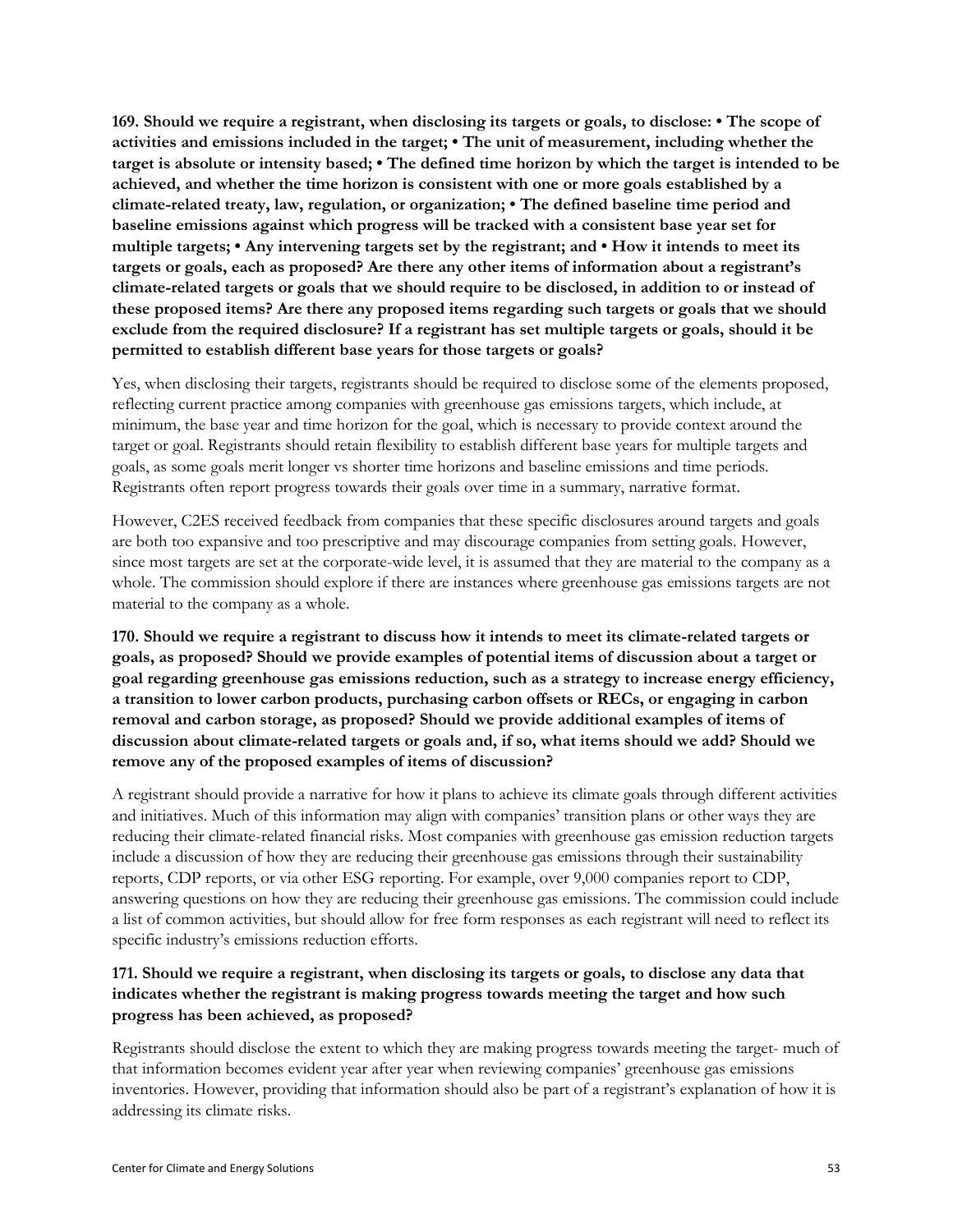**169. Should we require a registrant, when disclosing its targets or goals, to disclose: • The scope of activities and emissions included in the target; • The unit of measurement, including whether the target is absolute or intensity based; • The defined time horizon by which the target is intended to be achieved, and whether the time horizon is consistent with one or more goals established by a climate-related treaty, law, regulation, or organization; • The defined baseline time period and baseline emissions against which progress will be tracked with a consistent base year set for multiple targets; • Any intervening targets set by the registrant; and • How it intends to meet its targets or goals, each as proposed? Are there any other items of information about a registrant's climate-related targets or goals that we should require to be disclosed, in addition to or instead of these proposed items? Are there any proposed items regarding such targets or goals that we should exclude from the required disclosure? If a registrant has set multiple targets or goals, should it be permitted to establish different base years for those targets or goals?**

Yes, when disclosing their targets, registrants should be required to disclose some of the elements proposed, reflecting current practice among companies with greenhouse gas emissions targets, which include, at minimum, the base year and time horizon for the goal, which is necessary to provide context around the target or goal. Registrants should retain flexibility to establish different base years for multiple targets and goals, as some goals merit longer vs shorter time horizons and baseline emissions and time periods. Registrants often report progress towards their goals over time in a summary, narrative format.

However, C2ES received feedback from companies that these specific disclosures around targets and goals are both too expansive and too prescriptive and may discourage companies from setting goals. However, since most targets are set at the corporate-wide level, it is assumed that they are material to the company as a whole. The commission should explore if there are instances where greenhouse gas emissions targets are not material to the company as a whole.

**170. Should we require a registrant to discuss how it intends to meet its climate-related targets or goals, as proposed? Should we provide examples of potential items of discussion about a target or goal regarding greenhouse gas emissions reduction, such as a strategy to increase energy efficiency, a transition to lower carbon products, purchasing carbon offsets or RECs, or engaging in carbon removal and carbon storage, as proposed? Should we provide additional examples of items of discussion about climate-related targets or goals and, if so, what items should we add? Should we remove any of the proposed examples of items of discussion?**

A registrant should provide a narrative for how it plans to achieve its climate goals through different activities and initiatives. Much of this information may align with companies' transition plans or other ways they are reducing their climate-related financial risks. Most companies with greenhouse gas emission reduction targets include a discussion of how they are reducing their greenhouse gas emissions through their sustainability reports, CDP reports, or via other ESG reporting. For example, over 9,000 companies report to CDP, answering questions on how they are reducing their greenhouse gas emissions. The commission could include a list of common activities, but should allow for free form responses as each registrant will need to reflect its specific industry's emissions reduction efforts.

**171. Should we require a registrant, when disclosing its targets or goals, to disclose any data that indicates whether the registrant is making progress towards meeting the target and how such progress has been achieved, as proposed?**

Registrants should disclose the extent to which they are making progress towards meeting the target- much of that information becomes evident year after year when reviewing companies' greenhouse gas emissions inventories. However, providing that information should also be part of a registrant's explanation of how it is addressing its climate risks.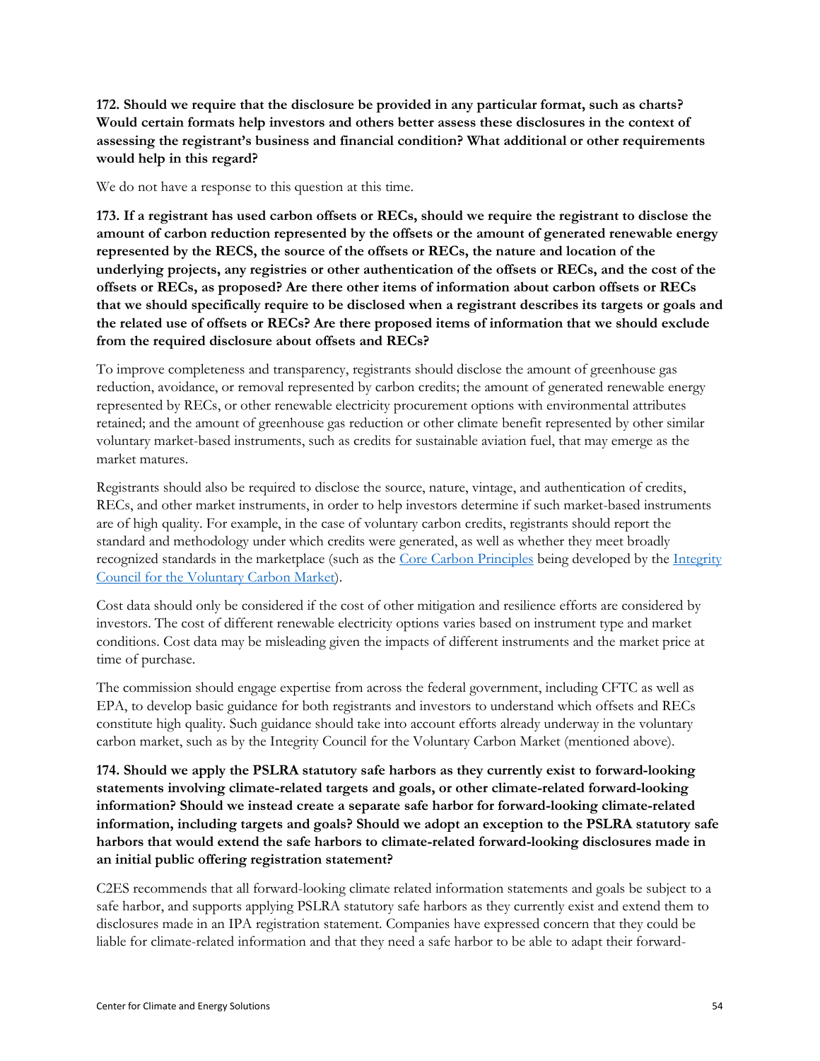**172. Should we require that the disclosure be provided in any particular format, such as charts? Would certain formats help investors and others better assess these disclosures in the context of assessing the registrant's business and financial condition? What additional or other requirements would help in this regard?**

We do not have a response to this question at this time.

**173. If a registrant has used carbon offsets or RECs, should we require the registrant to disclose the amount of carbon reduction represented by the offsets or the amount of generated renewable energy represented by the RECS, the source of the offsets or RECs, the nature and location of the underlying projects, any registries or other authentication of the offsets or RECs, and the cost of the offsets or RECs, as proposed? Are there other items of information about carbon offsets or RECs that we should specifically require to be disclosed when a registrant describes its targets or goals and the related use of offsets or RECs? Are there proposed items of information that we should exclude from the required disclosure about offsets and RECs?**

To improve completeness and transparency, registrants should disclose the amount of greenhouse gas reduction, avoidance, or removal represented by carbon credits; the amount of generated renewable energy represented by RECs, or other renewable electricity procurement options with environmental attributes retained; and the amount of greenhouse gas reduction or other climate benefit represented by other similar voluntary market-based instruments, such as credits for sustainable aviation fuel, that may emerge as the market matures.

Registrants should also be required to disclose the source, nature, vintage, and authentication of credits, RECs, and other market instruments, in order to help investors determine if such market-based instruments are of high quality. For example, in the case of voluntary carbon credits, registrants should report the standard and methodology under which credits were generated, as well as whether they meet broadly recognized standards in the marketplace (such as the [Core Carbon Principles] being developed by the [Integrity Council for the Voluntary Carbon Market]).

Cost data should only be considered if the cost of other mitigation and resilience efforts are considered by investors. The cost of different renewable electricity options varies based on instrument type and market conditions. Cost data may be misleading given the impacts of different instruments and the market price at time of purchase.

The commission should engage expertise from across the federal government, including CFTC as well as EPA, to develop basic guidance for both registrants and investors to understand which offsets and RECs constitute high quality. Such guidance should take into account efforts already underway in the voluntary carbon market, such as by the Integrity Council for the Voluntary Carbon Market (mentioned above).

**174. Should we apply the PSLRA statutory safe harbors as they currently exist to forward-looking statements involving climate-related targets and goals, or other climate-related forward-looking information? Should we instead create a separate safe harbor for forward-looking climate-related information, including targets and goals? Should we adopt an exception to the PSLRA statutory safe harbors that would extend the safe harbors to climate-related forward-looking disclosures made in an initial public offering registration statement?**

C2ES recommends that all forward-looking climate related information statements and goals be subject to a safe harbor, and supports applying PSLRA statutory safe harbors as they currently exist and extend them to disclosures made in an IPA registration statement. Companies have expressed concern that they could be liable for climate-related information and that they need a safe harbor to be able to adapt their forward-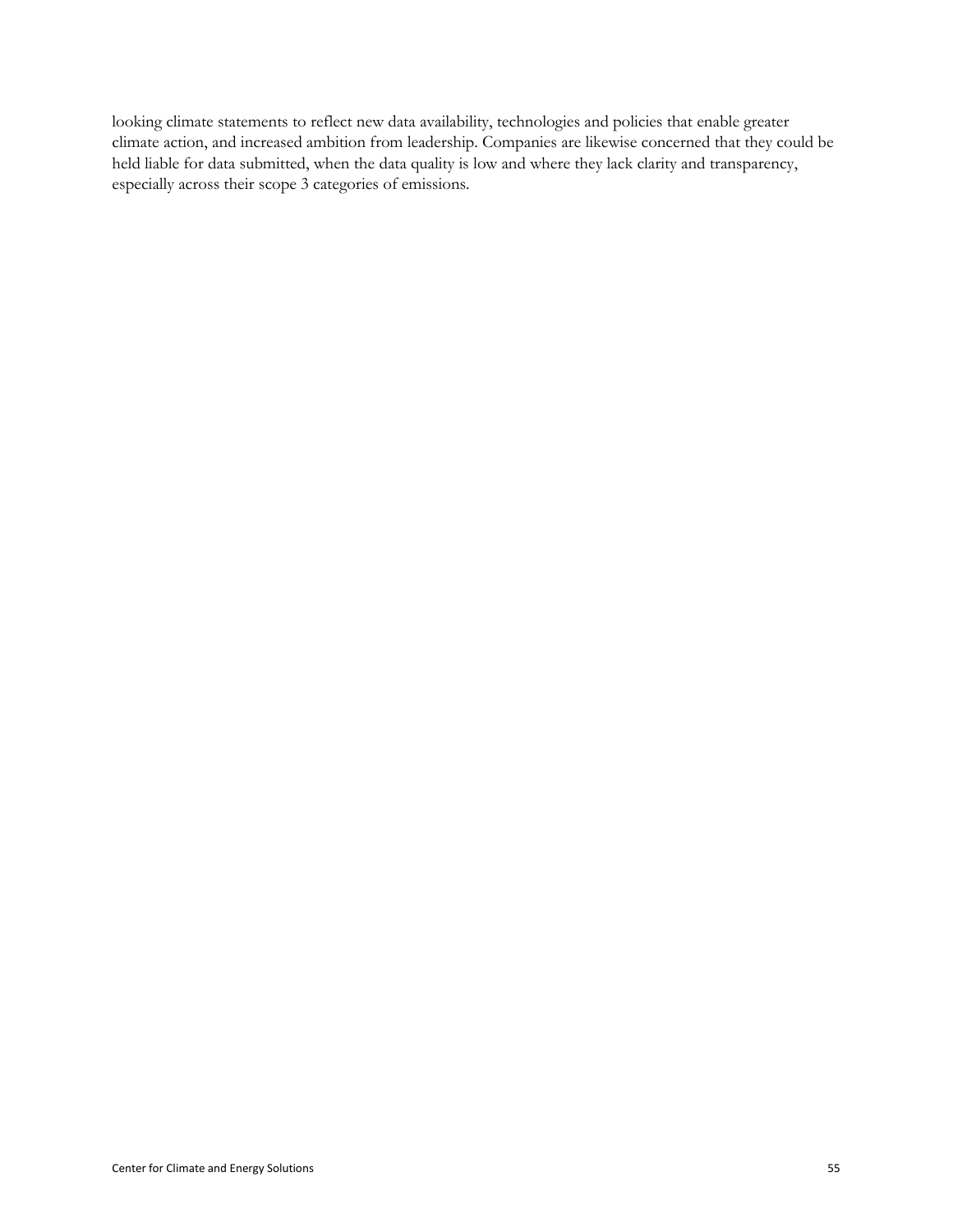looking climate statements to reflect new data availability, technologies and policies that enable greater climate action, and increased ambition from leadership. Companies are likewise concerned that they could be held liable for data submitted, when the data quality is low and where they lack clarity and transparency, especially across their scope 3 categories of emissions.